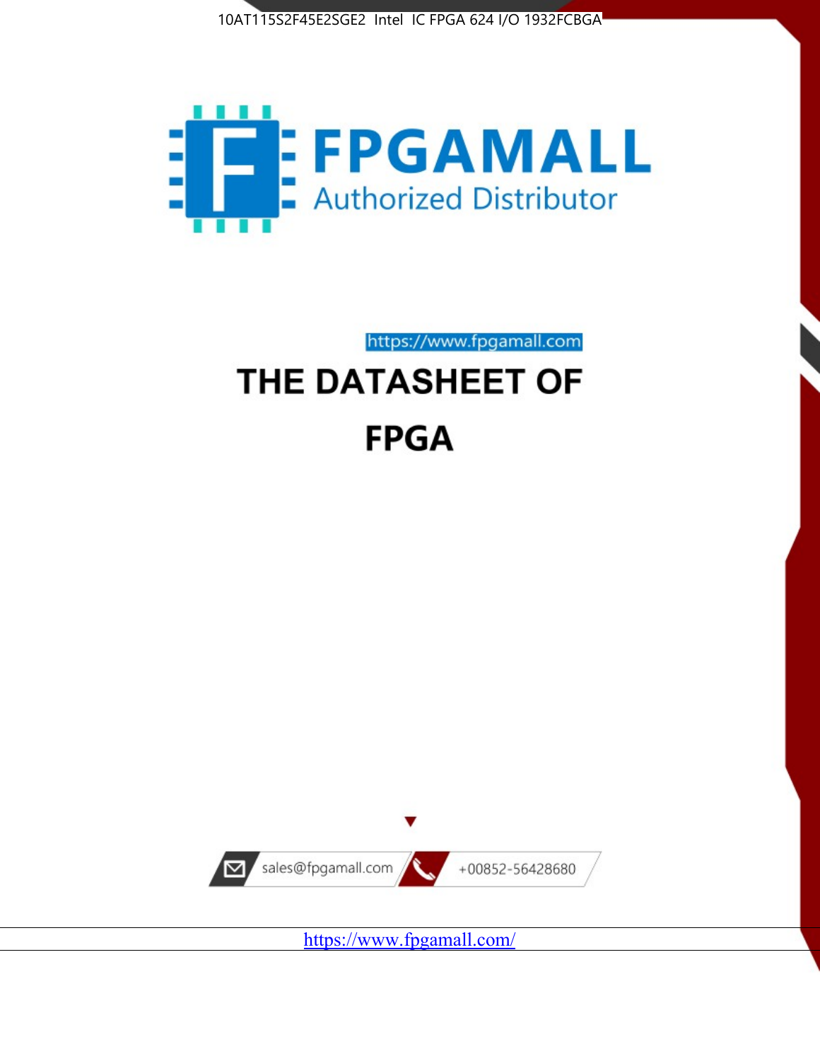10AT115S2F45E2SGE2 Intel IC FPGA 624 I/O 1932FCBGA

FPGAMALL

Authorized Distributor

https://www.fpgamall.com

# THE DATASHEET OF

# FPGA

sales@fpgamall.com

+00852-56428680

https://www.fpgamall.com/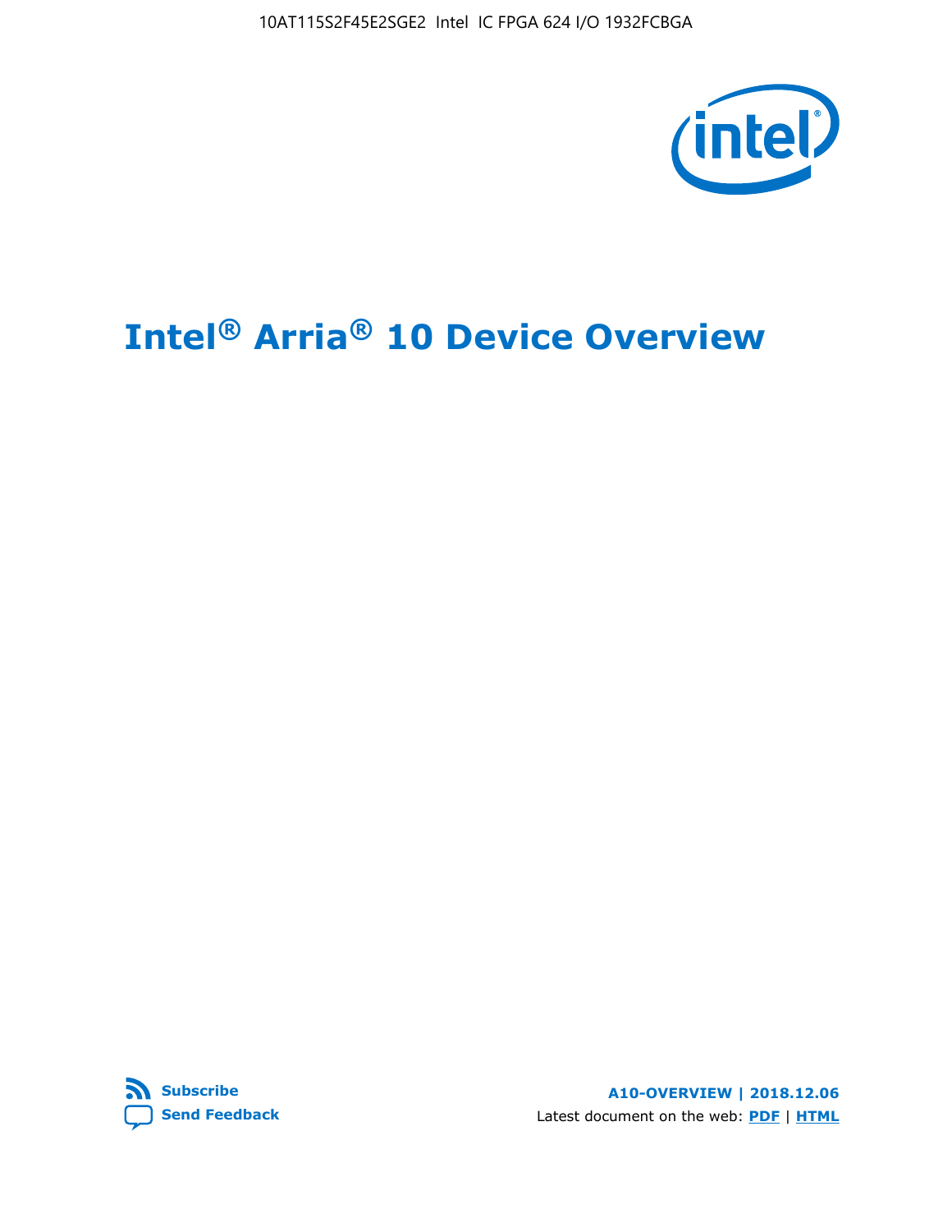# Intel® Arria® 10 Device Overview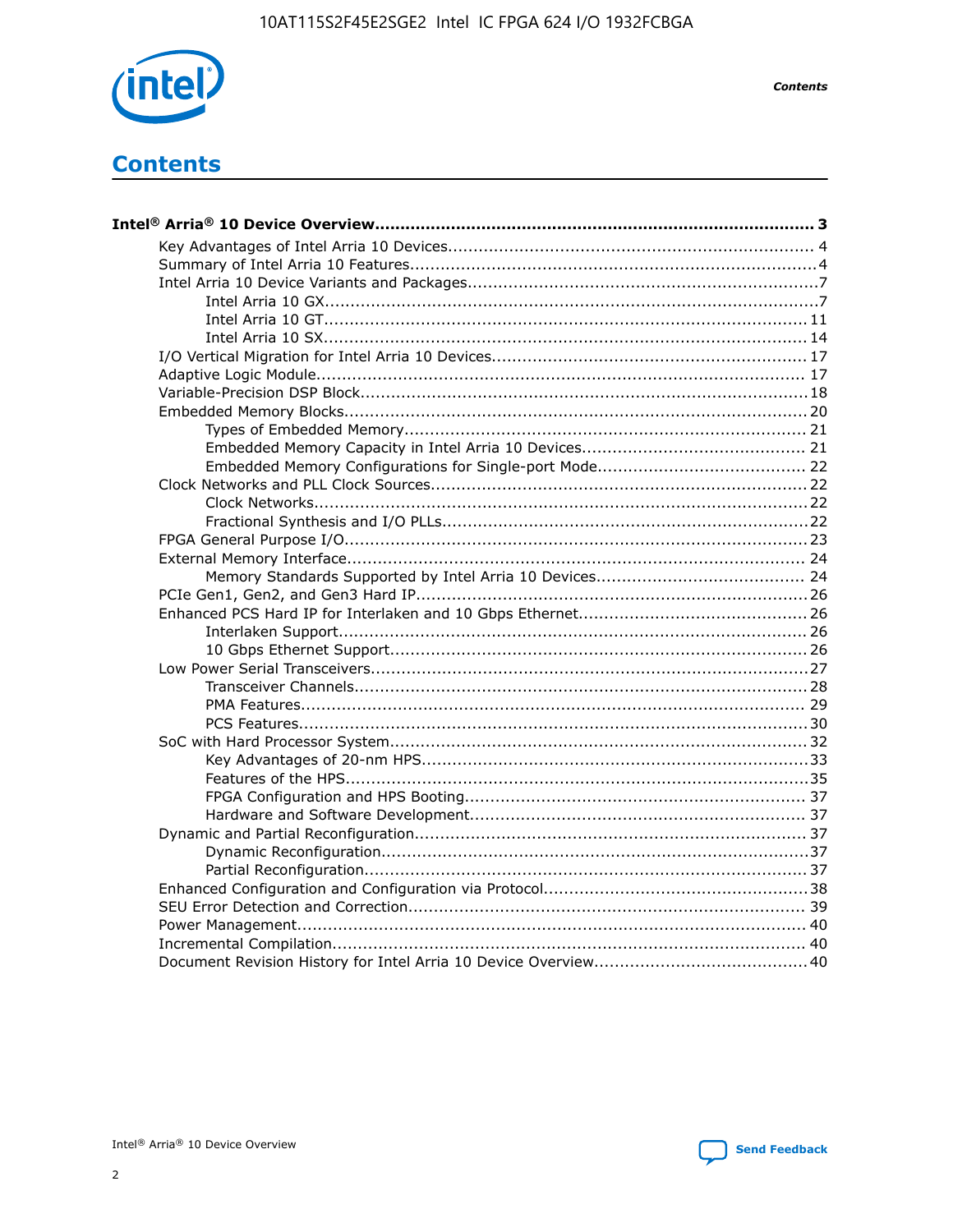# Contents

**Intel® Arria® 10 Device Overview....................................................................................... 3**

- Key Advantages of Intel Arria 10 Devices........................................................................ 4
- Summary of Intel Arria 10 Features................................................................................4
- Intel Arria 10 Device Variants and Packages.....................................................................7
  - Intel Arria 10 GX................................................................................................7
  - Intel Arria 10 GT............................................................................................... 11
  - Intel Arria 10 SX............................................................................................... 14
- I/O Vertical Migration for Intel Arria 10 Devices.............................................................. 17
- Adaptive Logic Module................................................................................................ 17
- Variable-Precision DSP Block.......................................................................................18
- Embedded Memory Blocks...........................................................................................20
  - Types of Embedded Memory............................................................................... 21
  - Embedded Memory Capacity in Intel Arria 10 Devices............................................ 21
  - Embedded Memory Configurations for Single-port Mode......................................... 22
- Clock Networks and PLL Clock Sources.........................................................................22
  - Clock Networks.................................................................................................22
  - Fractional Synthesis and I/O PLLs........................................................................22
- FPGA General Purpose I/O..........................................................................................23
- External Memory Interface.......................................................................................... 24
  - Memory Standards Supported by Intel Arria 10 Devices......................................... 24
- PCIe Gen1, Gen2, and Gen3 Hard IP.............................................................................26
- Enhanced PCS Hard IP for Interlaken and 10 Gbps Ethernet.............................................26
  - Interlaken Support............................................................................................ 26
  - 10 Gbps Ethernet Support.................................................................................. 26
- Low Power Serial Transceivers.....................................................................................27
  - Transceiver Channels.........................................................................................28
  - PMA Features................................................................................................... 29
  - PCS Features....................................................................................................30
- SoC with Hard Processor System..................................................................................32
  - Key Advantages of 20-nm HPS............................................................................33
  - Features of the HPS...........................................................................................35
  - FPGA Configuration and HPS Booting................................................................... 37
  - Hardware and Software Development.................................................................. 37
- Dynamic and Partial Reconfiguration.............................................................................37
  - Dynamic Reconfiguration....................................................................................37
  - Partial Reconfiguration.......................................................................................37
- Enhanced Configuration and Configuration via Protocol....................................................38
- SEU Error Detection and Correction.............................................................................. 39
- Power Management................................................................................................... 40
- Incremental Compilation............................................................................................ 40
- Document Revision History for Intel Arria 10 Device Overview..........................................40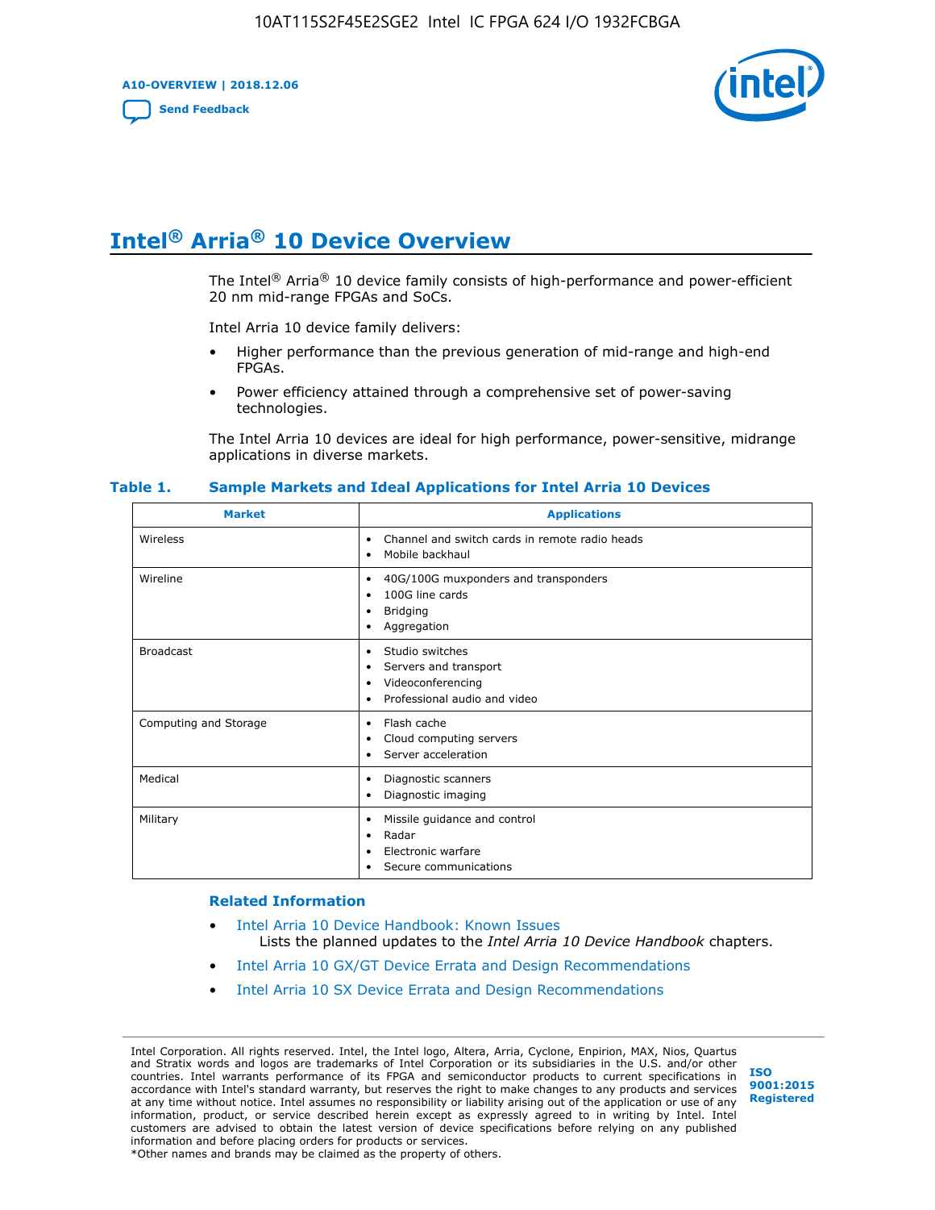# Intel® Arria® 10 Device Overview

The Intel® Arria® 10 device family consists of high-performance and power-efficient 20 nm mid-range FPGAs and SoCs.

Intel Arria 10 device family delivers:

- Higher performance than the previous generation of mid-range and high-end FPGAs.
- Power efficiency attained through a comprehensive set of power-saving technologies.

The Intel Arria 10 devices are ideal for high performance, power-sensitive, midrange applications in diverse markets.

**Table 1. Sample Markets and Ideal Applications for Intel Arria 10 Devices**

| Market | Applications |
|---|---|
| Wireless | • Channel and switch cards in remote radio heads<br>• Mobile backhaul |
| Wireline | • 40G/100G muxponders and transponders<br>• 100G line cards<br>• Bridging<br>• Aggregation |
| Broadcast | • Studio switches<br>• Servers and transport<br>• Videoconferencing<br>• Professional audio and video |
| Computing and Storage | • Flash cache<br>• Cloud computing servers<br>• Server acceleration |
| Medical | • Diagnostic scanners<br>• Diagnostic imaging |
| Military | • Missile guidance and control<br>• Radar<br>• Electronic warfare<br>• Secure communications |

## Related Information

- Intel Arria 10 Device Handbook: Known Issues
  Lists the planned updates to the *Intel Arria 10 Device Handbook* chapters.
- Intel Arria 10 GX/GT Device Errata and Design Recommendations
- Intel Arria 10 SX Device Errata and Design Recommendations

Intel Corporation. All rights reserved. Intel, the Intel logo, Altera, Arria, Cyclone, Enpirion, MAX, Nios, Quartus and Stratix words and logos are trademarks of Intel Corporation or its subsidiaries in the U.S. and/or other countries. Intel warrants performance of its FPGA and semiconductor products to current specifications in accordance with Intel's standard warranty, but reserves the right to make changes to any products and services at any time without notice. Intel assumes no responsibility or liability arising out of the application or use of any information, product, or service described herein except as expressly agreed to in writing by Intel. Intel customers are advised to obtain the latest version of device specifications before relying on any published information and before placing orders for products or services.
*Other names and brands may be claimed as the property of others.

ISO 9001:2015 Registered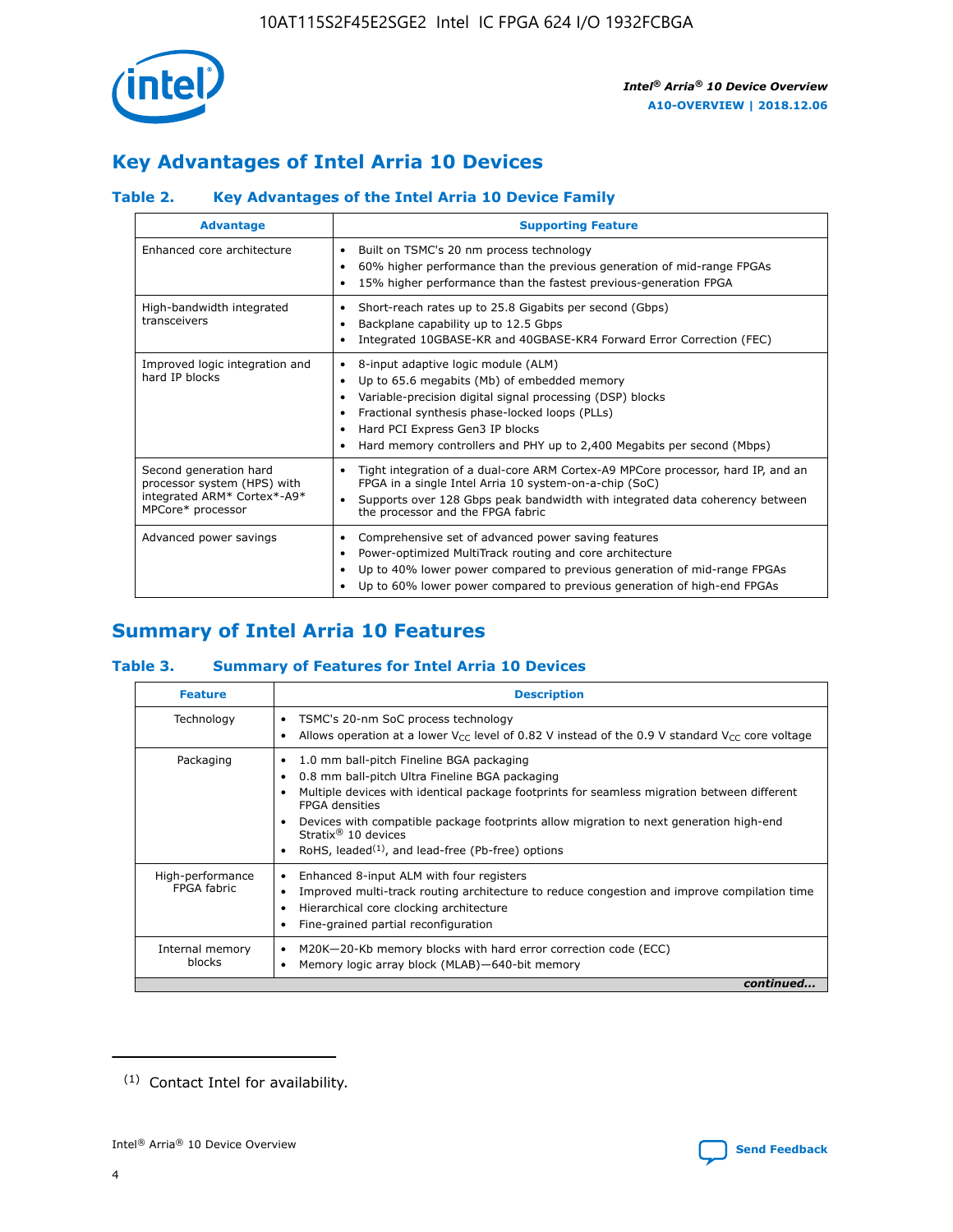## Key Advantages of Intel Arria 10 Devices

### Table 2. Key Advantages of the Intel Arria 10 Device Family

| Advantage | Supporting Feature |
|---|---|
| Enhanced core architecture | • Built on TSMC's 20 nm process technology<br>• 60% higher performance than the previous generation of mid-range FPGAs<br>• 15% higher performance than the fastest previous-generation FPGA |
| High-bandwidth integrated transceivers | • Short-reach rates up to 25.8 Gigabits per second (Gbps)<br>• Backplane capability up to 12.5 Gbps<br>• Integrated 10GBASE-KR and 40GBASE-KR4 Forward Error Correction (FEC) |
| Improved logic integration and hard IP blocks | • 8-input adaptive logic module (ALM)<br>• Up to 65.6 megabits (Mb) of embedded memory<br>• Variable-precision digital signal processing (DSP) blocks<br>• Fractional synthesis phase-locked loops (PLLs)<br>• Hard PCI Express Gen3 IP blocks<br>• Hard memory controllers and PHY up to 2,400 Megabits per second (Mbps) |
| Second generation hard processor system (HPS) with integrated ARM* Cortex*-A9* MPCore* processor | • Tight integration of a dual-core ARM Cortex-A9 MPCore processor, hard IP, and an FPGA in a single Intel Arria 10 system-on-a-chip (SoC)<br>• Supports over 128 Gbps peak bandwidth with integrated data coherency between the processor and the FPGA fabric |
| Advanced power savings | • Comprehensive set of advanced power saving features<br>• Power-optimized MultiTrack routing and core architecture<br>• Up to 40% lower power compared to previous generation of mid-range FPGAs<br>• Up to 60% lower power compared to previous generation of high-end FPGAs |

## Summary of Intel Arria 10 Features

### Table 3. Summary of Features for Intel Arria 10 Devices

| Feature | Description |
|---|---|
| Technology | • TSMC's 20-nm SoC process technology<br>• Allows operation at a lower $V_{CC}$ level of 0.82 V instead of the 0.9 V standard $V_{CC}$ core voltage |
| Packaging | • 1.0 mm ball-pitch Fineline BGA packaging<br>• 0.8 mm ball-pitch Ultra Fineline BGA packaging<br>• Multiple devices with identical package footprints for seamless migration between different FPGA densities<br>• Devices with compatible package footprints allow migration to next generation high-end Stratix® 10 devices<br>• RoHS, leaded[(1)], and lead-free (Pb-free) options |
| High-performance FPGA fabric | • Enhanced 8-input ALM with four registers<br>• Improved multi-track routing architecture to reduce congestion and improve compilation time<br>• Hierarchical core clocking architecture<br>• Fine-grained partial reconfiguration |
| Internal memory blocks | • M20K—20-Kb memory blocks with hard error correction code (ECC)<br>• Memory logic array block (MLAB)—640-bit memory |

*continued...*

(1) Contact Intel for availability.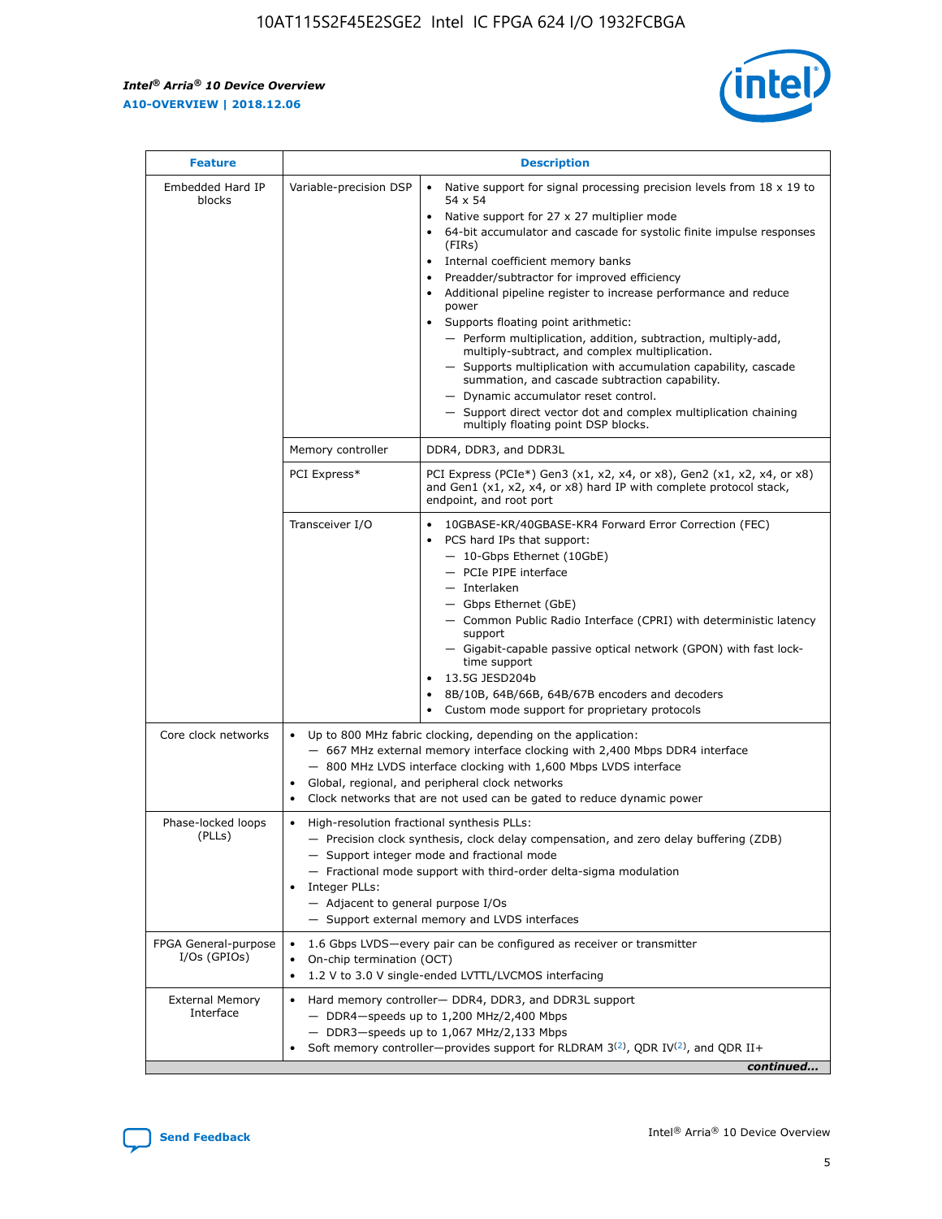| Feature | Description | |
|---|---|---|
| Embedded Hard IP blocks | Variable-precision DSP | • Native support for signal processing precision levels from 18 x 19 to 54 x 54<br>• Native support for 27 x 27 multiplier mode<br>• 64-bit accumulator and cascade for systolic finite impulse responses (FIRs)<br>• Internal coefficient memory banks<br>• Preadder/subtractor for improved efficiency<br>• Additional pipeline register to increase performance and reduce power<br>• Supports floating point arithmetic:<br>— Perform multiplication, addition, subtraction, multiply-add, multiply-subtract, and complex multiplication.<br>— Supports multiplication with accumulation capability, cascade summation, and cascade subtraction capability.<br>— Dynamic accumulator reset control.<br>— Support direct vector dot and complex multiplication chaining multiply floating point DSP blocks. |
| | Memory controller | DDR4, DDR3, and DDR3L |
| | PCI Express* | PCI Express (PCIe*) Gen3 (x1, x2, x4, or x8), Gen2 (x1, x2, x4, or x8) and Gen1 (x1, x2, x4, or x8) hard IP with complete protocol stack, endpoint, and root port |
| | Transceiver I/O | • 10GBASE-KR/40GBASE-KR4 Forward Error Correction (FEC)<br>• PCS hard IPs that support:<br>— 10-Gbps Ethernet (10GbE)<br>— PCIe PIPE interface<br>— Interlaken<br>— Gbps Ethernet (GbE)<br>— Common Public Radio Interface (CPRI) with deterministic latency support<br>— Gigabit-capable passive optical network (GPON) with fast lock-time support<br>• 13.5G JESD204b<br>• 8B/10B, 64B/66B, 64B/67B encoders and decoders<br>• Custom mode support for proprietary protocols |
| Core clock networks | • Up to 800 MHz fabric clocking, depending on the application:<br>— 667 MHz external memory interface clocking with 2,400 Mbps DDR4 interface<br>— 800 MHz LVDS interface clocking with 1,600 Mbps LVDS interface<br>• Global, regional, and peripheral clock networks<br>• Clock networks that are not used can be gated to reduce dynamic power | |
| Phase-locked loops (PLLs) | • High-resolution fractional synthesis PLLs:<br>— Precision clock synthesis, clock delay compensation, and zero delay buffering (ZDB)<br>— Support integer mode and fractional mode<br>— Fractional mode support with third-order delta-sigma modulation<br>• Integer PLLs:<br>— Adjacent to general purpose I/Os<br>— Support external memory and LVDS interfaces | |
| FPGA General-purpose I/Os (GPIOs) | • 1.6 Gbps LVDS—every pair can be configured as receiver or transmitter<br>• On-chip termination (OCT)<br>• 1.2 V to 3.0 V single-ended LVTTL/LVCMOS interfacing | |
| External Memory Interface | • Hard memory controller— DDR4, DDR3, and DDR3L support<br>— DDR4—speeds up to 1,200 MHz/2,400 Mbps<br>— DDR3—speeds up to 1,067 MHz/2,133 Mbps<br>• Soft memory controller—provides support for RLDRAM 3[(2)], QDR IV[(2)], and QDR II+ | |

*continued...*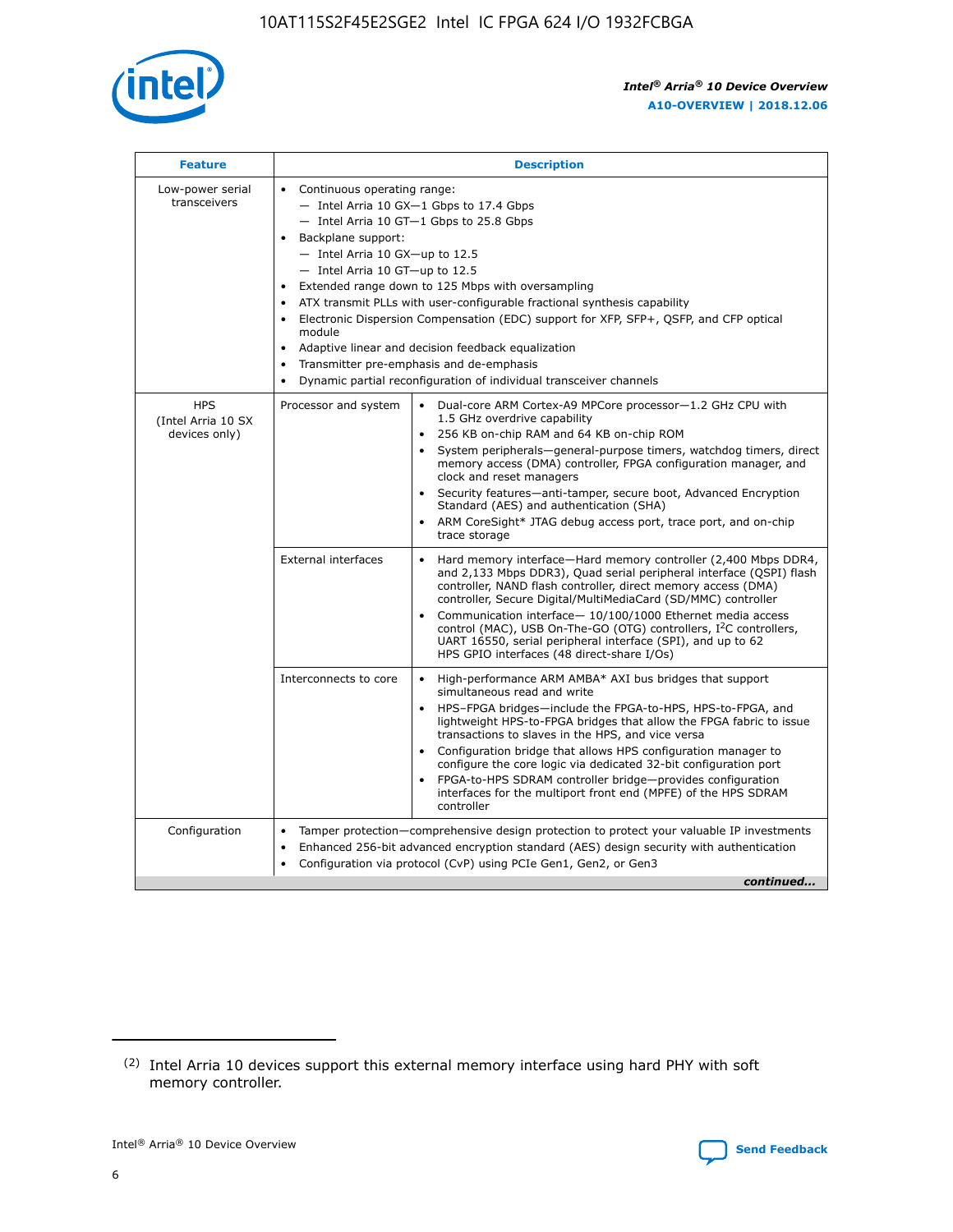| Feature | Description | |
|---|---|---|
| Low-power serial transceivers | • Continuous operating range:<br>— Intel Arria 10 GX—1 Gbps to 17.4 Gbps<br>— Intel Arria 10 GT—1 Gbps to 25.8 Gbps<br>• Backplane support:<br>— Intel Arria 10 GX—up to 12.5<br>— Intel Arria 10 GT—up to 12.5<br>• Extended range down to 125 Mbps with oversampling<br>• ATX transmit PLLs with user-configurable fractional synthesis capability<br>• Electronic Dispersion Compensation (EDC) support for XFP, SFP+, QSFP, and CFP optical module<br>• Adaptive linear and decision feedback equalization<br>• Transmitter pre-emphasis and de-emphasis<br>• Dynamic partial reconfiguration of individual transceiver channels | |
| HPS (Intel Arria 10 SX devices only) | Processor and system | • Dual-core ARM Cortex-A9 MPCore processor—1.2 GHz CPU with 1.5 GHz overdrive capability<br>• 256 KB on-chip RAM and 64 KB on-chip ROM<br>• System peripherals—general-purpose timers, watchdog timers, direct memory access (DMA) controller, FPGA configuration manager, and clock and reset managers<br>• Security features—anti-tamper, secure boot, Advanced Encryption Standard (AES) and authentication (SHA)<br>• ARM CoreSight* JTAG debug access port, trace port, and on-chip trace storage |
| | External interfaces | • Hard memory interface—Hard memory controller (2,400 Mbps DDR4, and 2,133 Mbps DDR3), Quad serial peripheral interface (QSPI) flash controller, NAND flash controller, direct memory access (DMA) controller, Secure Digital/MultiMediaCard (SD/MMC) controller<br>• Communication interface— 10/100/1000 Ethernet media access control (MAC), USB On-The-GO (OTG) controllers, I$^2$C controllers, UART 16550, serial peripheral interface (SPI), and up to 62 HPS GPIO interfaces (48 direct-share I/Os) |
| | Interconnects to core | • High-performance ARM AMBA* AXI bus bridges that support simultaneous read and write<br>• HPS–FPGA bridges—include the FPGA-to-HPS, HPS-to-FPGA, and lightweight HPS-to-FPGA bridges that allow the FPGA fabric to issue transactions to slaves in the HPS, and vice versa<br>• Configuration bridge that allows HPS configuration manager to configure the core logic via dedicated 32-bit configuration port<br>• FPGA-to-HPS SDRAM controller bridge—provides configuration interfaces for the multiport front end (MPFE) of the HPS SDRAM controller |
| Configuration | • Tamper protection—comprehensive design protection to protect your valuable IP investments<br>• Enhanced 256-bit advanced encryption standard (AES) design security with authentication<br>• Configuration via protocol (CvP) using PCIe Gen1, Gen2, or Gen3 | |

*continued...*

(2) Intel Arria 10 devices support this external memory interface using hard PHY with soft memory controller.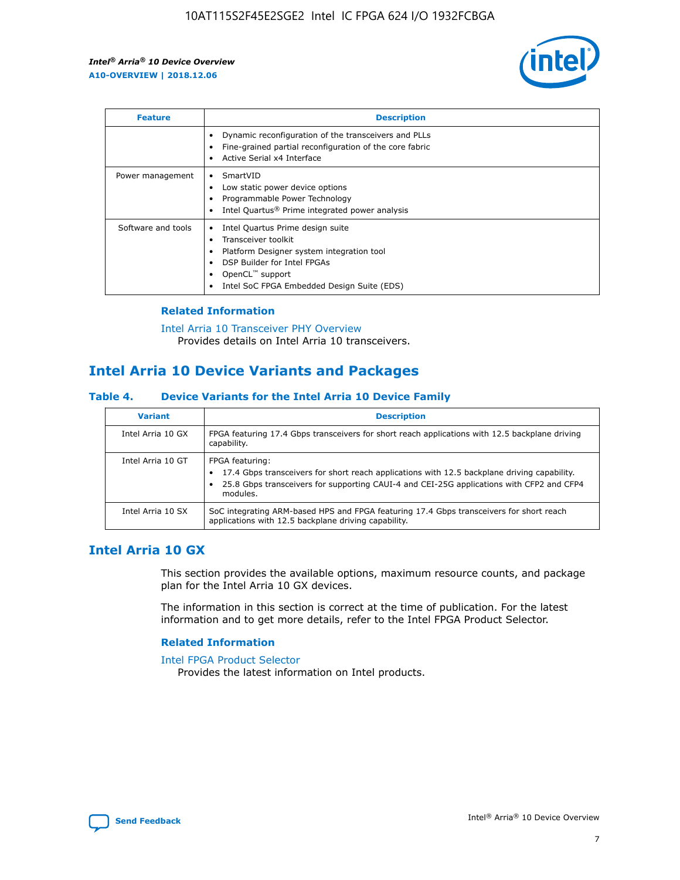| Feature | Description |
| --- | --- |
| | • Dynamic reconfiguration of the transceivers and PLLs<br>• Fine-grained partial reconfiguration of the core fabric<br>• Active Serial x4 Interface |
| Power management | • SmartVID<br>• Low static power device options<br>• Programmable Power Technology<br>• Intel Quartus® Prime integrated power analysis |
| Software and tools | • Intel Quartus Prime design suite<br>• Transceiver toolkit<br>• Platform Designer system integration tool<br>• DSP Builder for Intel FPGAs<br>• OpenCL™ support<br>• Intel SoC FPGA Embedded Design Suite (EDS) |

### Related Information

Intel Arria 10 Transceiver PHY Overview
Provides details on Intel Arria 10 transceivers.

## Intel Arria 10 Device Variants and Packages

#### Table 4. Device Variants for the Intel Arria 10 Device Family

| Variant | Description |
| --- | --- |
| Intel Arria 10 GX | FPGA featuring 17.4 Gbps transceivers for short reach applications with 12.5 backplane driving capability. |
| Intel Arria 10 GT | FPGA featuring:<br>• 17.4 Gbps transceivers for short reach applications with 12.5 backplane driving capability.<br>• 25.8 Gbps transceivers for supporting CAUI-4 and CEI-25G applications with CFP2 and CFP4 modules. |
| Intel Arria 10 SX | SoC integrating ARM-based HPS and FPGA featuring 17.4 Gbps transceivers for short reach applications with 12.5 backplane driving capability. |

## Intel Arria 10 GX

This section provides the available options, maximum resource counts, and package plan for the Intel Arria 10 GX devices.

The information in this section is correct at the time of publication. For the latest information and to get more details, refer to the Intel FPGA Product Selector.

### Related Information

Intel FPGA Product Selector
Provides the latest information on Intel products.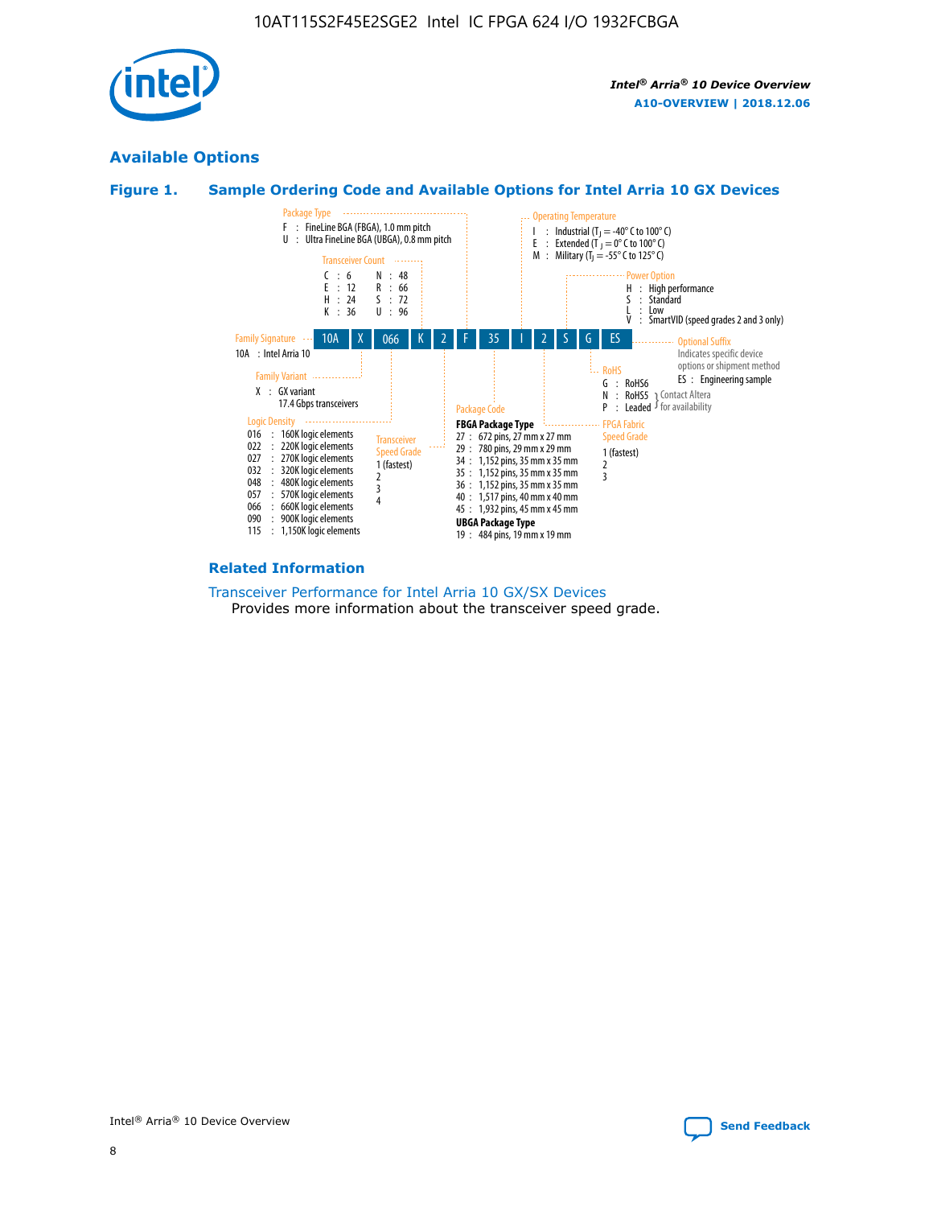## Available Options

### Figure 1. Sample Ordering Code and Available Options for Intel Arria 10 GX Devices

| 10A | X | 066 | K | 2 | F | 35 | I | 2 | S | G | ES |
|---|---|---|---|---|---|---|---|---|---|---|---|

**Family Signature**
10A : Intel Arria 10

**Family Variant**
X : GX variant
17.4 Gbps transceivers

**Logic Density**
- 016 : 160K logic elements
- 022 : 220K logic elements
- 027 : 270K logic elements
- 032 : 320K logic elements
- 048 : 480K logic elements
- 057 : 570K logic elements
- 066 : 660K logic elements
- 090 : 900K logic elements
- 115 : 1,150K logic elements

**Transceiver Count**
- C : 6
- E : 12
- H : 24
- K : 36
- N : 48
- R : 66
- S : 72
- U : 96

**Transceiver Speed Grade**
- 1 (fastest)
- 2
- 3
- 4

**Package Type**
- F : FineLine BGA (FBGA), 1.0 mm pitch
- U : Ultra FineLine BGA (UBGA), 0.8 mm pitch

**Package Code**

FBGA Package Type
- 27 : 672 pins, 27 mm x 27 mm
- 29 : 780 pins, 29 mm x 29 mm
- 34 : 1,152 pins, 35 mm x 35 mm
- 35 : 1,152 pins, 35 mm x 35 mm
- 36 : 1,152 pins, 35 mm x 35 mm
- 40 : 1,517 pins, 40 mm x 40 mm
- 45 : 1,932 pins, 45 mm x 45 mm

UBGA Package Type
- 19 : 484 pins, 19 mm x 19 mm

**Operating Temperature**
- I : Industrial ($T_J$ = -40° C to 100° C)
- E : Extended ($T_J$ = 0° C to 100° C)
- M : Military ($T_J$ = -55° C to 125° C)

**FPGA Fabric Speed Grade**
- 1 (fastest)
- 2
- 3

**Power Option**
- H : High performance
- S : Standard
- L : Low
- V : SmartVID (speed grades 2 and 3 only)

**RoHS**
- G : RoHS6
- N : RoHS5 (Contact Altera for availability)
- P : Leaded (Contact Altera for availability)

**Optional Suffix**
Indicates specific device options or shipment method
- ES : Engineering sample

### Related Information

Transceiver Performance for Intel Arria 10 GX/SX Devices
Provides more information about the transceiver speed grade.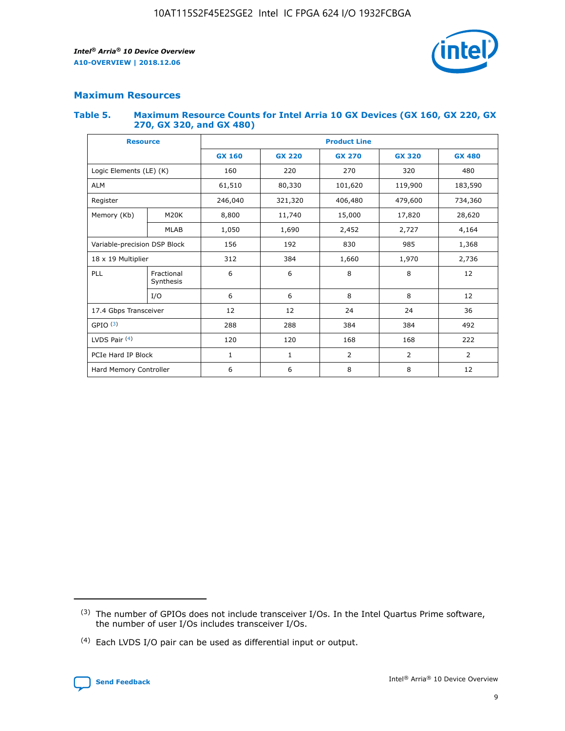## Maximum Resources

### Table 5. Maximum Resource Counts for Intel Arria 10 GX Devices (GX 160, GX 220, GX 270, GX 320, and GX 480)

| Resource | | Product Line | | | | |
|---|---|---|---|---|---|---|
| | | GX 160 | GX 220 | GX 270 | GX 320 | GX 480 |
| Logic Elements (LE) (K) | | 160 | 220 | 270 | 320 | 480 |
| ALM | | 61,510 | 80,330 | 101,620 | 119,900 | 183,590 |
| Register | | 246,040 | 321,320 | 406,480 | 479,600 | 734,360 |
| Memory (Kb) | M20K | 8,800 | 11,740 | 15,000 | 17,820 | 28,620 |
| | MLAB | 1,050 | 1,690 | 2,452 | 2,727 | 4,164 |
| Variable-precision DSP Block | | 156 | 192 | 830 | 985 | 1,368 |
| 18 x 19 Multiplier | | 312 | 384 | 1,660 | 1,970 | 2,736 |
| PLL | Fractional Synthesis | 6 | 6 | 8 | 8 | 12 |
| | I/O | 6 | 6 | 8 | 8 | 12 |
| 17.4 Gbps Transceiver | | 12 | 12 | 24 | 24 | 36 |
| GPIO [3] | | 288 | 288 | 384 | 384 | 492 |
| LVDS Pair [4] | | 120 | 120 | 168 | 168 | 222 |
| PCIe Hard IP Block | | 1 | 1 | 2 | 2 | 2 |
| Hard Memory Controller | | 6 | 6 | 8 | 8 | 12 |

(3) The number of GPIOs does not include transceiver I/Os. In the Intel Quartus Prime software, the number of user I/Os includes transceiver I/Os.

(4) Each LVDS I/O pair can be used as differential input or output.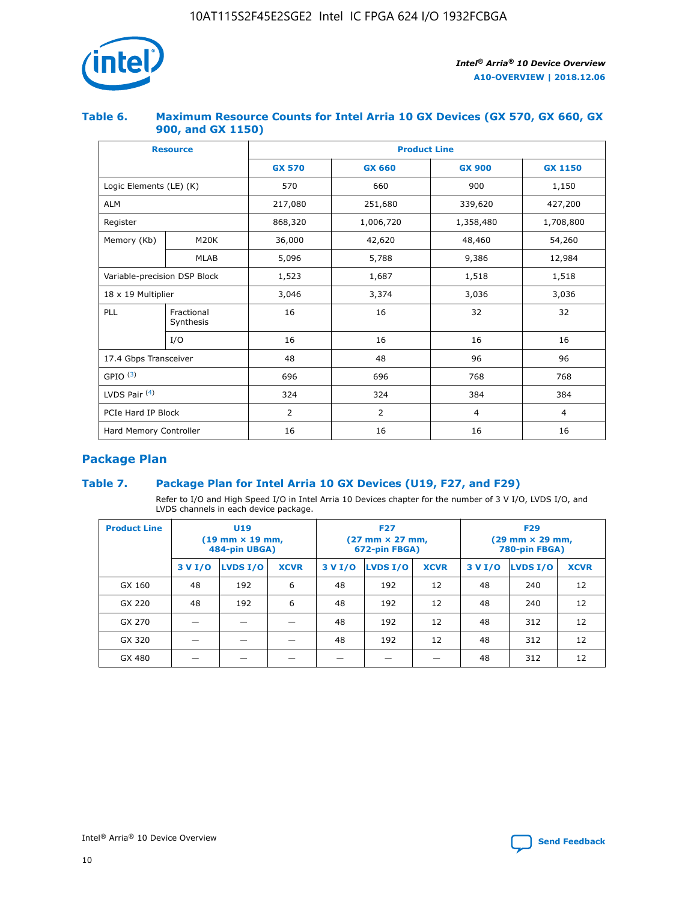## Table 6. Maximum Resource Counts for Intel Arria 10 GX Devices (GX 570, GX 660, GX 900, and GX 1150)

| Resource | | Product Line | | | |
|---|---|---|---|---|---|
| | | GX 570 | GX 660 | GX 900 | GX 1150 |
| Logic Elements (LE) (K) | | 570 | 660 | 900 | 1,150 |
| ALM | | 217,080 | 251,680 | 339,620 | 427,200 |
| Register | | 868,320 | 1,006,720 | 1,358,480 | 1,708,800 |
| Memory (Kb) | M20K | 36,000 | 42,620 | 48,460 | 54,260 |
| | MLAB | 5,096 | 5,788 | 9,386 | 12,984 |
| Variable-precision DSP Block | | 1,523 | 1,687 | 1,518 | 1,518 |
| 18 x 19 Multiplier | | 3,046 | 3,374 | 3,036 | 3,036 |
| PLL | Fractional Synthesis | 16 | 16 | 32 | 32 |
| | I/O | 16 | 16 | 16 | 16 |
| 17.4 Gbps Transceiver | | 48 | 48 | 96 | 96 |
| GPIO [(3)] | | 696 | 696 | 768 | 768 |
| LVDS Pair [(4)] | | 324 | 324 | 384 | 384 |
| PCIe Hard IP Block | | 2 | 2 | 4 | 4 |
| Hard Memory Controller | | 16 | 16 | 16 | 16 |

## Package Plan

## Table 7. Package Plan for Intel Arria 10 GX Devices (U19, F27, and F29)

Refer to I/O and High Speed I/O in Intel Arria 10 Devices chapter for the number of 3 V I/O, LVDS I/O, and LVDS channels in each device package.

| Product Line | U19 (19 mm × 19 mm, 484-pin UBGA) | | | F27 (27 mm × 27 mm, 672-pin FBGA) | | | F29 (29 mm × 29 mm, 780-pin FBGA) | | |
|---|---|---|---|---|---|---|---|---|---|
| | 3 V I/O | LVDS I/O | XCVR | 3 V I/O | LVDS I/O | XCVR | 3 V I/O | LVDS I/O | XCVR |
| GX 160 | 48 | 192 | 6 | 48 | 192 | 12 | 48 | 240 | 12 |
| GX 220 | 48 | 192 | 6 | 48 | 192 | 12 | 48 | 240 | 12 |
| GX 270 | — | — | — | 48 | 192 | 12 | 48 | 312 | 12 |
| GX 320 | — | — | — | 48 | 192 | 12 | 48 | 312 | 12 |
| GX 480 | — | — | — | — | — | — | 48 | 312 | 12 |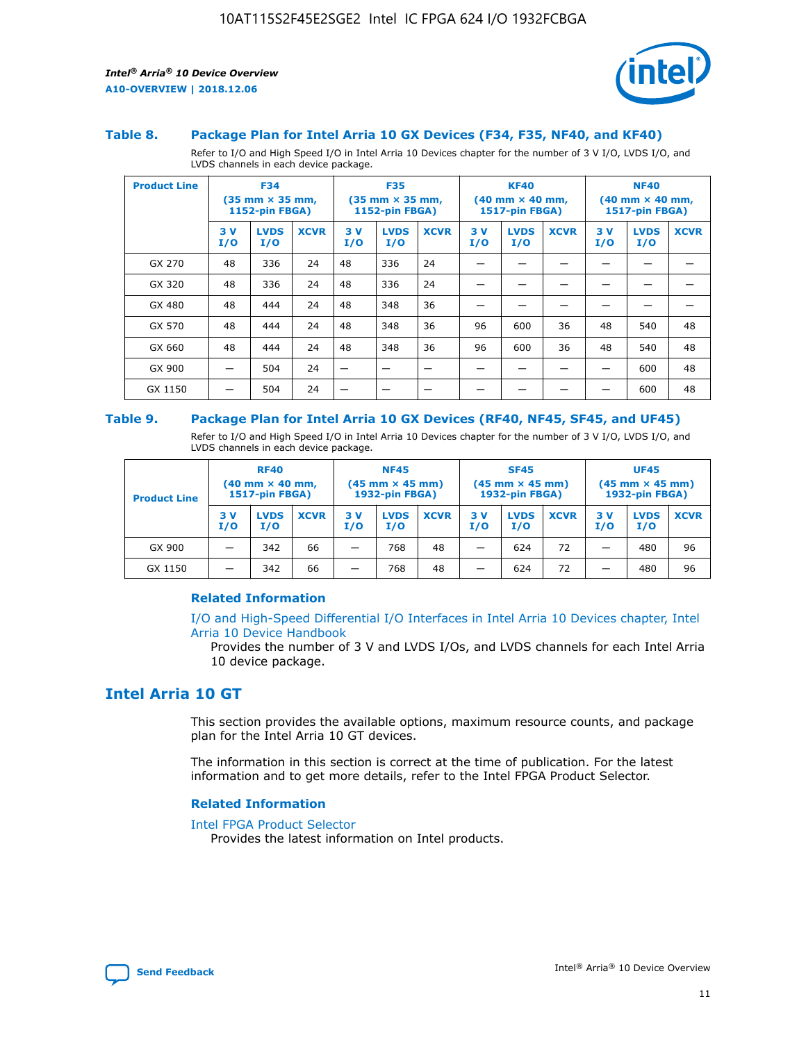### Table 8. Package Plan for Intel Arria 10 GX Devices (F34, F35, NF40, and KF40)

Refer to I/O and High Speed I/O in Intel Arria 10 Devices chapter for the number of 3 V I/O, LVDS I/O, and LVDS channels in each device package.

| Product Line | F34 (35 mm × 35 mm, 1152-pin FBGA) | | | F35 (35 mm × 35 mm, 1152-pin FBGA) | | | KF40 (40 mm × 40 mm, 1517-pin FBGA) | | | NF40 (40 mm × 40 mm, 1517-pin FBGA) | | |
|---|---|---|---|---|---|---|---|---|---|---|---|---|
| | 3 V I/O | LVDS I/O | XCVR | 3 V I/O | LVDS I/O | XCVR | 3 V I/O | LVDS I/O | XCVR | 3 V I/O | LVDS I/O | XCVR |
| GX 270 | 48 | 336 | 24 | 48 | 336 | 24 | — | — | — | — | — | — |
| GX 320 | 48 | 336 | 24 | 48 | 336 | 24 | — | — | — | — | — | — |
| GX 480 | 48 | 444 | 24 | 48 | 348 | 36 | — | — | — | — | — | — |
| GX 570 | 48 | 444 | 24 | 48 | 348 | 36 | 96 | 600 | 36 | 48 | 540 | 48 |
| GX 660 | 48 | 444 | 24 | 48 | 348 | 36 | 96 | 600 | 36 | 48 | 540 | 48 |
| GX 900 | — | 504 | 24 | — | — | — | — | — | — | — | 600 | 48 |
| GX 1150 | — | 504 | 24 | — | — | — | — | — | — | — | 600 | 48 |

### Table 9. Package Plan for Intel Arria 10 GX Devices (RF40, NF45, SF45, and UF45)

Refer to I/O and High Speed I/O in Intel Arria 10 Devices chapter for the number of 3 V I/O, LVDS I/O, and LVDS channels in each device package.

| Product Line | RF40 (40 mm × 40 mm, 1517-pin FBGA) | | | NF45 (45 mm × 45 mm) 1932-pin FBGA) | | | SF45 (45 mm × 45 mm) 1932-pin FBGA) | | | UF45 (45 mm × 45 mm) 1932-pin FBGA) | | |
|---|---|---|---|---|---|---|---|---|---|---|---|---|
| | 3 V I/O | LVDS I/O | XCVR | 3 V I/O | LVDS I/O | XCVR | 3 V I/O | LVDS I/O | XCVR | 3 V I/O | LVDS I/O | XCVR |
| GX 900 | — | 342 | 66 | — | 768 | 48 | — | 624 | 72 | — | 480 | 96 |
| GX 1150 | — | 342 | 66 | — | 768 | 48 | — | 624 | 72 | — | 480 | 96 |

#### Related Information

I/O and High-Speed Differential I/O Interfaces in Intel Arria 10 Devices chapter, Intel Arria 10 Device Handbook

Provides the number of 3 V and LVDS I/Os, and LVDS channels for each Intel Arria 10 device package.

## Intel Arria 10 GT

This section provides the available options, maximum resource counts, and package plan for the Intel Arria 10 GT devices.

The information in this section is correct at the time of publication. For the latest information and to get more details, refer to the Intel FPGA Product Selector.

#### Related Information

Intel FPGA Product Selector

Provides the latest information on Intel products.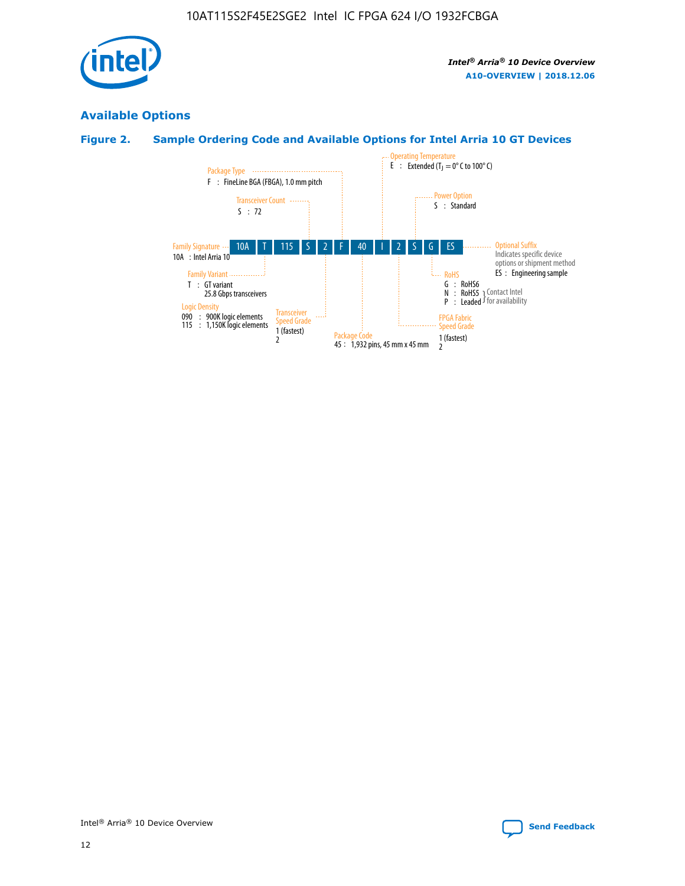## Available Options

### Figure 2. Sample Ordering Code and Available Options for Intel Arria 10 GT Devices

| 10A | T | 115 | S | 2 | F | 40 | I | 2 | S | G | ES |
|---|---|---|---|---|---|---|---|---|---|---|---|

**Family Signature**
10A : Intel Arria 10

**Family Variant**
T : GT variant
25.8 Gbps transceivers

**Logic Density**
090 : 900K logic elements
115 : 1,150K logic elements

**Transceiver Count**
S : 72

**Transceiver Speed Grade**
1 (fastest)
2

**Package Type**
F : FineLine BGA (FBGA), 1.0 mm pitch

**Package Code**
45 : 1,932 pins, 45 mm x 45 mm

**Operating Temperature**
E : Extended ($T_J$ = 0° C to 100° C)

**FPGA Fabric Speed Grade**
1 (fastest)
2

**Power Option**
S : Standard

**RoHS**
G : RoHS6
N : RoHS5 } Contact Intel for availability
P : Leaded } Contact Intel for availability

**Optional Suffix**
Indicates specific device options or shipment method
ES : Engineering sample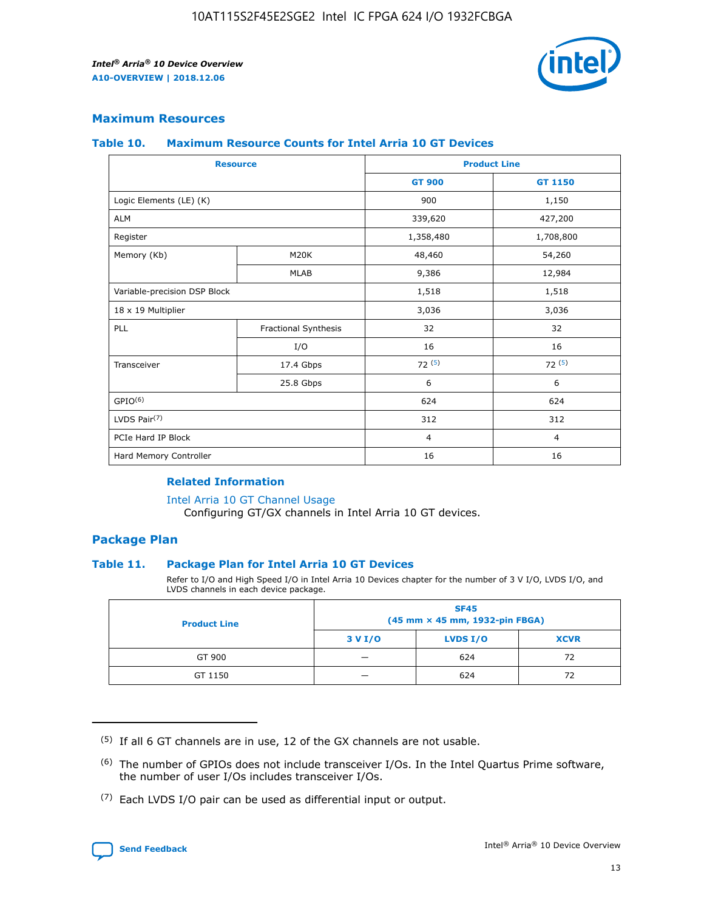## Maximum Resources

### Table 10. Maximum Resource Counts for Intel Arria 10 GT Devices

| Resource | | Product Line | |
|---|---|---|---|
| | | GT 900 | GT 1150 |
| Logic Elements (LE) (K) | | 900 | 1,150 |
| ALM | | 339,620 | 427,200 |
| Register | | 1,358,480 | 1,708,800 |
| Memory (Kb) | M20K | 48,460 | 54,260 |
| | MLAB | 9,386 | 12,984 |
| Variable-precision DSP Block | | 1,518 | 1,518 |
| 18 x 19 Multiplier | | 3,036 | 3,036 |
| PLL | Fractional Synthesis | 32 | 32 |
| | I/O | 16 | 16 |
| Transceiver | 17.4 Gbps | 72 (5) | 72 (5) |
| | 25.8 Gbps | 6 | 6 |
| GPIO(6) | | 624 | 624 |
| LVDS Pair(7) | | 312 | 312 |
| PCIe Hard IP Block | | 4 | 4 |
| Hard Memory Controller | | 16 | 16 |

#### Related Information

Intel Arria 10 GT Channel Usage
Configuring GT/GX channels in Intel Arria 10 GT devices.

## Package Plan

### Table 11. Package Plan for Intel Arria 10 GT Devices

Refer to I/O and High Speed I/O in Intel Arria 10 Devices chapter for the number of 3 V I/O, LVDS I/O, and LVDS channels in each device package.

| Product Line | SF45 (45 mm × 45 mm, 1932-pin FBGA) | | |
|---|---|---|---|
| | 3 V I/O | LVDS I/O | XCVR |
| GT 900 | — | 624 | 72 |
| GT 1150 | — | 624 | 72 |

(5) If all 6 GT channels are in use, 12 of the GX channels are not usable.

(6) The number of GPIOs does not include transceiver I/Os. In the Intel Quartus Prime software, the number of user I/Os includes transceiver I/Os.

(7) Each LVDS I/O pair can be used as differential input or output.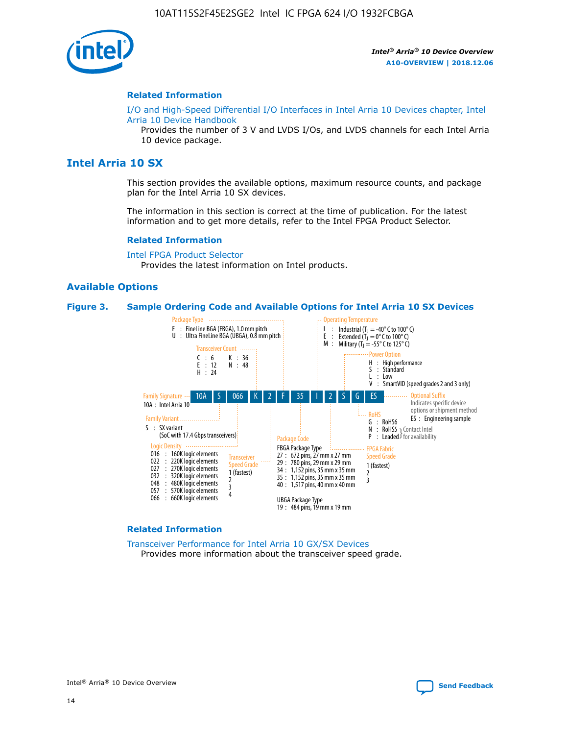## Related Information

I/O and High-Speed Differential I/O Interfaces in Intel Arria 10 Devices chapter, Intel Arria 10 Device Handbook

Provides the number of 3 V and LVDS I/Os, and LVDS channels for each Intel Arria 10 device package.

# Intel Arria 10 SX

This section provides the available options, maximum resource counts, and package plan for the Intel Arria 10 SX devices.

The information in this section is correct at the time of publication. For the latest information and to get more details, refer to the Intel FPGA Product Selector.

## Related Information

Intel FPGA Product Selector

Provides the latest information on Intel products.

## Available Options

**Figure 3. Sample Ordering Code and Available Options for Intel Arria 10 SX Devices**

Sample ordering code: 10A S 066 K 2 F 35 I 2 S G ES

- **Family Signature**
  - 10A : Intel Arria 10
- **Family Variant**
  - S : SX variant (SoC with 17.4 Gbps transceivers)
- **Logic Density**
  - 016 : 160K logic elements
  - 022 : 220K logic elements
  - 027 : 270K logic elements
  - 032 : 320K logic elements
  - 048 : 480K logic elements
  - 057 : 570K logic elements
  - 066 : 660K logic elements
- **Transceiver Count**
  - C : 6
  - E : 12
  - H : 24
  - K : 36
  - N : 48
- **Transceiver Speed Grade**
  - 1 (fastest)
  - 2
  - 3
  - 4
- **Package Type**
  - F : FineLine BGA (FBGA), 1.0 mm pitch
  - U : Ultra FineLine BGA (UBGA), 0.8 mm pitch
- **Package Code**
  - FBGA Package Type
    - 27 : 672 pins, 27 mm x 27 mm
    - 29 : 780 pins, 29 mm x 29 mm
    - 34 : 1,152 pins, 35 mm x 35 mm
    - 35 : 1,152 pins, 35 mm x 35 mm
    - 40 : 1,517 pins, 40 mm x 40 mm
  - UBGA Package Type
    - 19 : 484 pins, 19 mm x 19 mm
- **Operating Temperature**
  - I : Industrial ($T_J$ = -40° C to 100° C)
  - E : Extended ($T_J$ = 0° C to 100° C)
  - M : Military ($T_J$ = -55° C to 125° C)
- **FPGA Fabric Speed Grade**
  - 1 (fastest)
  - 2
  - 3
- **Power Option**
  - H : High performance
  - S : Standard
  - L : Low
  - V : SmartVID (speed grades 2 and 3 only)
- **RoHS**
  - G : RoHS6
  - N : RoHS5 (Contact Intel for availability)
  - P : Leaded (Contact Intel for availability)
- **Optional Suffix**
  - Indicates specific device options or shipment method
  - ES : Engineering sample

## Related Information

Transceiver Performance for Intel Arria 10 GX/SX Devices

Provides more information about the transceiver speed grade.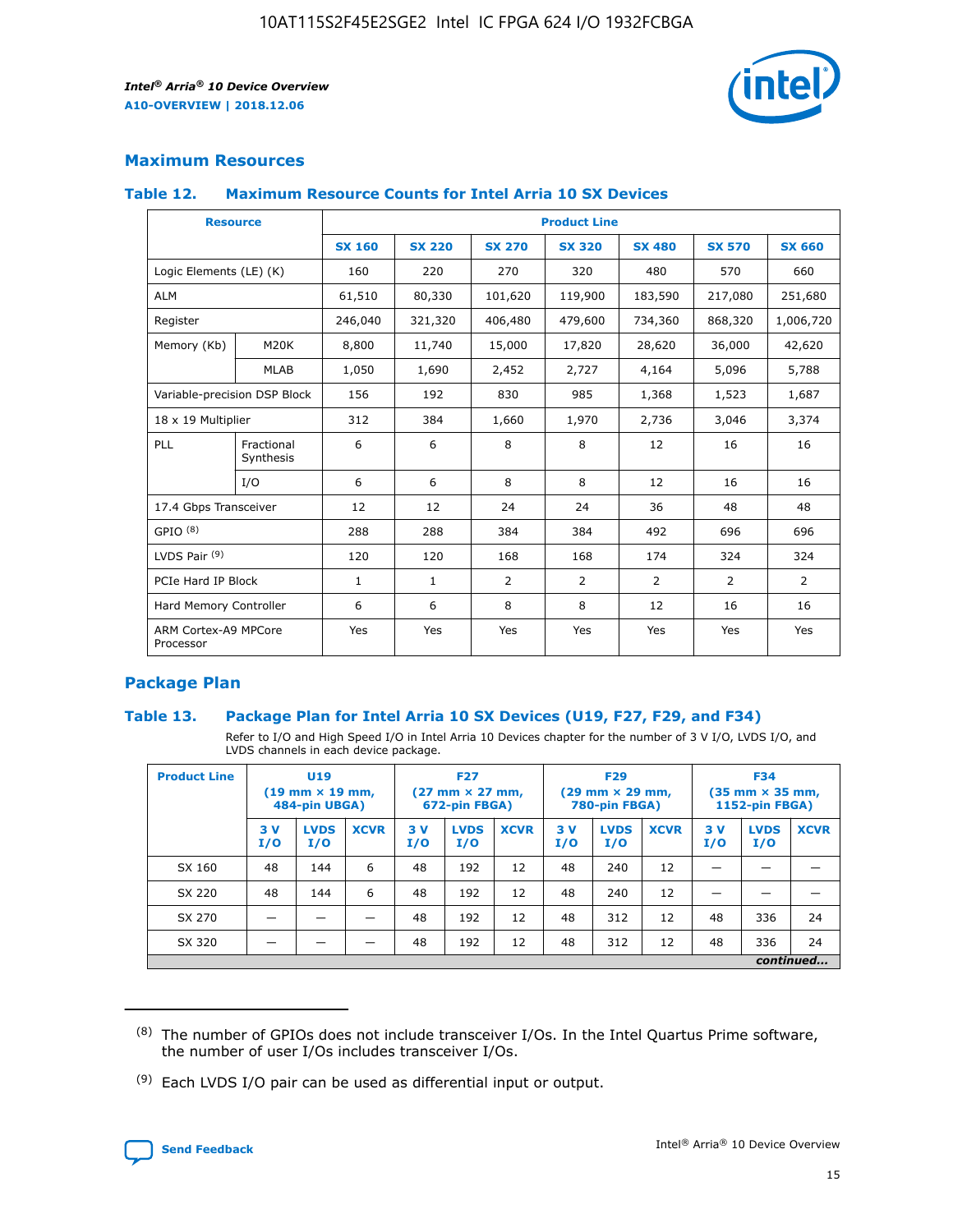## Maximum Resources

### Table 12. Maximum Resource Counts for Intel Arria 10 SX Devices

| Resource | | Product Line | | | | | | |
|---|---|---|---|---|---|---|---|---|
| | | SX 160 | SX 220 | SX 270 | SX 320 | SX 480 | SX 570 | SX 660 |
| Logic Elements (LE) (K) | | 160 | 220 | 270 | 320 | 480 | 570 | 660 |
| ALM | | 61,510 | 80,330 | 101,620 | 119,900 | 183,590 | 217,080 | 251,680 |
| Register | | 246,040 | 321,320 | 406,480 | 479,600 | 734,360 | 868,320 | 1,006,720 |
| Memory (Kb) | M20K | 8,800 | 11,740 | 15,000 | 17,820 | 28,620 | 36,000 | 42,620 |
| | MLAB | 1,050 | 1,690 | 2,452 | 2,727 | 4,164 | 5,096 | 5,788 |
| Variable-precision DSP Block | | 156 | 192 | 830 | 985 | 1,368 | 1,523 | 1,687 |
| 18 x 19 Multiplier | | 312 | 384 | 1,660 | 1,970 | 2,736 | 3,046 | 3,374 |
| PLL | Fractional Synthesis | 6 | 6 | 8 | 8 | 12 | 16 | 16 |
| | I/O | 6 | 6 | 8 | 8 | 12 | 16 | 16 |
| 17.4 Gbps Transceiver | | 12 | 12 | 24 | 24 | 36 | 48 | 48 |
| GPIO [(8)] | | 288 | 288 | 384 | 384 | 492 | 696 | 696 |
| LVDS Pair [(9)] | | 120 | 120 | 168 | 168 | 174 | 324 | 324 |
| PCIe Hard IP Block | | 1 | 1 | 2 | 2 | 2 | 2 | 2 |
| Hard Memory Controller | | 6 | 6 | 8 | 8 | 12 | 16 | 16 |
| ARM Cortex-A9 MPCore Processor | | Yes | Yes | Yes | Yes | Yes | Yes | Yes |

## Package Plan

### Table 13. Package Plan for Intel Arria 10 SX Devices (U19, F27, F29, and F34)

Refer to I/O and High Speed I/O in Intel Arria 10 Devices chapter for the number of 3 V I/O, LVDS I/O, and LVDS channels in each device package.

| Product Line | U19 (19 mm × 19 mm, 484-pin UBGA) | | | F27 (27 mm × 27 mm, 672-pin FBGA) | | | F29 (29 mm × 29 mm, 780-pin FBGA) | | | F34 (35 mm × 35 mm, 1152-pin FBGA) | | |
|---|---|---|---|---|---|---|---|---|---|---|---|---|
| | 3 V I/O | LVDS I/O | XCVR | 3 V I/O | LVDS I/O | XCVR | 3 V I/O | LVDS I/O | XCVR | 3 V I/O | LVDS I/O | XCVR |
| SX 160 | 48 | 144 | 6 | 48 | 192 | 12 | 48 | 240 | 12 | — | — | — |
| SX 220 | 48 | 144 | 6 | 48 | 192 | 12 | 48 | 240 | 12 | — | — | — |
| SX 270 | — | — | — | 48 | 192 | 12 | 48 | 312 | 12 | 48 | 336 | 24 |
| SX 320 | — | — | — | 48 | 192 | 12 | 48 | 312 | 12 | 48 | 336 | 24 |

*continued...*

(8) The number of GPIOs does not include transceiver I/Os. In the Intel Quartus Prime software, the number of user I/Os includes transceiver I/Os.

(9) Each LVDS I/O pair can be used as differential input or output.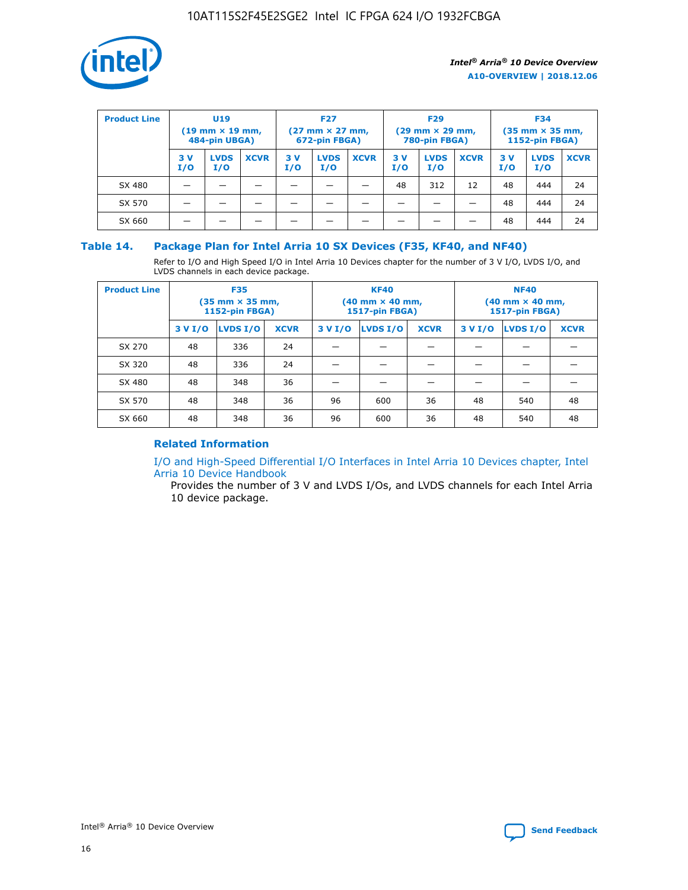| Product Line | U19 (19 mm × 19 mm, 484-pin UBGA) | | | F27 (27 mm × 27 mm, 672-pin FBGA) | | | F29 (29 mm × 29 mm, 780-pin FBGA) | | | F34 (35 mm × 35 mm, 1152-pin FBGA) | | |
|---|---|---|---|---|---|---|---|---|---|---|---|---|
| | 3 V I/O | LVDS I/O | XCVR | 3 V I/O | LVDS I/O | XCVR | 3 V I/O | LVDS I/O | XCVR | 3 V I/O | LVDS I/O | XCVR |
| SX 480 | — | — | — | — | — | — | 48 | 312 | 12 | 48 | 444 | 24 |
| SX 570 | — | — | — | — | — | — | — | — | — | 48 | 444 | 24 |
| SX 660 | — | — | — | — | — | — | — | — | — | 48 | 444 | 24 |

## Table 14. Package Plan for Intel Arria 10 SX Devices (F35, KF40, and NF40)

Refer to I/O and High Speed I/O in Intel Arria 10 Devices chapter for the number of 3 V I/O, LVDS I/O, and LVDS channels in each device package.

| Product Line | F35 (35 mm × 35 mm, 1152-pin FBGA) | | | KF40 (40 mm × 40 mm, 1517-pin FBGA) | | | NF40 (40 mm × 40 mm, 1517-pin FBGA) | | |
|---|---|---|---|---|---|---|---|---|---|
| | 3 V I/O | LVDS I/O | XCVR | 3 V I/O | LVDS I/O | XCVR | 3 V I/O | LVDS I/O | XCVR |
| SX 270 | 48 | 336 | 24 | — | — | — | — | — | — |
| SX 320 | 48 | 336 | 24 | — | — | — | — | — | — |
| SX 480 | 48 | 348 | 36 | — | — | — | — | — | — |
| SX 570 | 48 | 348 | 36 | 96 | 600 | 36 | 48 | 540 | 48 |
| SX 660 | 48 | 348 | 36 | 96 | 600 | 36 | 48 | 540 | 48 |

### Related Information

I/O and High-Speed Differential I/O Interfaces in Intel Arria 10 Devices chapter, Intel Arria 10 Device Handbook

Provides the number of 3 V and LVDS I/Os, and LVDS channels for each Intel Arria 10 device package.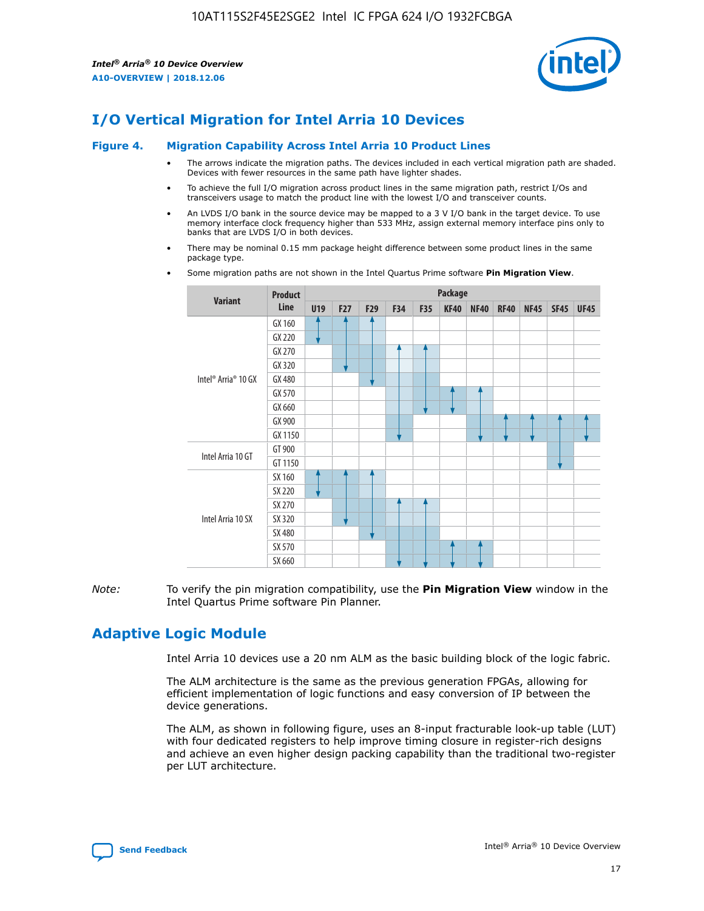# I/O Vertical Migration for Intel Arria 10 Devices

**Figure 4. Migration Capability Across Intel Arria 10 Product Lines**

- The arrows indicate the migration paths. The devices included in each vertical migration path are shaded. Devices with fewer resources in the same path have lighter shades.
- To achieve the full I/O migration across product lines in the same migration path, restrict I/Os and transceivers usage to match the product line with the lowest I/O and transceiver counts.
- An LVDS I/O bank in the source device may be mapped to a 3 V I/O bank in the target device. To use memory interface clock frequency higher than 533 MHz, assign external memory interface pins only to banks that are LVDS I/O in both devices.
- There may be nominal 0.15 mm package height difference between some product lines in the same package type.
- Some migration paths are not shown in the Intel Quartus Prime software **Pin Migration View**.

| Variant | Product Line | Package | | | | | | | | | | |
|---|---|---|---|---|---|---|---|---|---|---|---|---|
| | | U19 | F27 | F29 | F34 | F35 | KF40 | NF40 | RF40 | NF45 | SF45 | UF45 |
| Intel® Arria® 10 GX | GX 160 | | | | | | | | | | | |
| | GX 220 | | | | | | | | | | | |
| | GX 270 | | | | | | | | | | | |
| | GX 320 | | | | | | | | | | | |
| | GX 480 | | | | | | | | | | | |
| | GX 570 | | | | | | | | | | | |
| | GX 660 | | | | | | | | | | | |
| | GX 900 | | | | | | | | | | | |
| | GX 1150 | | | | | | | | | | | |
| Intel Arria 10 GT | GT 900 | | | | | | | | | | | |
| | GT 1150 | | | | | | | | | | | |
| Intel Arria 10 SX | SX 160 | | | | | | | | | | | |
| | SX 220 | | | | | | | | | | | |
| | SX 270 | | | | | | | | | | | |
| | SX 320 | | | | | | | | | | | |
| | SX 480 | | | | | | | | | | | |
| | SX 570 | | | | | | | | | | | |
| | SX 660 | | | | | | | | | | | |

*Note:* To verify the pin migration compatibility, use the **Pin Migration View** window in the Intel Quartus Prime software Pin Planner.

# Adaptive Logic Module

Intel Arria 10 devices use a 20 nm ALM as the basic building block of the logic fabric.

The ALM architecture is the same as the previous generation FPGAs, allowing for efficient implementation of logic functions and easy conversion of IP between the device generations.

The ALM, as shown in following figure, uses an 8-input fracturable look-up table (LUT) with four dedicated registers to help improve timing closure in register-rich designs and achieve an even higher design packing capability than the traditional two-register per LUT architecture.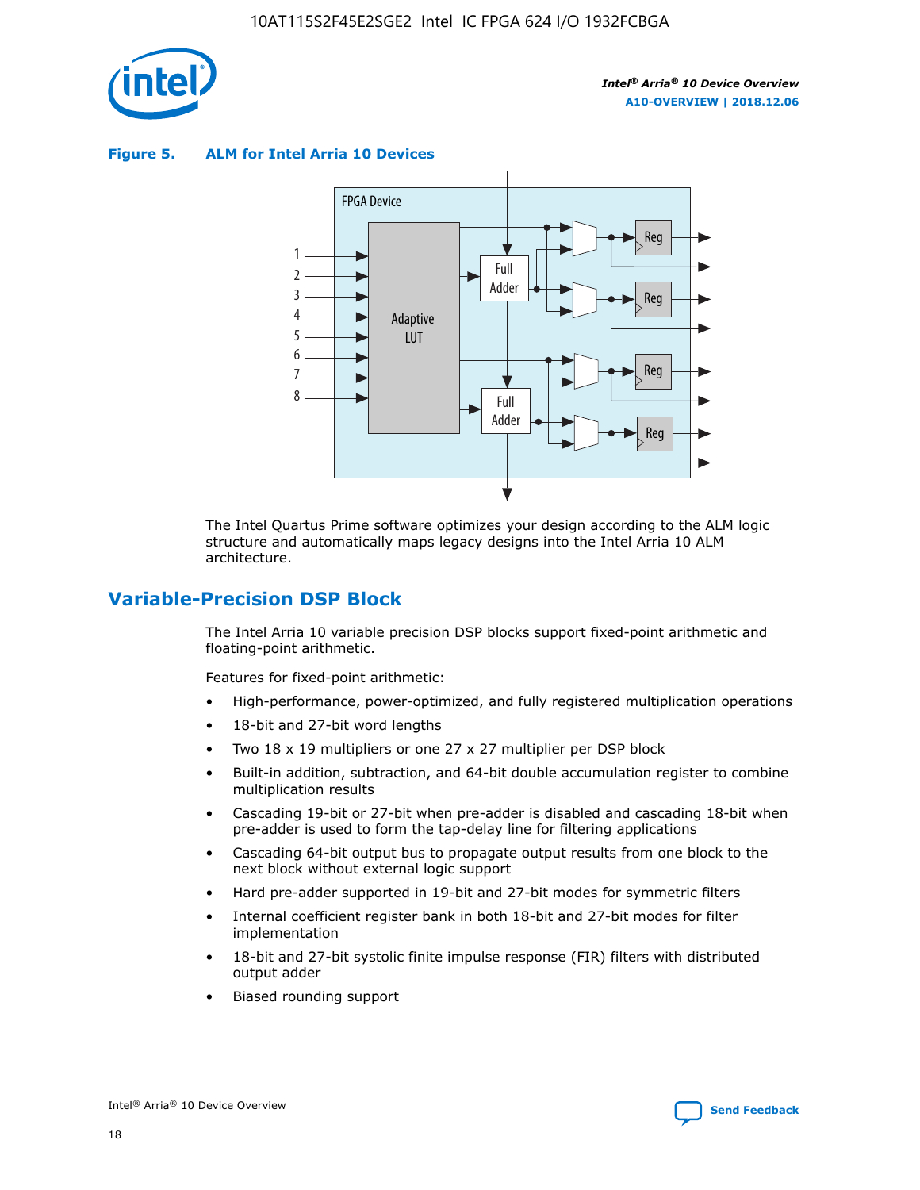**Figure 5. ALM for Intel Arria 10 Devices**

The Intel Quartus Prime software optimizes your design according to the ALM logic structure and automatically maps legacy designs into the Intel Arria 10 ALM architecture.

## Variable-Precision DSP Block

The Intel Arria 10 variable precision DSP blocks support fixed-point arithmetic and floating-point arithmetic.

Features for fixed-point arithmetic:

- High-performance, power-optimized, and fully registered multiplication operations
- 18-bit and 27-bit word lengths
- Two 18 x 19 multipliers or one 27 x 27 multiplier per DSP block
- Built-in addition, subtraction, and 64-bit double accumulation register to combine multiplication results
- Cascading 19-bit or 27-bit when pre-adder is disabled and cascading 18-bit when pre-adder is used to form the tap-delay line for filtering applications
- Cascading 64-bit output bus to propagate output results from one block to the next block without external logic support
- Hard pre-adder supported in 19-bit and 27-bit modes for symmetric filters
- Internal coefficient register bank in both 18-bit and 27-bit modes for filter implementation
- 18-bit and 27-bit systolic finite impulse response (FIR) filters with distributed output adder
- Biased rounding support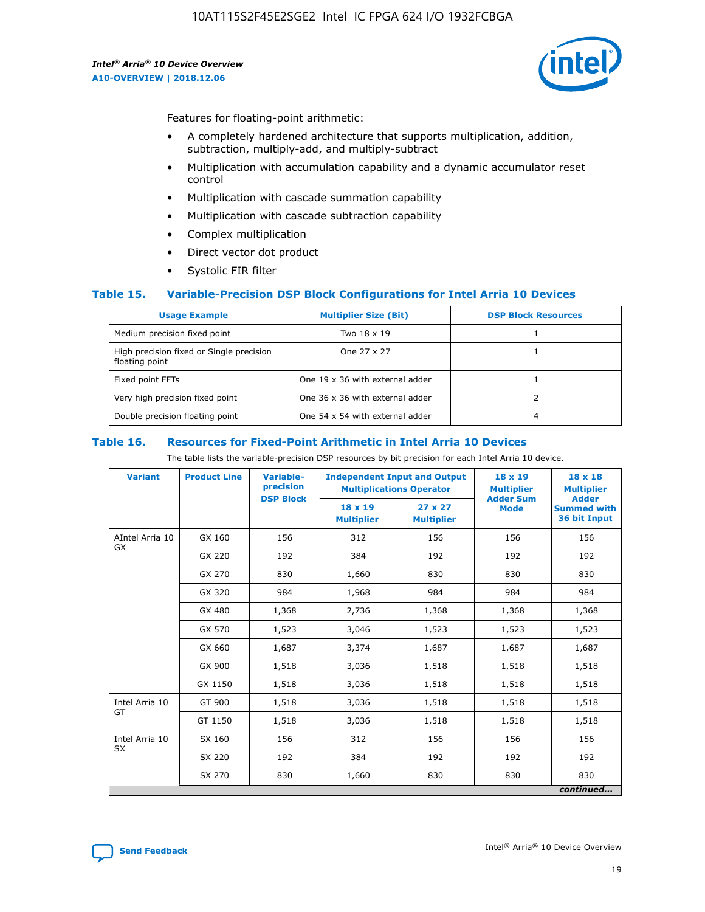Features for floating-point arithmetic:

- A completely hardened architecture that supports multiplication, addition, subtraction, multiply-add, and multiply-subtract
- Multiplication with accumulation capability and a dynamic accumulator reset control
- Multiplication with cascade summation capability
- Multiplication with cascade subtraction capability
- Complex multiplication
- Direct vector dot product
- Systolic FIR filter

### Table 15. Variable-Precision DSP Block Configurations for Intel Arria 10 Devices

| Usage Example | Multiplier Size (Bit) | DSP Block Resources |
| --- | --- | --- |
| Medium precision fixed point | Two 18 x 19 | 1 |
| High precision fixed or Single precision floating point | One 27 x 27 | 1 |
| Fixed point FFTs | One 19 x 36 with external adder | 1 |
| Very high precision fixed point | One 36 x 36 with external adder | 2 |
| Double precision floating point | One 54 x 54 with external adder | 4 |

### Table 16. Resources for Fixed-Point Arithmetic in Intel Arria 10 Devices

The table lists the variable-precision DSP resources by bit precision for each Intel Arria 10 device.

| Variant | Product Line | Variable-precision DSP Block | Independent Input and Output Multiplications Operator | | 18 x 19 Multiplier Adder Sum Mode | 18 x 18 Multiplier Adder Summed with 36 bit Input |
| --- | --- | --- | --- | --- | --- | --- |
| | | | 18 x 19 Multiplier | 27 x 27 Multiplier | | |
| AIntel Arria 10 GX | GX 160 | 156 | 312 | 156 | 156 | 156 |
| | GX 220 | 192 | 384 | 192 | 192 | 192 |
| | GX 270 | 830 | 1,660 | 830 | 830 | 830 |
| | GX 320 | 984 | 1,968 | 984 | 984 | 984 |
| | GX 480 | 1,368 | 2,736 | 1,368 | 1,368 | 1,368 |
| | GX 570 | 1,523 | 3,046 | 1,523 | 1,523 | 1,523 |
| | GX 660 | 1,687 | 3,374 | 1,687 | 1,687 | 1,687 |
| | GX 900 | 1,518 | 3,036 | 1,518 | 1,518 | 1,518 |
| | GX 1150 | 1,518 | 3,036 | 1,518 | 1,518 | 1,518 |
| Intel Arria 10 GT | GT 900 | 1,518 | 3,036 | 1,518 | 1,518 | 1,518 |
| | GT 1150 | 1,518 | 3,036 | 1,518 | 1,518 | 1,518 |
| Intel Arria 10 SX | SX 160 | 156 | 312 | 156 | 156 | 156 |
| | SX 220 | 192 | 384 | 192 | 192 | 192 |
| | SX 270 | 830 | 1,660 | 830 | 830 | 830 |

*continued...*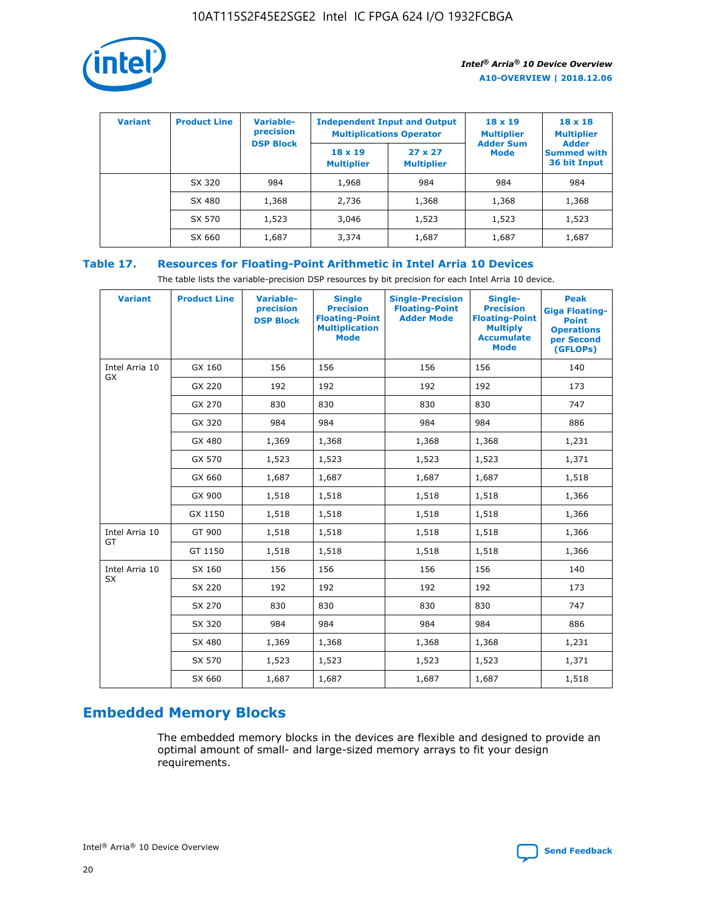| Variant | Product Line | Variable-precision DSP Block | Independent Input and Output Multiplications Operator | | 18 x 19 Multiplier Adder Sum Mode | 18 x 18 Multiplier Adder Summed with 36 bit Input |
|---|---|---|---|---|---|---|
| | | | 18 x 19 Multiplier | 27 x 27 Multiplier | | |
| | SX 320 | 984 | 1,968 | 984 | 984 | 984 |
| | SX 480 | 1,368 | 2,736 | 1,368 | 1,368 | 1,368 |
| | SX 570 | 1,523 | 3,046 | 1,523 | 1,523 | 1,523 |
| | SX 660 | 1,687 | 3,374 | 1,687 | 1,687 | 1,687 |

**Table 17. Resources for Floating-Point Arithmetic in Intel Arria 10 Devices**

The table lists the variable-precision DSP resources by bit precision for each Intel Arria 10 device.

| Variant | Product Line | Variable-precision DSP Block | Single Precision Floating-Point Multiplication Mode | Single-Precision Floating-Point Adder Mode | Single-Precision Floating-Point Multiply Accumulate Mode | Peak Giga Floating-Point Operations per Second (GFLOPs) |
|---|---|---|---|---|---|---|
| Intel Arria 10 GX | GX 160 | 156 | 156 | 156 | 156 | 140 |
| | GX 220 | 192 | 192 | 192 | 192 | 173 |
| | GX 270 | 830 | 830 | 830 | 830 | 747 |
| | GX 320 | 984 | 984 | 984 | 984 | 886 |
| | GX 480 | 1,369 | 1,368 | 1,368 | 1,368 | 1,231 |
| | GX 570 | 1,523 | 1,523 | 1,523 | 1,523 | 1,371 |
| | GX 660 | 1,687 | 1,687 | 1,687 | 1,687 | 1,518 |
| | GX 900 | 1,518 | 1,518 | 1,518 | 1,518 | 1,366 |
| | GX 1150 | 1,518 | 1,518 | 1,518 | 1,518 | 1,366 |
| Intel Arria 10 GT | GT 900 | 1,518 | 1,518 | 1,518 | 1,518 | 1,366 |
| | GT 1150 | 1,518 | 1,518 | 1,518 | 1,518 | 1,366 |
| Intel Arria 10 SX | SX 160 | 156 | 156 | 156 | 156 | 140 |
| | SX 220 | 192 | 192 | 192 | 192 | 173 |
| | SX 270 | 830 | 830 | 830 | 830 | 747 |
| | SX 320 | 984 | 984 | 984 | 984 | 886 |
| | SX 480 | 1,369 | 1,368 | 1,368 | 1,368 | 1,231 |
| | SX 570 | 1,523 | 1,523 | 1,523 | 1,523 | 1,371 |
| | SX 660 | 1,687 | 1,687 | 1,687 | 1,687 | 1,518 |

## Embedded Memory Blocks

The embedded memory blocks in the devices are flexible and designed to provide an optimal amount of small- and large-sized memory arrays to fit your design requirements.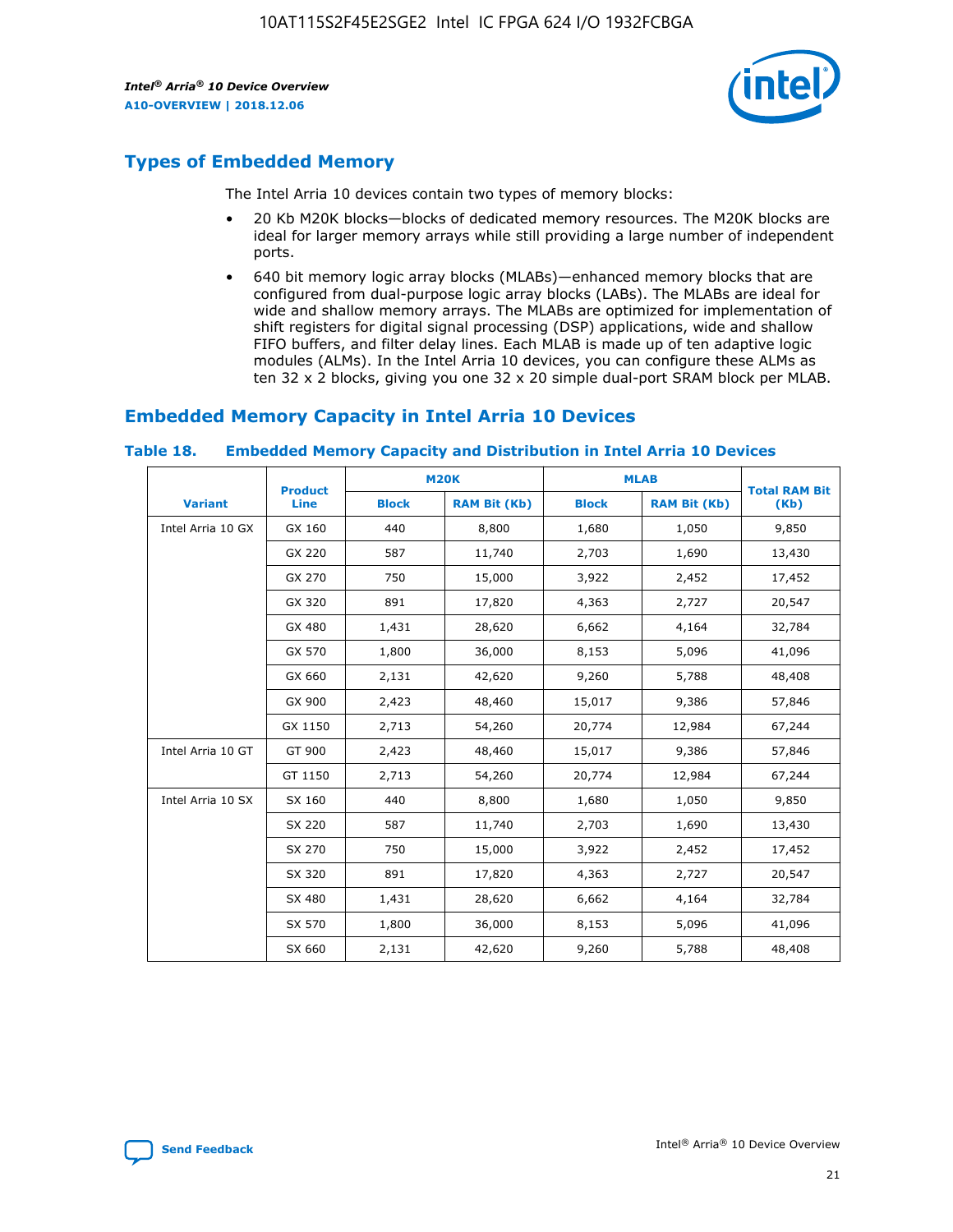## Types of Embedded Memory

The Intel Arria 10 devices contain two types of memory blocks:

- 20 Kb M20K blocks—blocks of dedicated memory resources. The M20K blocks are ideal for larger memory arrays while still providing a large number of independent ports.
- 640 bit memory logic array blocks (MLABs)—enhanced memory blocks that are configured from dual-purpose logic array blocks (LABs). The MLABs are ideal for wide and shallow memory arrays. The MLABs are optimized for implementation of shift registers for digital signal processing (DSP) applications, wide and shallow FIFO buffers, and filter delay lines. Each MLAB is made up of ten adaptive logic modules (ALMs). In the Intel Arria 10 devices, you can configure these ALMs as ten 32 x 2 blocks, giving you one 32 x 20 simple dual-port SRAM block per MLAB.

## Embedded Memory Capacity in Intel Arria 10 Devices

**Table 18. Embedded Memory Capacity and Distribution in Intel Arria 10 Devices**

| Variant | Product Line | M20K | | MLAB | | Total RAM Bit (Kb) |
|---|---|---|---|---|---|---|
| | | Block | RAM Bit (Kb) | Block | RAM Bit (Kb) | |
| Intel Arria 10 GX | GX 160 | 440 | 8,800 | 1,680 | 1,050 | 9,850 |
| | GX 220 | 587 | 11,740 | 2,703 | 1,690 | 13,430 |
| | GX 270 | 750 | 15,000 | 3,922 | 2,452 | 17,452 |
| | GX 320 | 891 | 17,820 | 4,363 | 2,727 | 20,547 |
| | GX 480 | 1,431 | 28,620 | 6,662 | 4,164 | 32,784 |
| | GX 570 | 1,800 | 36,000 | 8,153 | 5,096 | 41,096 |
| | GX 660 | 2,131 | 42,620 | 9,260 | 5,788 | 48,408 |
| | GX 900 | 2,423 | 48,460 | 15,017 | 9,386 | 57,846 |
| | GX 1150 | 2,713 | 54,260 | 20,774 | 12,984 | 67,244 |
| Intel Arria 10 GT | GT 900 | 2,423 | 48,460 | 15,017 | 9,386 | 57,846 |
| | GT 1150 | 2,713 | 54,260 | 20,774 | 12,984 | 67,244 |
| Intel Arria 10 SX | SX 160 | 440 | 8,800 | 1,680 | 1,050 | 9,850 |
| | SX 220 | 587 | 11,740 | 2,703 | 1,690 | 13,430 |
| | SX 270 | 750 | 15,000 | 3,922 | 2,452 | 17,452 |
| | SX 320 | 891 | 17,820 | 4,363 | 2,727 | 20,547 |
| | SX 480 | 1,431 | 28,620 | 6,662 | 4,164 | 32,784 |
| | SX 570 | 1,800 | 36,000 | 8,153 | 5,096 | 41,096 |
| | SX 660 | 2,131 | 42,620 | 9,260 | 5,788 | 48,408 |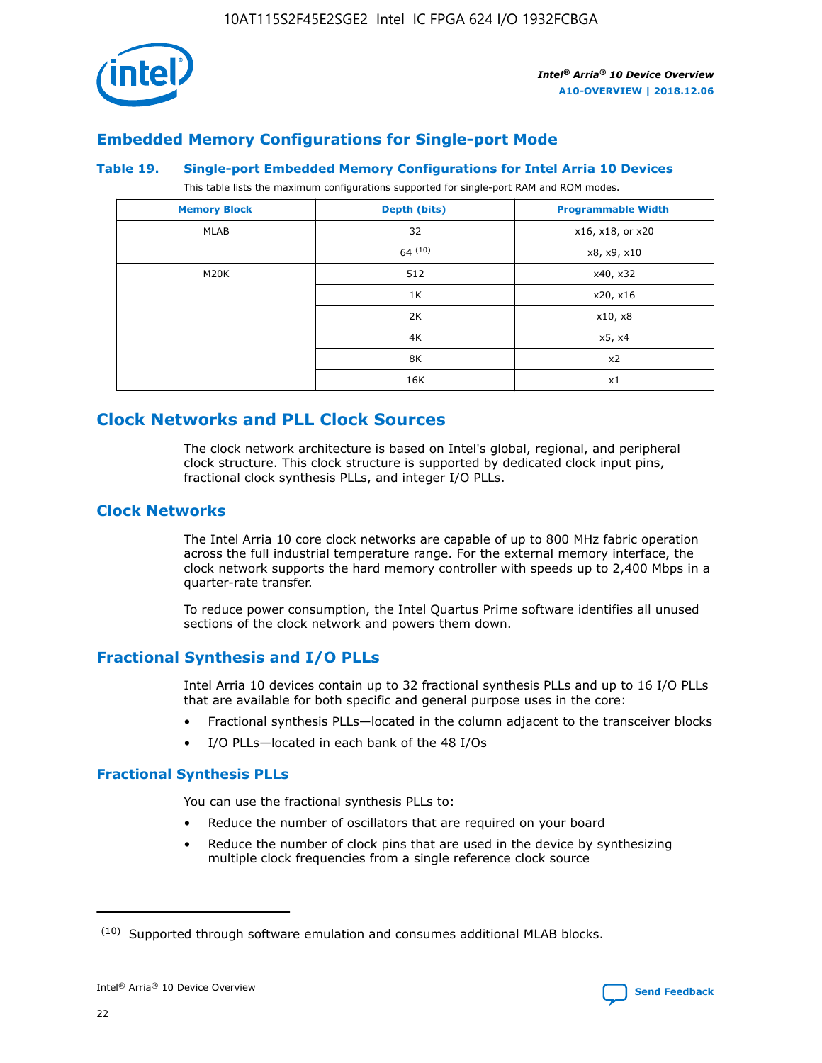## Embedded Memory Configurations for Single-port Mode

### Table 19. Single-port Embedded Memory Configurations for Intel Arria 10 Devices

This table lists the maximum configurations supported for single-port RAM and ROM modes.

| Memory Block | Depth (bits) | Programmable Width |
|---|---|---|
| MLAB | 32 | x16, x18, or x20 |
| | 64 [10] | x8, x9, x10 |
| M20K | 512 | x40, x32 |
| | 1K | x20, x16 |
| | 2K | x10, x8 |
| | 4K | x5, x4 |
| | 8K | x2 |
| | 16K | x1 |

## Clock Networks and PLL Clock Sources

The clock network architecture is based on Intel's global, regional, and peripheral clock structure. This clock structure is supported by dedicated clock input pins, fractional clock synthesis PLLs, and integer I/O PLLs.

## Clock Networks

The Intel Arria 10 core clock networks are capable of up to 800 MHz fabric operation across the full industrial temperature range. For the external memory interface, the clock network supports the hard memory controller with speeds up to 2,400 Mbps in a quarter-rate transfer.

To reduce power consumption, the Intel Quartus Prime software identifies all unused sections of the clock network and powers them down.

## Fractional Synthesis and I/O PLLs

Intel Arria 10 devices contain up to 32 fractional synthesis PLLs and up to 16 I/O PLLs that are available for both specific and general purpose uses in the core:

- Fractional synthesis PLLs—located in the column adjacent to the transceiver blocks
- I/O PLLs—located in each bank of the 48 I/Os

### Fractional Synthesis PLLs

You can use the fractional synthesis PLLs to:

- Reduce the number of oscillators that are required on your board
- Reduce the number of clock pins that are used in the device by synthesizing multiple clock frequencies from a single reference clock source

(10) Supported through software emulation and consumes additional MLAB blocks.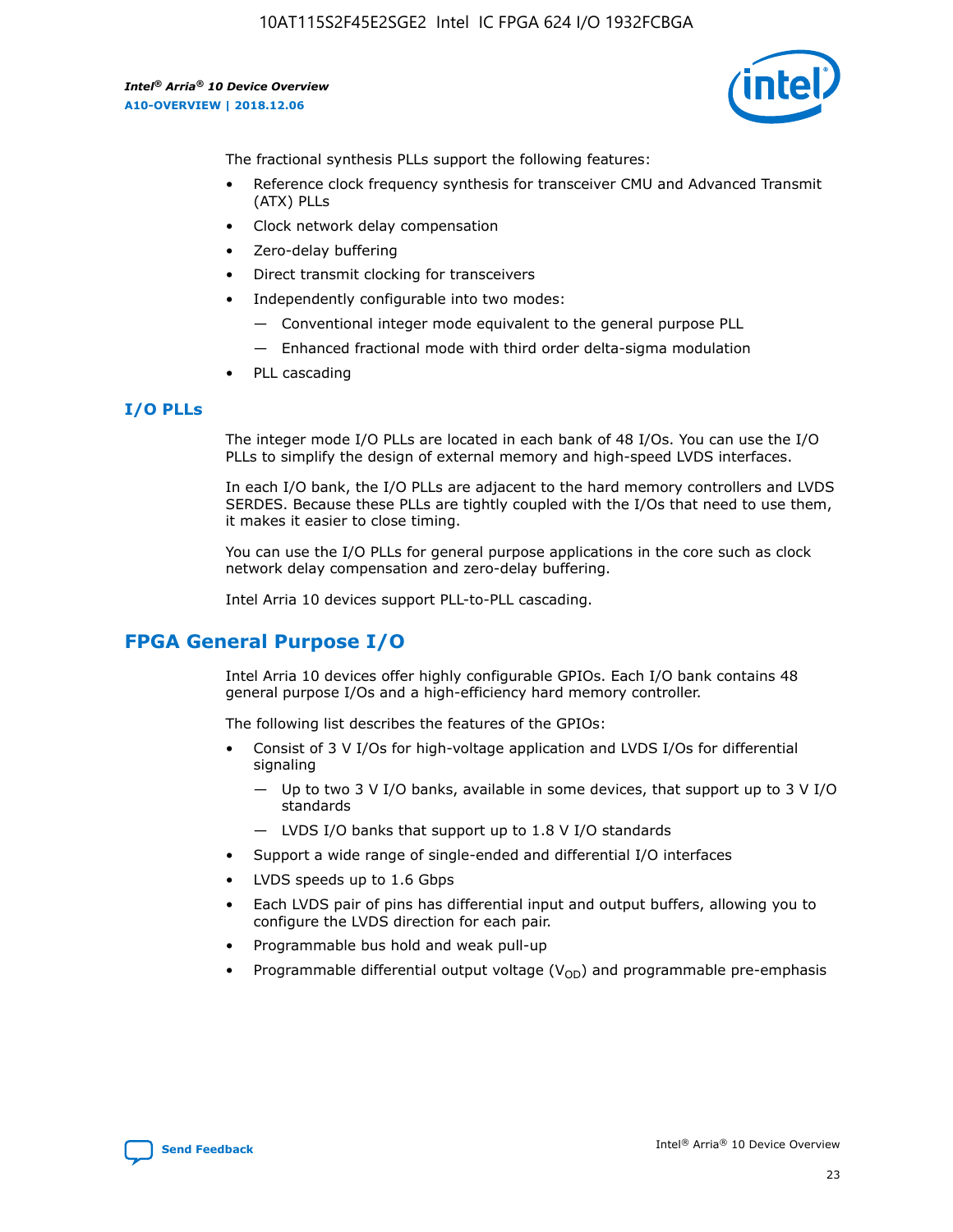The fractional synthesis PLLs support the following features:

- Reference clock frequency synthesis for transceiver CMU and Advanced Transmit (ATX) PLLs
- Clock network delay compensation
- Zero-delay buffering
- Direct transmit clocking for transceivers
- Independently configurable into two modes:
  - — Conventional integer mode equivalent to the general purpose PLL
  - — Enhanced fractional mode with third order delta-sigma modulation
- PLL cascading

### I/O PLLs

The integer mode I/O PLLs are located in each bank of 48 I/Os. You can use the I/O PLLs to simplify the design of external memory and high-speed LVDS interfaces.

In each I/O bank, the I/O PLLs are adjacent to the hard memory controllers and LVDS SERDES. Because these PLLs are tightly coupled with the I/Os that need to use them, it makes it easier to close timing.

You can use the I/O PLLs for general purpose applications in the core such as clock network delay compensation and zero-delay buffering.

Intel Arria 10 devices support PLL-to-PLL cascading.

## FPGA General Purpose I/O

Intel Arria 10 devices offer highly configurable GPIOs. Each I/O bank contains 48 general purpose I/Os and a high-efficiency hard memory controller.

The following list describes the features of the GPIOs:

- Consist of 3 V I/Os for high-voltage application and LVDS I/Os for differential signaling
  - — Up to two 3 V I/O banks, available in some devices, that support up to 3 V I/O standards
  - — LVDS I/O banks that support up to 1.8 V I/O standards
- Support a wide range of single-ended and differential I/O interfaces
- LVDS speeds up to 1.6 Gbps
- Each LVDS pair of pins has differential input and output buffers, allowing you to configure the LVDS direction for each pair.
- Programmable bus hold and weak pull-up
- Programmable differential output voltage ($V_{OD}$) and programmable pre-emphasis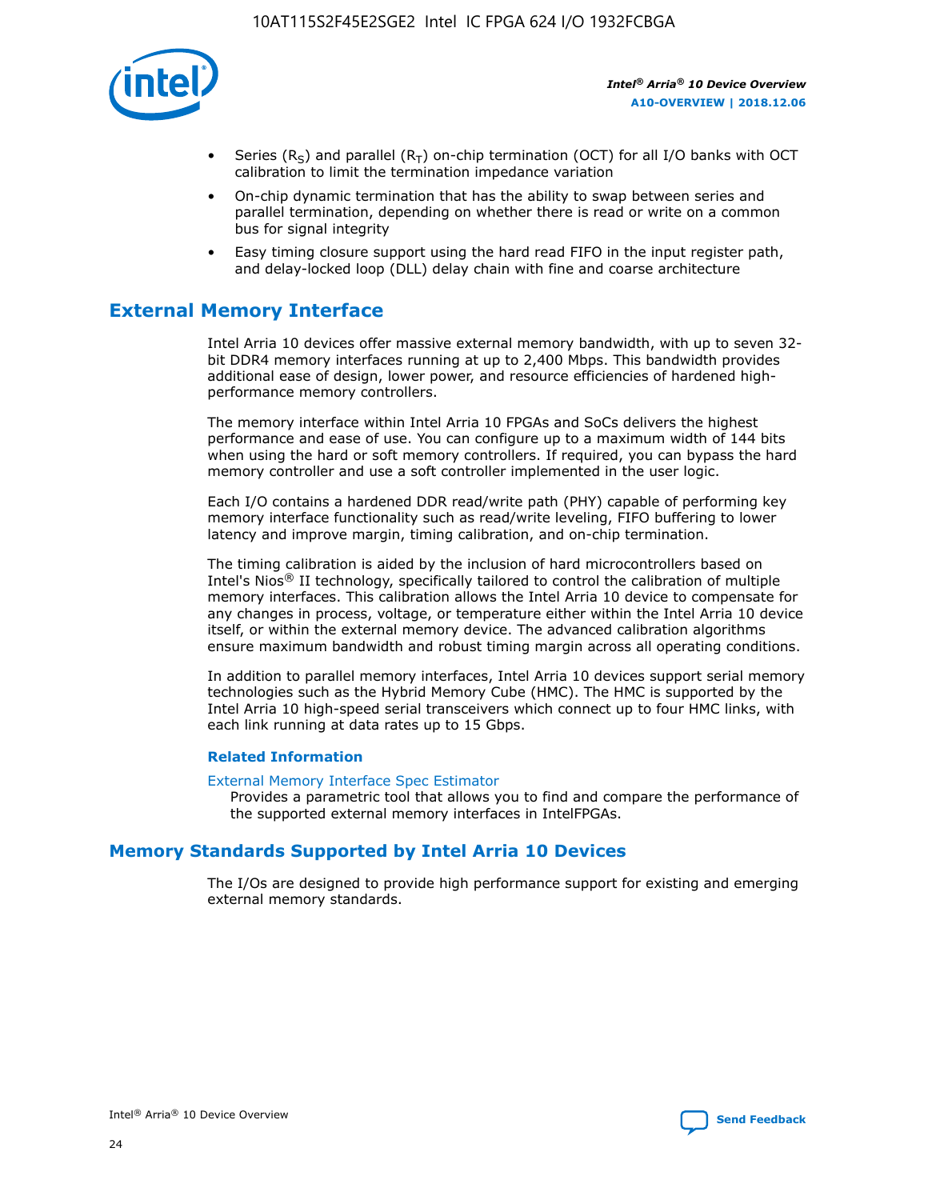- Series ($R_S$) and parallel ($R_T$) on-chip termination (OCT) for all I/O banks with OCT calibration to limit the termination impedance variation
- On-chip dynamic termination that has the ability to swap between series and parallel termination, depending on whether there is read or write on a common bus for signal integrity
- Easy timing closure support using the hard read FIFO in the input register path, and delay-locked loop (DLL) delay chain with fine and coarse architecture

## External Memory Interface

Intel Arria 10 devices offer massive external memory bandwidth, with up to seven 32-bit DDR4 memory interfaces running at up to 2,400 Mbps. This bandwidth provides additional ease of design, lower power, and resource efficiencies of hardened high-performance memory controllers.

The memory interface within Intel Arria 10 FPGAs and SoCs delivers the highest performance and ease of use. You can configure up to a maximum width of 144 bits when using the hard or soft memory controllers. If required, you can bypass the hard memory controller and use a soft controller implemented in the user logic.

Each I/O contains a hardened DDR read/write path (PHY) capable of performing key memory interface functionality such as read/write leveling, FIFO buffering to lower latency and improve margin, timing calibration, and on-chip termination.

The timing calibration is aided by the inclusion of hard microcontrollers based on Intel's Nios® II technology, specifically tailored to control the calibration of multiple memory interfaces. This calibration allows the Intel Arria 10 device to compensate for any changes in process, voltage, or temperature either within the Intel Arria 10 device itself, or within the external memory device. The advanced calibration algorithms ensure maximum bandwidth and robust timing margin across all operating conditions.

In addition to parallel memory interfaces, Intel Arria 10 devices support serial memory technologies such as the Hybrid Memory Cube (HMC). The HMC is supported by the Intel Arria 10 high-speed serial transceivers which connect up to four HMC links, with each link running at data rates up to 15 Gbps.

### Related Information

External Memory Interface Spec Estimator
Provides a parametric tool that allows you to find and compare the performance of the supported external memory interfaces in IntelFPGAs.

## Memory Standards Supported by Intel Arria 10 Devices

The I/Os are designed to provide high performance support for existing and emerging external memory standards.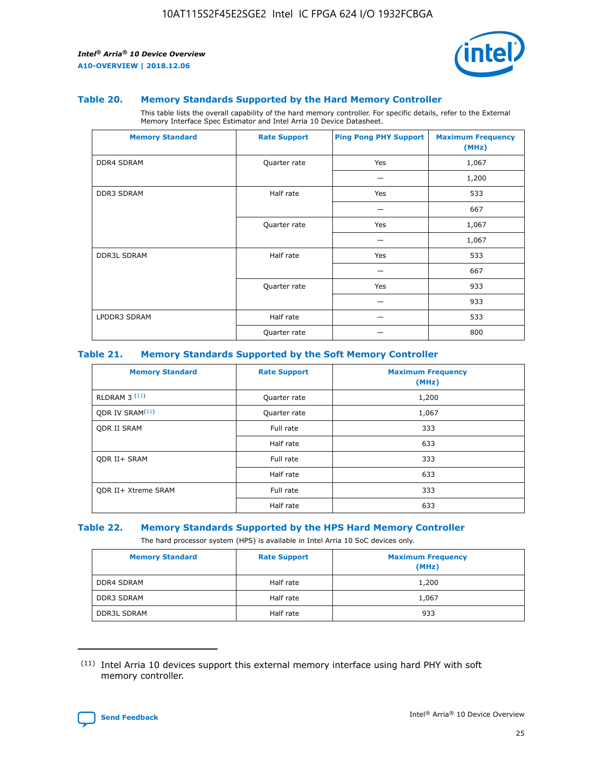## Table 20. Memory Standards Supported by the Hard Memory Controller

This table lists the overall capability of the hard memory controller. For specific details, refer to the External Memory Interface Spec Estimator and Intel Arria 10 Device Datasheet.

| Memory Standard | Rate Support | Ping Pong PHY Support | Maximum Frequency (MHz) |
|---|---|---|---|
| DDR4 SDRAM | Quarter rate | Yes | 1,067 |
| | | — | 1,200 |
| DDR3 SDRAM | Half rate | Yes | 533 |
| | | — | 667 |
| | Quarter rate | Yes | 1,067 |
| | | — | 1,067 |
| DDR3L SDRAM | Half rate | Yes | 533 |
| | | — | 667 |
| | Quarter rate | Yes | 933 |
| | | — | 933 |
| LPDDR3 SDRAM | Half rate | — | 533 |
| | Quarter rate | — | 800 |

## Table 21. Memory Standards Supported by the Soft Memory Controller

| Memory Standard | Rate Support | Maximum Frequency (MHz) |
|---|---|---|
| RLDRAM 3 (11) | Quarter rate | 1,200 |
| QDR IV SRAM(11) | Quarter rate | 1,067 |
| QDR II SRAM | Full rate | 333 |
| | Half rate | 633 |
| QDR II+ SRAM | Full rate | 333 |
| | Half rate | 633 |
| QDR II+ Xtreme SRAM | Full rate | 333 |
| | Half rate | 633 |

## Table 22. Memory Standards Supported by the HPS Hard Memory Controller

The hard processor system (HPS) is available in Intel Arria 10 SoC devices only.

| Memory Standard | Rate Support | Maximum Frequency (MHz) |
|---|---|---|
| DDR4 SDRAM | Half rate | 1,200 |
| DDR3 SDRAM | Half rate | 1,067 |
| DDR3L SDRAM | Half rate | 933 |

(11) Intel Arria 10 devices support this external memory interface using hard PHY with soft memory controller.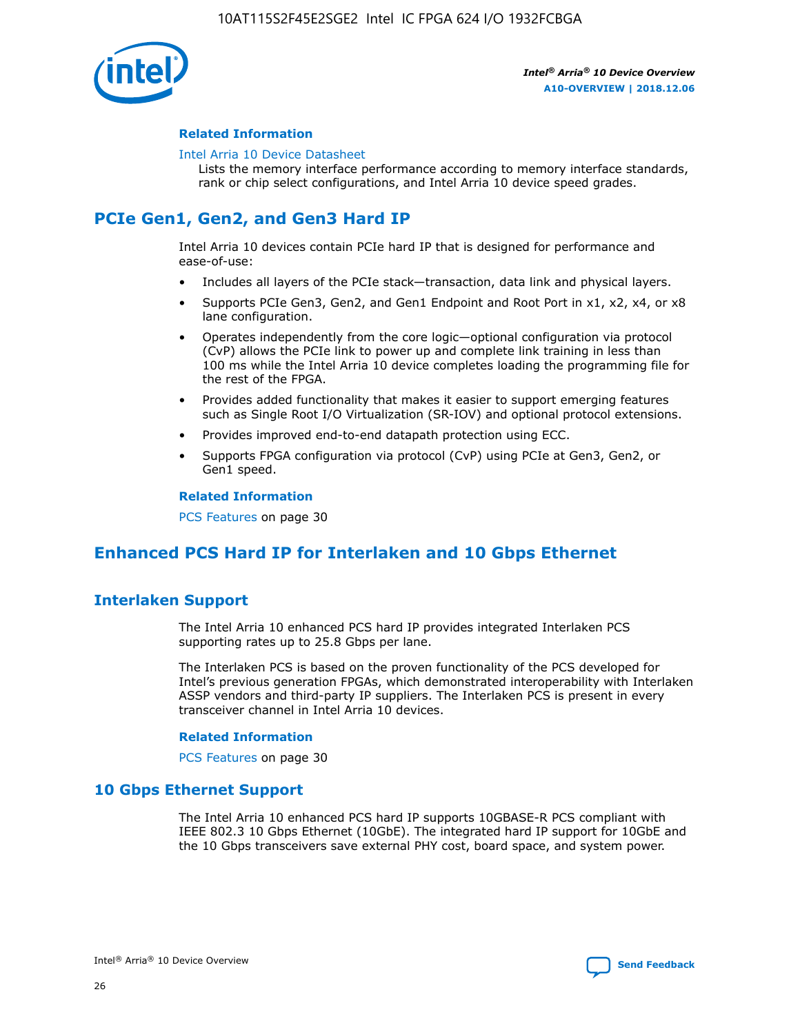#### Related Information

Intel Arria 10 Device Datasheet
Lists the memory interface performance according to memory interface standards, rank or chip select configurations, and Intel Arria 10 device speed grades.

## PCIe Gen1, Gen2, and Gen3 Hard IP

Intel Arria 10 devices contain PCIe hard IP that is designed for performance and ease-of-use:

- Includes all layers of the PCIe stack—transaction, data link and physical layers.
- Supports PCIe Gen3, Gen2, and Gen1 Endpoint and Root Port in x1, x2, x4, or x8 lane configuration.
- Operates independently from the core logic—optional configuration via protocol (CvP) allows the PCIe link to power up and complete link training in less than 100 ms while the Intel Arria 10 device completes loading the programming file for the rest of the FPGA.
- Provides added functionality that makes it easier to support emerging features such as Single Root I/O Virtualization (SR-IOV) and optional protocol extensions.
- Provides improved end-to-end datapath protection using ECC.
- Supports FPGA configuration via protocol (CvP) using PCIe at Gen3, Gen2, or Gen1 speed.

#### Related Information

PCS Features on page 30

## Enhanced PCS Hard IP for Interlaken and 10 Gbps Ethernet

### Interlaken Support

The Intel Arria 10 enhanced PCS hard IP provides integrated Interlaken PCS supporting rates up to 25.8 Gbps per lane.

The Interlaken PCS is based on the proven functionality of the PCS developed for Intel's previous generation FPGAs, which demonstrated interoperability with Interlaken ASSP vendors and third-party IP suppliers. The Interlaken PCS is present in every transceiver channel in Intel Arria 10 devices.

#### Related Information

PCS Features on page 30

### 10 Gbps Ethernet Support

The Intel Arria 10 enhanced PCS hard IP supports 10GBASE-R PCS compliant with IEEE 802.3 10 Gbps Ethernet (10GbE). The integrated hard IP support for 10GbE and the 10 Gbps transceivers save external PHY cost, board space, and system power.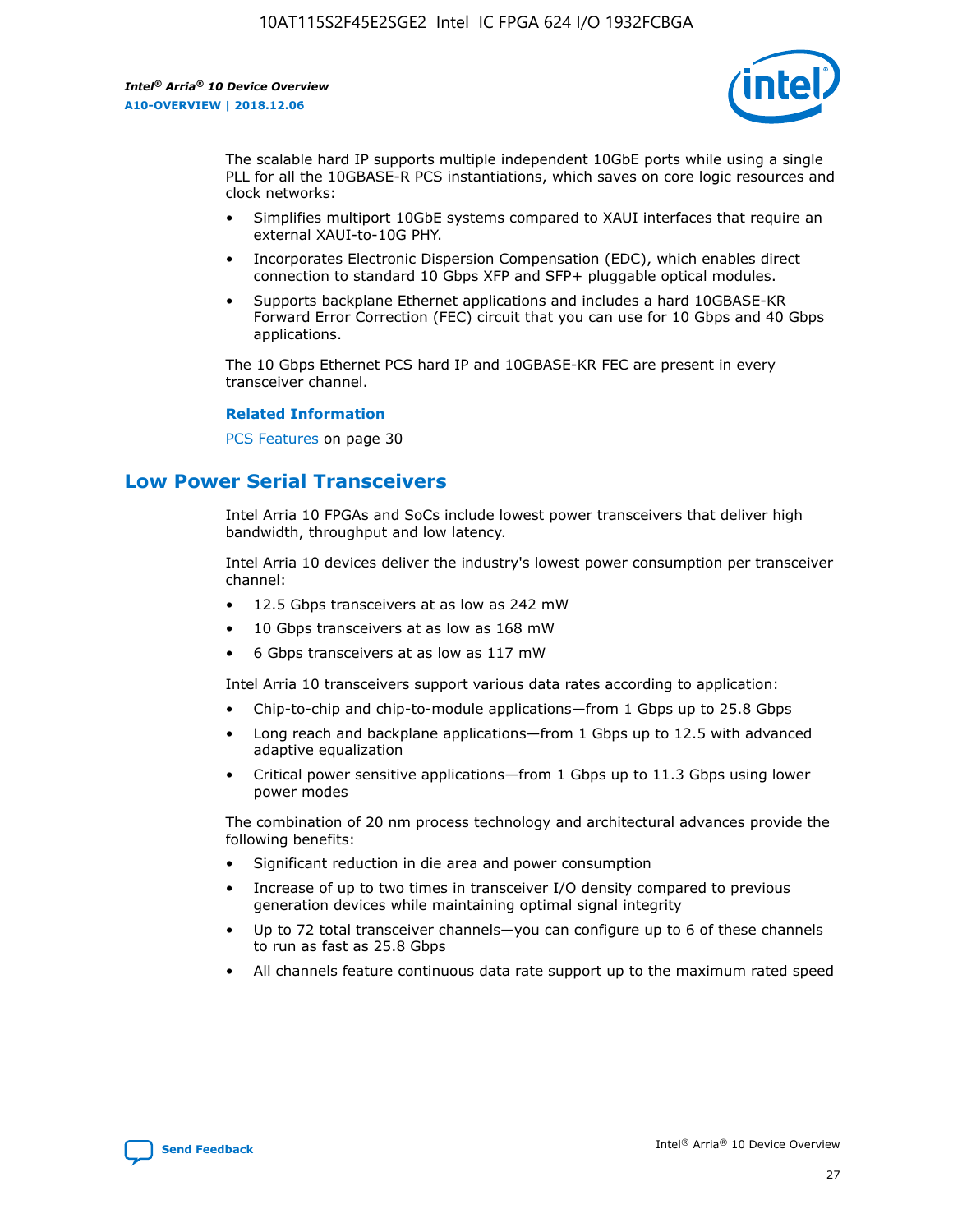The scalable hard IP supports multiple independent 10GbE ports while using a single PLL for all the 10GBASE-R PCS instantiations, which saves on core logic resources and clock networks:

- Simplifies multiport 10GbE systems compared to XAUI interfaces that require an external XAUI-to-10G PHY.
- Incorporates Electronic Dispersion Compensation (EDC), which enables direct connection to standard 10 Gbps XFP and SFP+ pluggable optical modules.
- Supports backplane Ethernet applications and includes a hard 10GBASE-KR Forward Error Correction (FEC) circuit that you can use for 10 Gbps and 40 Gbps applications.

The 10 Gbps Ethernet PCS hard IP and 10GBASE-KR FEC are present in every transceiver channel.

**Related Information**

PCS Features on page 30

## Low Power Serial Transceivers

Intel Arria 10 FPGAs and SoCs include lowest power transceivers that deliver high bandwidth, throughput and low latency.

Intel Arria 10 devices deliver the industry's lowest power consumption per transceiver channel:

- 12.5 Gbps transceivers at as low as 242 mW
- 10 Gbps transceivers at as low as 168 mW
- 6 Gbps transceivers at as low as 117 mW

Intel Arria 10 transceivers support various data rates according to application:

- Chip-to-chip and chip-to-module applications—from 1 Gbps up to 25.8 Gbps
- Long reach and backplane applications—from 1 Gbps up to 12.5 with advanced adaptive equalization
- Critical power sensitive applications—from 1 Gbps up to 11.3 Gbps using lower power modes

The combination of 20 nm process technology and architectural advances provide the following benefits:

- Significant reduction in die area and power consumption
- Increase of up to two times in transceiver I/O density compared to previous generation devices while maintaining optimal signal integrity
- Up to 72 total transceiver channels—you can configure up to 6 of these channels to run as fast as 25.8 Gbps
- All channels feature continuous data rate support up to the maximum rated speed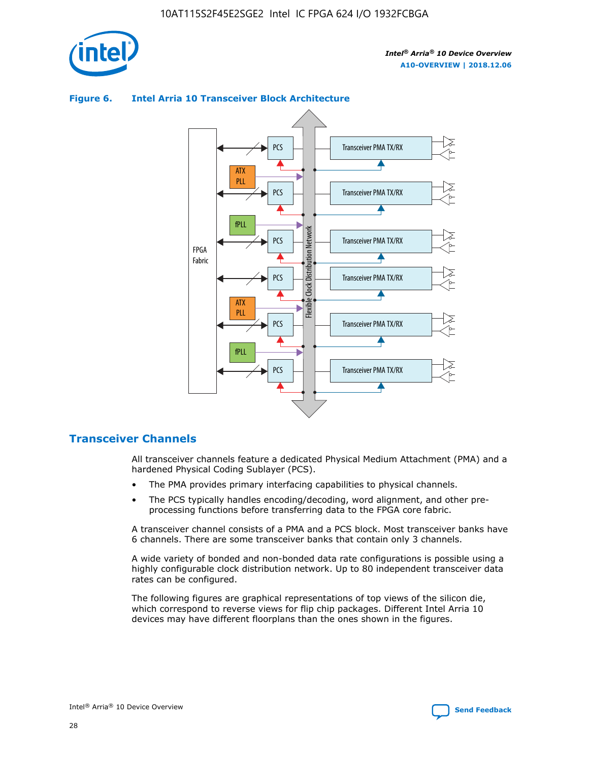**Figure 6. Intel Arria 10 Transceiver Block Architecture**

## Transceiver Channels

All transceiver channels feature a dedicated Physical Medium Attachment (PMA) and a hardened Physical Coding Sublayer (PCS).

- The PMA provides primary interfacing capabilities to physical channels.
- The PCS typically handles encoding/decoding, word alignment, and other pre-processing functions before transferring data to the FPGA core fabric.

A transceiver channel consists of a PMA and a PCS block. Most transceiver banks have 6 channels. There are some transceiver banks that contain only 3 channels.

A wide variety of bonded and non-bonded data rate configurations is possible using a highly configurable clock distribution network. Up to 80 independent transceiver data rates can be configured.

The following figures are graphical representations of top views of the silicon die, which correspond to reverse views for flip chip packages. Different Intel Arria 10 devices may have different floorplans than the ones shown in the figures.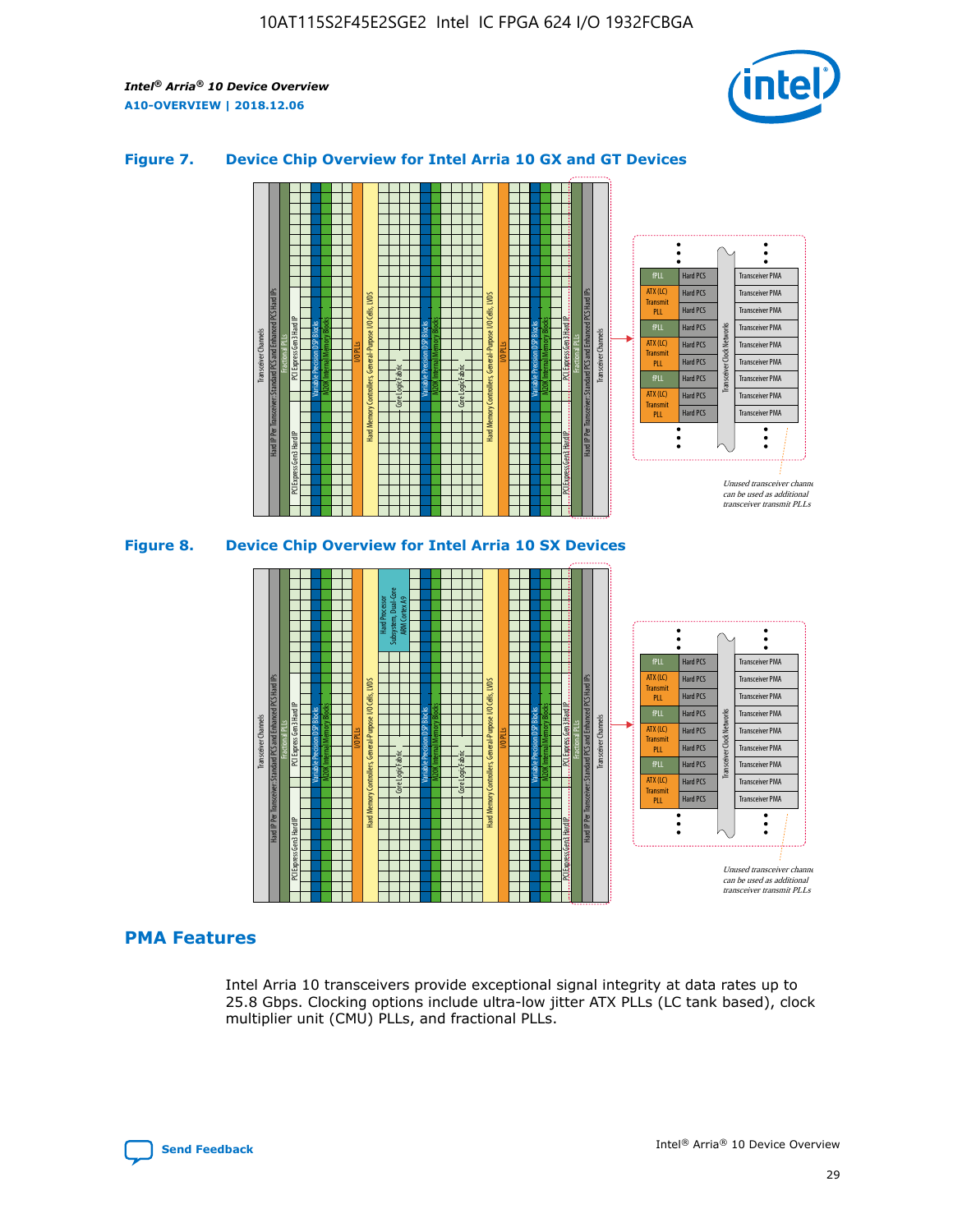### Figure 7. Device Chip Overview for Intel Arria 10 GX and GT Devices

Unused transceiver channels can be used as additional transceiver transmit PLLs

### Figure 8. Device Chip Overview for Intel Arria 10 SX Devices

Unused transceiver channels can be used as additional transceiver transmit PLLs

## PMA Features

Intel Arria 10 transceivers provide exceptional signal integrity at data rates up to 25.8 Gbps. Clocking options include ultra-low jitter ATX PLLs (LC tank based), clock multiplier unit (CMU) PLLs, and fractional PLLs.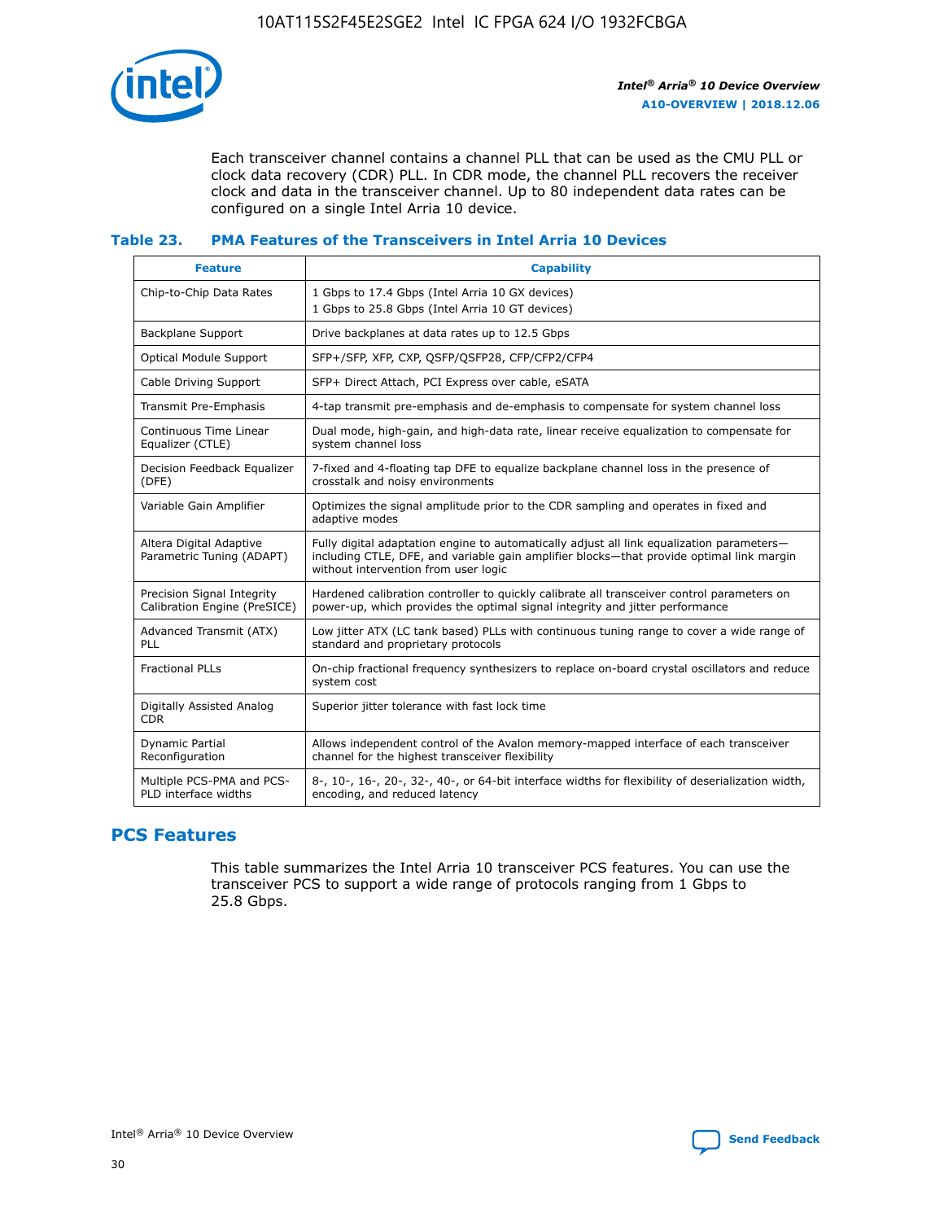Each transceiver channel contains a channel PLL that can be used as the CMU PLL or clock data recovery (CDR) PLL. In CDR mode, the channel PLL recovers the receiver clock and data in the transceiver channel. Up to 80 independent data rates can be configured on a single Intel Arria 10 device.

### Table 23. PMA Features of the Transceivers in Intel Arria 10 Devices

| Feature | Capability |
| --- | --- |
| Chip-to-Chip Data Rates | 1 Gbps to 17.4 Gbps (Intel Arria 10 GX devices)<br>1 Gbps to 25.8 Gbps (Intel Arria 10 GT devices) |
| Backplane Support | Drive backplanes at data rates up to 12.5 Gbps |
| Optical Module Support | SFP+/SFP, XFP, CXP, QSFP/QSFP28, CFP/CFP2/CFP4 |
| Cable Driving Support | SFP+ Direct Attach, PCI Express over cable, eSATA |
| Transmit Pre-Emphasis | 4-tap transmit pre-emphasis and de-emphasis to compensate for system channel loss |
| Continuous Time Linear Equalizer (CTLE) | Dual mode, high-gain, and high-data rate, linear receive equalization to compensate for system channel loss |
| Decision Feedback Equalizer (DFE) | 7-fixed and 4-floating tap DFE to equalize backplane channel loss in the presence of crosstalk and noisy environments |
| Variable Gain Amplifier | Optimizes the signal amplitude prior to the CDR sampling and operates in fixed and adaptive modes |
| Altera Digital Adaptive Parametric Tuning (ADAPT) | Fully digital adaptation engine to automatically adjust all link equalization parameters—including CTLE, DFE, and variable gain amplifier blocks—that provide optimal link margin without intervention from user logic |
| Precision Signal Integrity Calibration Engine (PreSICE) | Hardened calibration controller to quickly calibrate all transceiver control parameters on power-up, which provides the optimal signal integrity and jitter performance |
| Advanced Transmit (ATX) PLL | Low jitter ATX (LC tank based) PLLs with continuous tuning range to cover a wide range of standard and proprietary protocols |
| Fractional PLLs | On-chip fractional frequency synthesizers to replace on-board crystal oscillators and reduce system cost |
| Digitally Assisted Analog CDR | Superior jitter tolerance with fast lock time |
| Dynamic Partial Reconfiguration | Allows independent control of the Avalon memory-mapped interface of each transceiver channel for the highest transceiver flexibility |
| Multiple PCS-PMA and PCS-PLD interface widths | 8-, 10-, 16-, 20-, 32-, 40-, or 64-bit interface widths for flexibility of deserialization width, encoding, and reduced latency |

## PCS Features

This table summarizes the Intel Arria 10 transceiver PCS features. You can use the transceiver PCS to support a wide range of protocols ranging from 1 Gbps to 25.8 Gbps.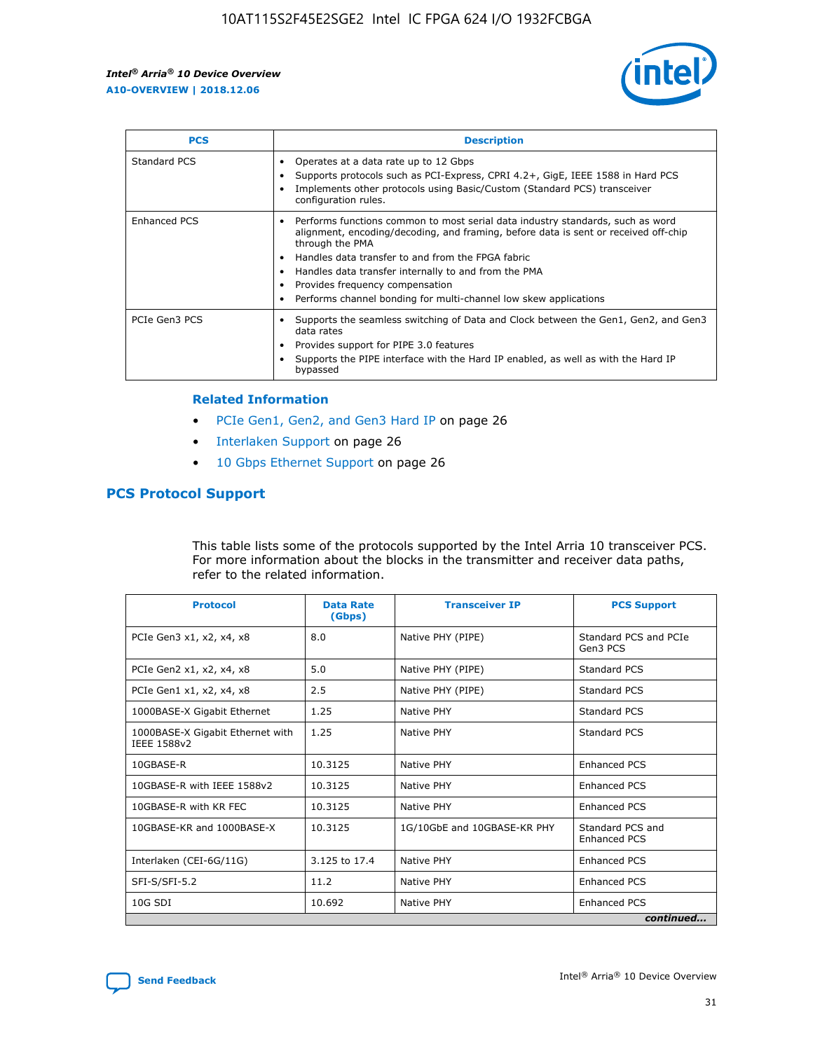| PCS | Description |
| --- | --- |
| Standard PCS | • Operates at a data rate up to 12 Gbps<br>• Supports protocols such as PCI-Express, CPRI 4.2+, GigE, IEEE 1588 in Hard PCS<br>• Implements other protocols using Basic/Custom (Standard PCS) transceiver configuration rules. |
| Enhanced PCS | • Performs functions common to most serial data industry standards, such as word alignment, encoding/decoding, and framing, before data is sent or received off-chip through the PMA<br>• Handles data transfer to and from the FPGA fabric<br>• Handles data transfer internally to and from the PMA<br>• Provides frequency compensation<br>• Performs channel bonding for multi-channel low skew applications |
| PCIe Gen3 PCS | • Supports the seamless switching of Data and Clock between the Gen1, Gen2, and Gen3 data rates<br>• Provides support for PIPE 3.0 features<br>• Supports the PIPE interface with the Hard IP enabled, as well as with the Hard IP bypassed |

**Related Information**

- PCIe Gen1, Gen2, and Gen3 Hard IP on page 26
- Interlaken Support on page 26
- 10 Gbps Ethernet Support on page 26

## PCS Protocol Support

This table lists some of the protocols supported by the Intel Arria 10 transceiver PCS. For more information about the blocks in the transmitter and receiver data paths, refer to the related information.

| Protocol | Data Rate (Gbps) | Transceiver IP | PCS Support |
| --- | --- | --- | --- |
| PCIe Gen3 x1, x2, x4, x8 | 8.0 | Native PHY (PIPE) | Standard PCS and PCIe Gen3 PCS |
| PCIe Gen2 x1, x2, x4, x8 | 5.0 | Native PHY (PIPE) | Standard PCS |
| PCIe Gen1 x1, x2, x4, x8 | 2.5 | Native PHY (PIPE) | Standard PCS |
| 1000BASE-X Gigabit Ethernet | 1.25 | Native PHY | Standard PCS |
| 1000BASE-X Gigabit Ethernet with IEEE 1588v2 | 1.25 | Native PHY | Standard PCS |
| 10GBASE-R | 10.3125 | Native PHY | Enhanced PCS |
| 10GBASE-R with IEEE 1588v2 | 10.3125 | Native PHY | Enhanced PCS |
| 10GBASE-R with KR FEC | 10.3125 | Native PHY | Enhanced PCS |
| 10GBASE-KR and 1000BASE-X | 10.3125 | 1G/10GbE and 10GBASE-KR PHY | Standard PCS and Enhanced PCS |
| Interlaken (CEI-6G/11G) | 3.125 to 17.4 | Native PHY | Enhanced PCS |
| SFI-S/SFI-5.2 | 11.2 | Native PHY | Enhanced PCS |
| 10G SDI | 10.692 | Native PHY | Enhanced PCS |

*continued...*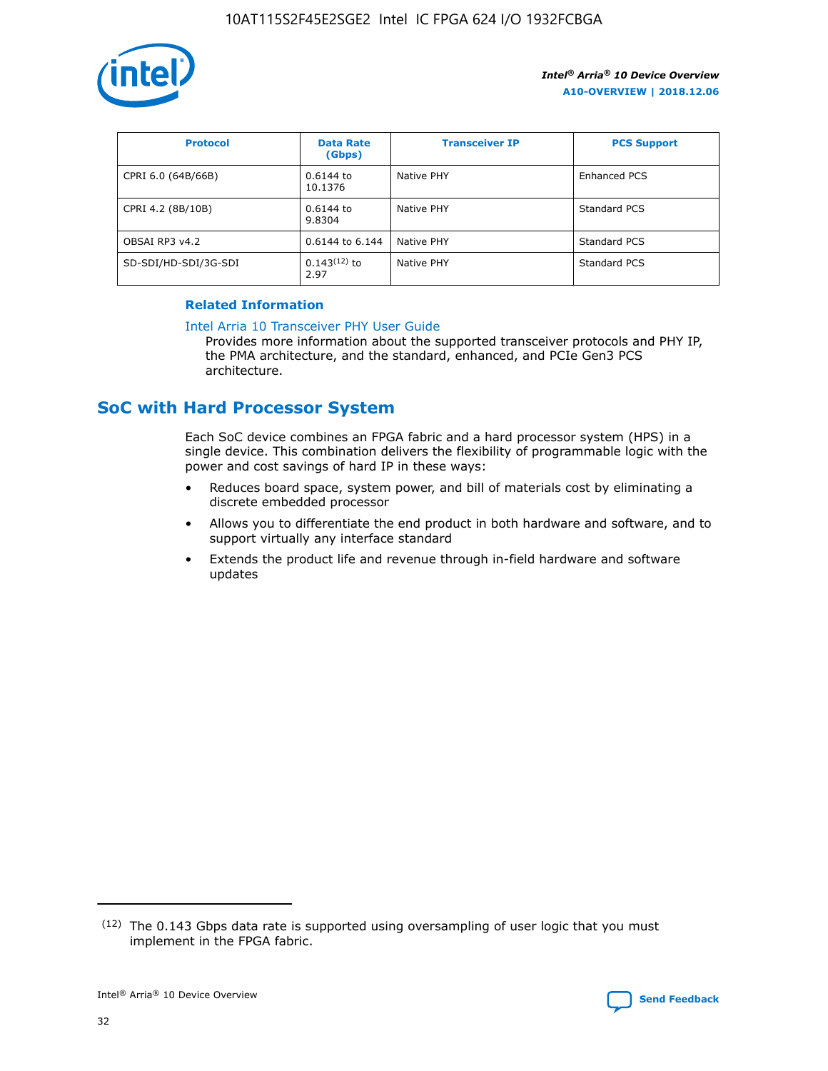| Protocol | Data Rate (Gbps) | Transceiver IP | PCS Support |
| --- | --- | --- | --- |
| CPRI 6.0 (64B/66B) | 0.6144 to 10.1376 | Native PHY | Enhanced PCS |
| CPRI 4.2 (8B/10B) | 0.6144 to 9.8304 | Native PHY | Standard PCS |
| OBSAI RP3 v4.2 | 0.6144 to 6.144 | Native PHY | Standard PCS |
| SD-SDI/HD-SDI/3G-SDI | 0.143[12] to 2.97 | Native PHY | Standard PCS |

**Related Information**

Intel Arria 10 Transceiver PHY User Guide
Provides more information about the supported transceiver protocols and PHY IP, the PMA architecture, and the standard, enhanced, and PCIe Gen3 PCS architecture.

## SoC with Hard Processor System

Each SoC device combines an FPGA fabric and a hard processor system (HPS) in a single device. This combination delivers the flexibility of programmable logic with the power and cost savings of hard IP in these ways:

- Reduces board space, system power, and bill of materials cost by eliminating a discrete embedded processor
- Allows you to differentiate the end product in both hardware and software, and to support virtually any interface standard
- Extends the product life and revenue through in-field hardware and software updates

(12) The 0.143 Gbps data rate is supported using oversampling of user logic that you must implement in the FPGA fabric.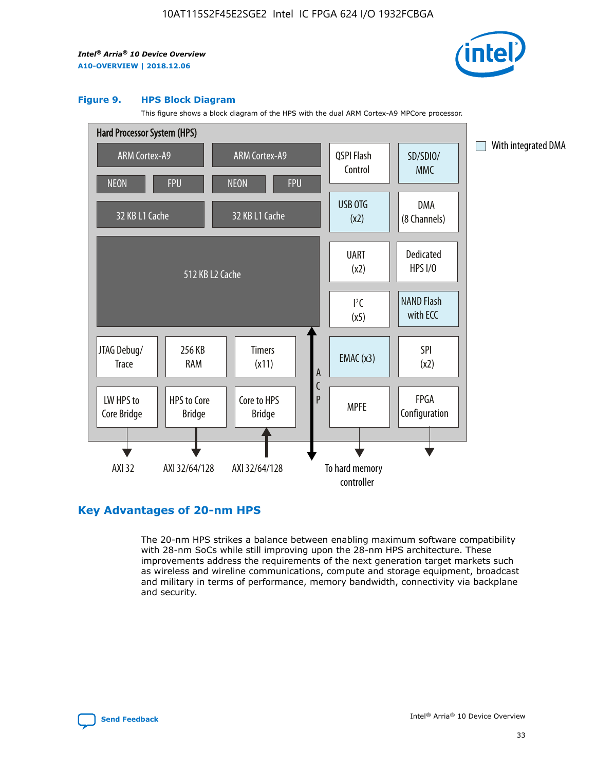**Figure 9. HPS Block Diagram**

This figure shows a block diagram of the HPS with the dual ARM Cortex-A9 MPCore processor.

Hard Processor System (HPS)

ARM Cortex-A9 | ARM Cortex-A9
NEON | FPU | NEON | FPU
32 KB L1 Cache | 32 KB L1 Cache
512 KB L2 Cache

QSPI Flash Control | SD/SDIO/ MMC
USB OTG (x2) | DMA (8 Channels)
UART (x2) | Dedicated HPS I/O
I²C (x5) | NAND Flash with ECC
JTAG Debug/ Trace | 256 KB RAM | Timers (x11) | EMAC (x3) | SPI (x2)
LW HPS to Core Bridge | HPS to Core Bridge | Core to HPS Bridge | ACP | MPFE | FPGA Configuration

AXI 32 | AXI 32/64/128 | AXI 32/64/128 | To hard memory controller

With integrated DMA

## Key Advantages of 20-nm HPS

The 20-nm HPS strikes a balance between enabling maximum software compatibility with 28-nm SoCs while still improving upon the 28-nm HPS architecture. These improvements address the requirements of the next generation target markets such as wireless and wireline communications, compute and storage equipment, broadcast and military in terms of performance, memory bandwidth, connectivity via backplane and security.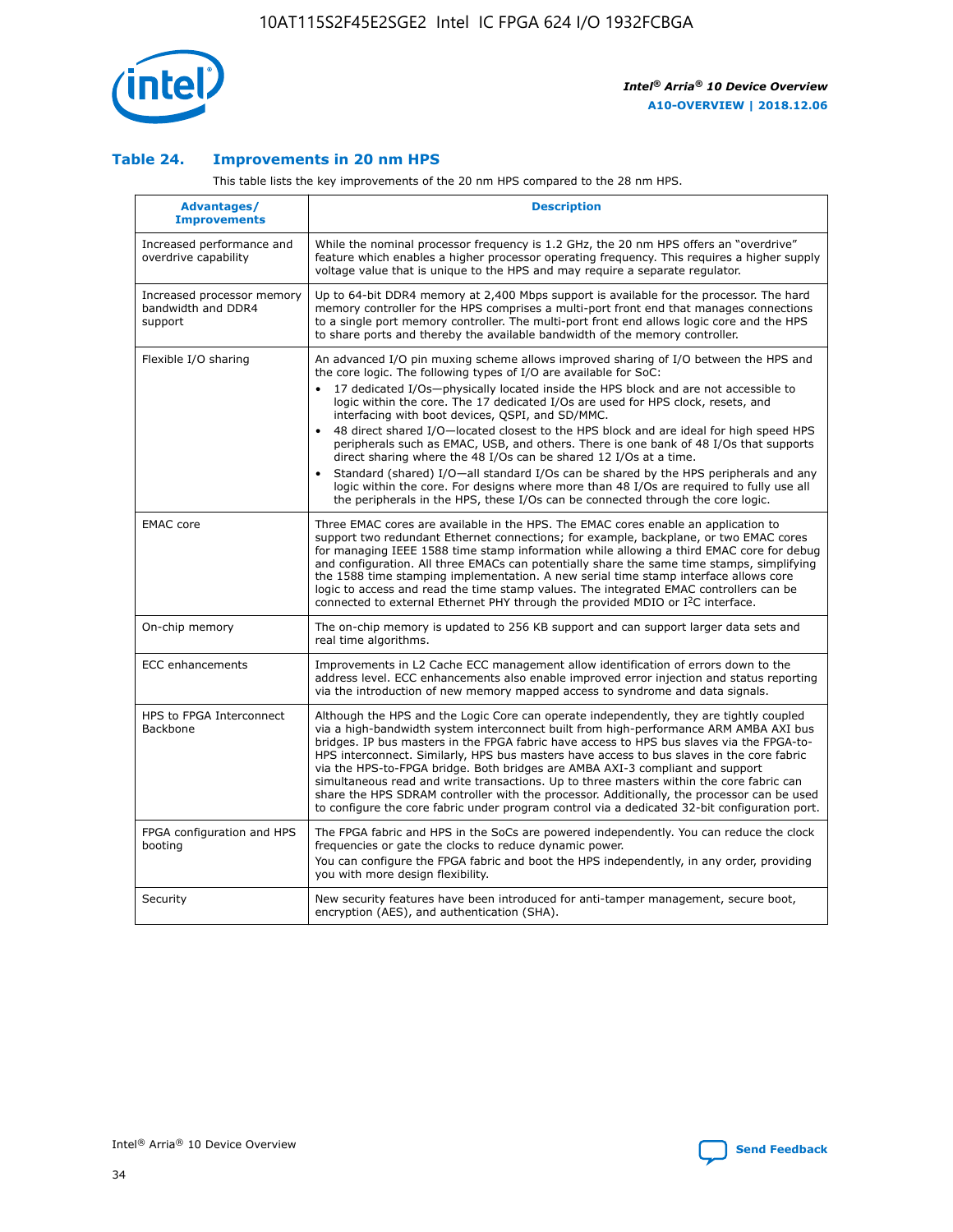### Table 24. Improvements in 20 nm HPS

This table lists the key improvements of the 20 nm HPS compared to the 28 nm HPS.

| Advantages/ Improvements | Description |
|---|---|
| Increased performance and overdrive capability | While the nominal processor frequency is 1.2 GHz, the 20 nm HPS offers an "overdrive" feature which enables a higher processor operating frequency. This requires a higher supply voltage value that is unique to the HPS and may require a separate regulator. |
| Increased processor memory bandwidth and DDR4 support | Up to 64-bit DDR4 memory at 2,400 Mbps support is available for the processor. The hard memory controller for the HPS comprises a multi-port front end that manages connections to a single port memory controller. The multi-port front end allows logic core and the HPS to share ports and thereby the available bandwidth of the memory controller. |
| Flexible I/O sharing | An advanced I/O pin muxing scheme allows improved sharing of I/O between the HPS and the core logic. The following types of I/O are available for SoC: <br>• 17 dedicated I/Os—physically located inside the HPS block and are not accessible to logic within the core. The 17 dedicated I/Os are used for HPS clock, resets, and interfacing with boot devices, QSPI, and SD/MMC. <br>• 48 direct shared I/O—located closest to the HPS block and are ideal for high speed HPS peripherals such as EMAC, USB, and others. There is one bank of 48 I/Os that supports direct sharing where the 48 I/Os can be shared 12 I/Os at a time. <br>• Standard (shared) I/O—all standard I/Os can be shared by the HPS peripherals and any logic within the core. For designs where more than 48 I/Os are required to fully use all the peripherals in the HPS, these I/Os can be connected through the core logic. |
| EMAC core | Three EMAC cores are available in the HPS. The EMAC cores enable an application to support two redundant Ethernet connections; for example, backplane, or two EMAC cores for managing IEEE 1588 time stamp information while allowing a third EMAC core for debug and configuration. All three EMACs can potentially share the same time stamps, simplifying the 1588 time stamping implementation. A new serial time stamp interface allows core logic to access and read the time stamp values. The integrated EMAC controllers can be connected to external Ethernet PHY through the provided MDIO or I²C interface. |
| On-chip memory | The on-chip memory is updated to 256 KB support and can support larger data sets and real time algorithms. |
| ECC enhancements | Improvements in L2 Cache ECC management allow identification of errors down to the address level. ECC enhancements also enable improved error injection and status reporting via the introduction of new memory mapped access to syndrome and data signals. |
| HPS to FPGA Interconnect Backbone | Although the HPS and the Logic Core can operate independently, they are tightly coupled via a high-bandwidth system interconnect built from high-performance ARM AMBA AXI bus bridges. IP bus masters in the FPGA fabric have access to HPS bus slaves via the FPGA-to-HPS interconnect. Similarly, HPS bus masters have access to bus slaves in the core fabric via the HPS-to-FPGA bridge. Both bridges are AMBA AXI-3 compliant and support simultaneous read and write transactions. Up to three masters within the core fabric can share the HPS SDRAM controller with the processor. Additionally, the processor can be used to configure the core fabric under program control via a dedicated 32-bit configuration port. |
| FPGA configuration and HPS booting | The FPGA fabric and HPS in the SoCs are powered independently. You can reduce the clock frequencies or gate the clocks to reduce dynamic power. <br>You can configure the FPGA fabric and boot the HPS independently, in any order, providing you with more design flexibility. |
| Security | New security features have been introduced for anti-tamper management, secure boot, encryption (AES), and authentication (SHA). |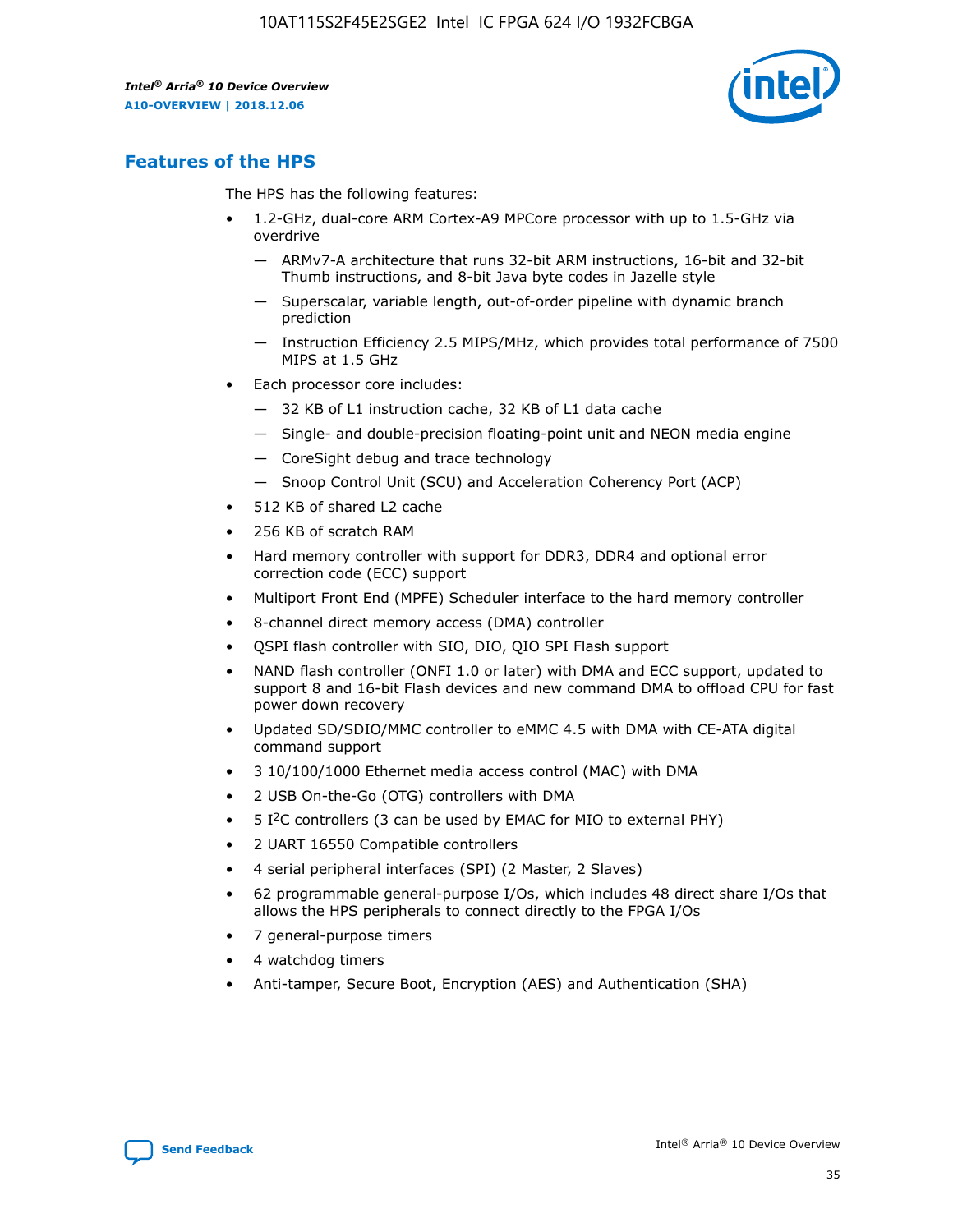## Features of the HPS

The HPS has the following features:

- 1.2-GHz, dual-core ARM Cortex-A9 MPCore processor with up to 1.5-GHz via overdrive
  - — ARMv7-A architecture that runs 32-bit ARM instructions, 16-bit and 32-bit Thumb instructions, and 8-bit Java byte codes in Jazelle style
  - — Superscalar, variable length, out-of-order pipeline with dynamic branch prediction
  - — Instruction Efficiency 2.5 MIPS/MHz, which provides total performance of 7500 MIPS at 1.5 GHz
- Each processor core includes:
  - — 32 KB of L1 instruction cache, 32 KB of L1 data cache
  - — Single- and double-precision floating-point unit and NEON media engine
  - — CoreSight debug and trace technology
  - — Snoop Control Unit (SCU) and Acceleration Coherency Port (ACP)
- 512 KB of shared L2 cache
- 256 KB of scratch RAM
- Hard memory controller with support for DDR3, DDR4 and optional error correction code (ECC) support
- Multiport Front End (MPFE) Scheduler interface to the hard memory controller
- 8-channel direct memory access (DMA) controller
- QSPI flash controller with SIO, DIO, QIO SPI Flash support
- NAND flash controller (ONFI 1.0 or later) with DMA and ECC support, updated to support 8 and 16-bit Flash devices and new command DMA to offload CPU for fast power down recovery
- Updated SD/SDIO/MMC controller to eMMC 4.5 with DMA with CE-ATA digital command support
- 3 10/100/1000 Ethernet media access control (MAC) with DMA
- 2 USB On-the-Go (OTG) controllers with DMA
- 5 I²C controllers (3 can be used by EMAC for MIO to external PHY)
- 2 UART 16550 Compatible controllers
- 4 serial peripheral interfaces (SPI) (2 Master, 2 Slaves)
- 62 programmable general-purpose I/Os, which includes 48 direct share I/Os that allows the HPS peripherals to connect directly to the FPGA I/Os
- 7 general-purpose timers
- 4 watchdog timers
- Anti-tamper, Secure Boot, Encryption (AES) and Authentication (SHA)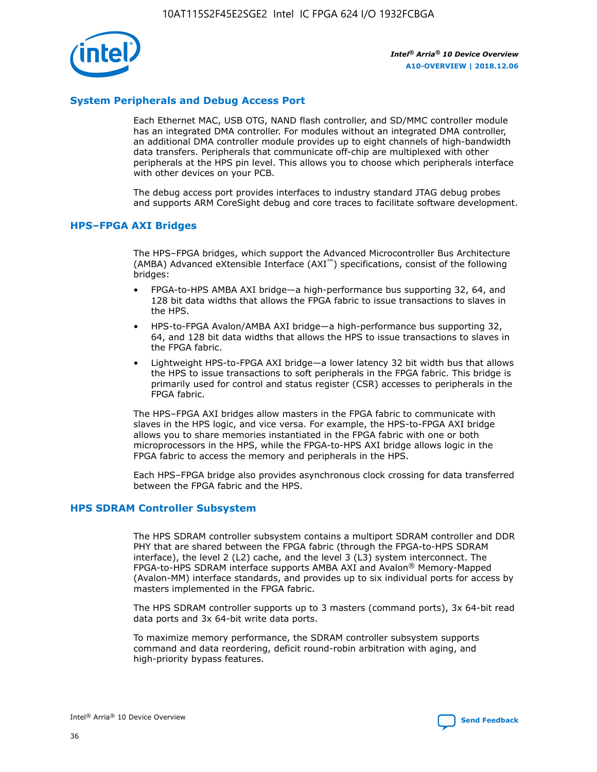## System Peripherals and Debug Access Port

Each Ethernet MAC, USB OTG, NAND flash controller, and SD/MMC controller module has an integrated DMA controller. For modules without an integrated DMA controller, an additional DMA controller module provides up to eight channels of high-bandwidth data transfers. Peripherals that communicate off-chip are multiplexed with other peripherals at the HPS pin level. This allows you to choose which peripherals interface with other devices on your PCB.

The debug access port provides interfaces to industry standard JTAG debug probes and supports ARM CoreSight debug and core traces to facilitate software development.

## HPS–FPGA AXI Bridges

The HPS–FPGA bridges, which support the Advanced Microcontroller Bus Architecture (AMBA) Advanced eXtensible Interface (AXI™) specifications, consist of the following bridges:

- FPGA-to-HPS AMBA AXI bridge—a high-performance bus supporting 32, 64, and 128 bit data widths that allows the FPGA fabric to issue transactions to slaves in the HPS.
- HPS-to-FPGA Avalon/AMBA AXI bridge—a high-performance bus supporting 32, 64, and 128 bit data widths that allows the HPS to issue transactions to slaves in the FPGA fabric.
- Lightweight HPS-to-FPGA AXI bridge—a lower latency 32 bit width bus that allows the HPS to issue transactions to soft peripherals in the FPGA fabric. This bridge is primarily used for control and status register (CSR) accesses to peripherals in the FPGA fabric.

The HPS–FPGA AXI bridges allow masters in the FPGA fabric to communicate with slaves in the HPS logic, and vice versa. For example, the HPS-to-FPGA AXI bridge allows you to share memories instantiated in the FPGA fabric with one or both microprocessors in the HPS, while the FPGA-to-HPS AXI bridge allows logic in the FPGA fabric to access the memory and peripherals in the HPS.

Each HPS–FPGA bridge also provides asynchronous clock crossing for data transferred between the FPGA fabric and the HPS.

## HPS SDRAM Controller Subsystem

The HPS SDRAM controller subsystem contains a multiport SDRAM controller and DDR PHY that are shared between the FPGA fabric (through the FPGA-to-HPS SDRAM interface), the level 2 (L2) cache, and the level 3 (L3) system interconnect. The FPGA-to-HPS SDRAM interface supports AMBA AXI and Avalon® Memory-Mapped (Avalon-MM) interface standards, and provides up to six individual ports for access by masters implemented in the FPGA fabric.

The HPS SDRAM controller supports up to 3 masters (command ports), 3x 64-bit read data ports and 3x 64-bit write data ports.

To maximize memory performance, the SDRAM controller subsystem supports command and data reordering, deficit round-robin arbitration with aging, and high-priority bypass features.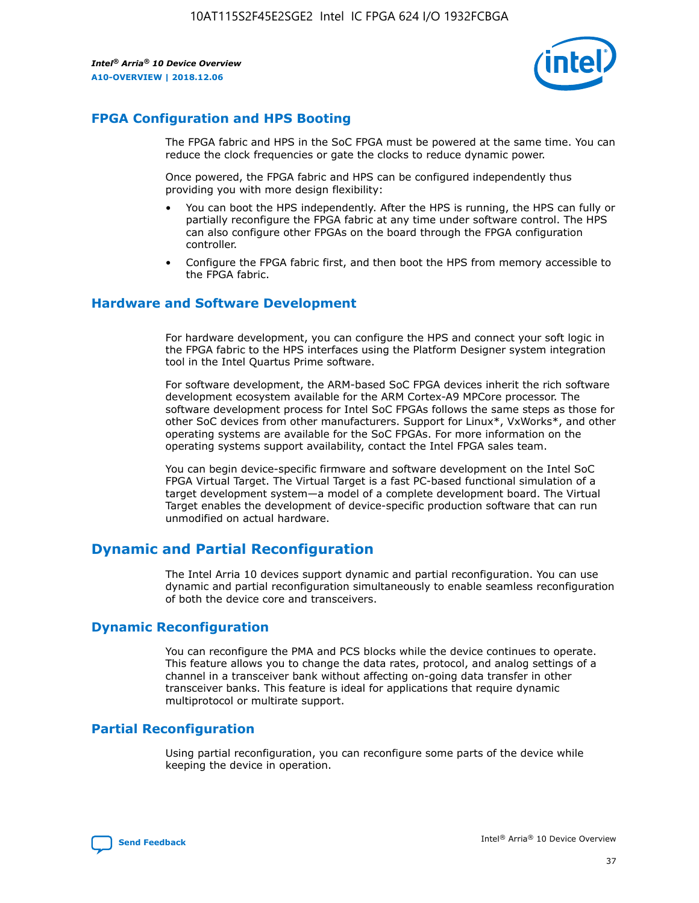## FPGA Configuration and HPS Booting

The FPGA fabric and HPS in the SoC FPGA must be powered at the same time. You can reduce the clock frequencies or gate the clocks to reduce dynamic power.

Once powered, the FPGA fabric and HPS can be configured independently thus providing you with more design flexibility:

- You can boot the HPS independently. After the HPS is running, the HPS can fully or partially reconfigure the FPGA fabric at any time under software control. The HPS can also configure other FPGAs on the board through the FPGA configuration controller.
- Configure the FPGA fabric first, and then boot the HPS from memory accessible to the FPGA fabric.

## Hardware and Software Development

For hardware development, you can configure the HPS and connect your soft logic in the FPGA fabric to the HPS interfaces using the Platform Designer system integration tool in the Intel Quartus Prime software.

For software development, the ARM-based SoC FPGA devices inherit the rich software development ecosystem available for the ARM Cortex-A9 MPCore processor. The software development process for Intel SoC FPGAs follows the same steps as those for other SoC devices from other manufacturers. Support for Linux*, VxWorks*, and other operating systems are available for the SoC FPGAs. For more information on the operating systems support availability, contact the Intel FPGA sales team.

You can begin device-specific firmware and software development on the Intel SoC FPGA Virtual Target. The Virtual Target is a fast PC-based functional simulation of a target development system—a model of a complete development board. The Virtual Target enables the development of device-specific production software that can run unmodified on actual hardware.

# Dynamic and Partial Reconfiguration

The Intel Arria 10 devices support dynamic and partial reconfiguration. You can use dynamic and partial reconfiguration simultaneously to enable seamless reconfiguration of both the device core and transceivers.

## Dynamic Reconfiguration

You can reconfigure the PMA and PCS blocks while the device continues to operate. This feature allows you to change the data rates, protocol, and analog settings of a channel in a transceiver bank without affecting on-going data transfer in other transceiver banks. This feature is ideal for applications that require dynamic multiprotocol or multirate support.

## Partial Reconfiguration

Using partial reconfiguration, you can reconfigure some parts of the device while keeping the device in operation.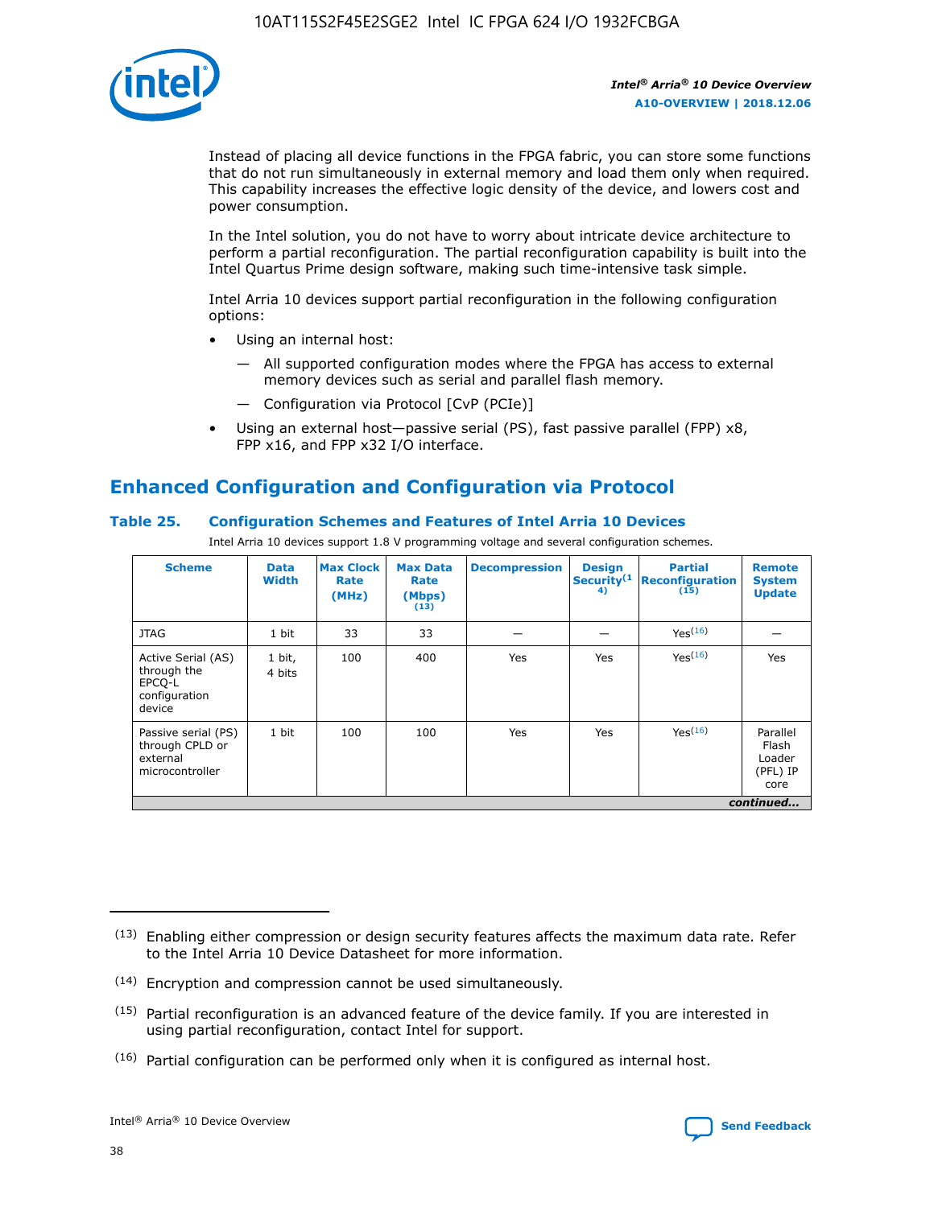Instead of placing all device functions in the FPGA fabric, you can store some functions that do not run simultaneously in external memory and load them only when required. This capability increases the effective logic density of the device, and lowers cost and power consumption.

In the Intel solution, you do not have to worry about intricate device architecture to perform a partial reconfiguration. The partial reconfiguration capability is built into the Intel Quartus Prime design software, making such time-intensive task simple.

Intel Arria 10 devices support partial reconfiguration in the following configuration options:

- Using an internal host:
  - — All supported configuration modes where the FPGA has access to external memory devices such as serial and parallel flash memory.
  - — Configuration via Protocol [CvP (PCIe)]
- Using an external host—passive serial (PS), fast passive parallel (FPP) x8, FPP x16, and FPP x32 I/O interface.

## Enhanced Configuration and Configuration via Protocol

### Table 25. Configuration Schemes and Features of Intel Arria 10 Devices

Intel Arria 10 devices support 1.8 V programming voltage and several configuration schemes.

| Scheme | Data Width | Max Clock Rate (MHz) | Max Data Rate (Mbps) (13) | Decompression | Design Security(14) | Partial Reconfiguration (15) | Remote System Update |
|---|---|---|---|---|---|---|---|
| JTAG | 1 bit | 33 | 33 | — | — | Yes(16) | — |
| Active Serial (AS) through the EPCQ-L configuration device | 1 bit, 4 bits | 100 | 400 | Yes | Yes | Yes(16) | Yes |
| Passive serial (PS) through CPLD or external microcontroller | 1 bit | 100 | 100 | Yes | Yes | Yes(16) | Parallel Flash Loader (PFL) IP core |

*continued...*

(13) Enabling either compression or design security features affects the maximum data rate. Refer to the Intel Arria 10 Device Datasheet for more information.

(14) Encryption and compression cannot be used simultaneously.

(15) Partial reconfiguration is an advanced feature of the device family. If you are interested in using partial reconfiguration, contact Intel for support.

(16) Partial configuration can be performed only when it is configured as internal host.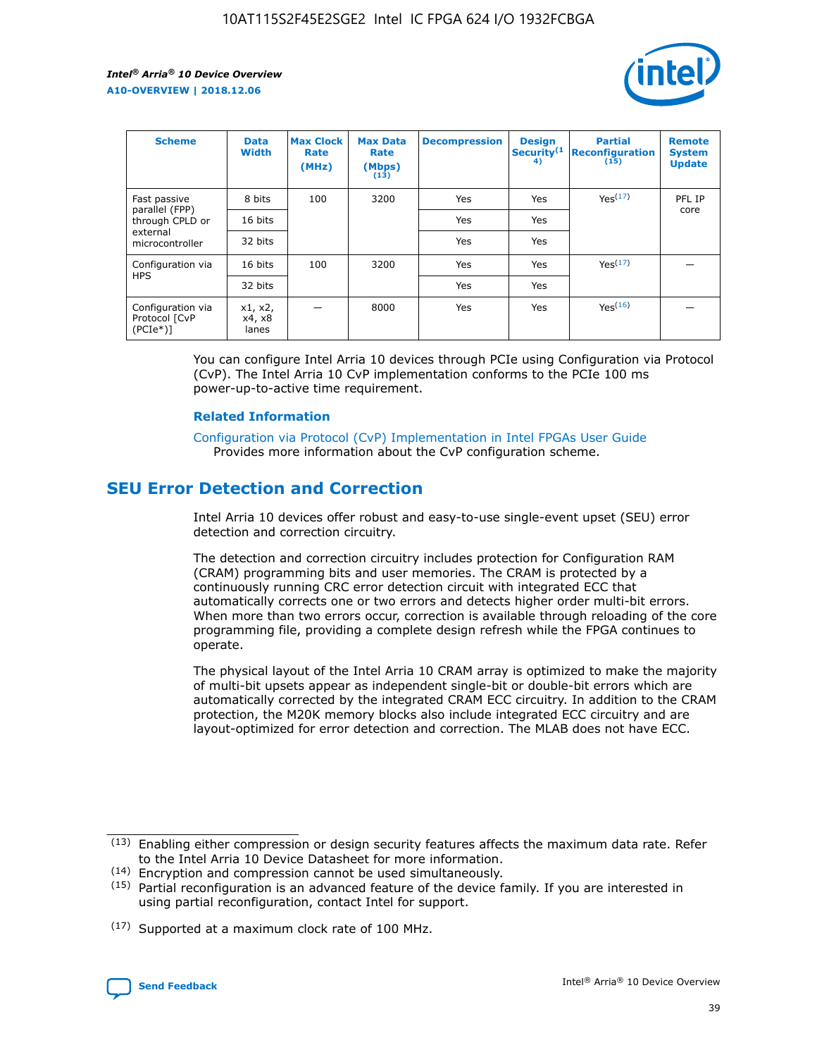| Scheme | Data Width | Max Clock Rate (MHz) | Max Data Rate (Mbps) (13) | Decompression | Design Security(14) | Partial Reconfiguration (15) | Remote System Update |
|---|---|---|---|---|---|---|---|
| Fast passive parallel (FPP) through CPLD or external microcontroller | 8 bits | 100 | 3200 | Yes | Yes | Yes(17) | PFL IP core |
| | 16 bits | | | Yes | Yes | | |
| | 32 bits | | | Yes | Yes | | |
| Configuration via HPS | 16 bits | 100 | 3200 | Yes | Yes | Yes(17) | — |
| | 32 bits | | | Yes | Yes | | |
| Configuration via Protocol [CvP (PCIe*)] | x1, x2, x4, x8 lanes | — | 8000 | Yes | Yes | Yes(16) | — |

You can configure Intel Arria 10 devices through PCIe using Configuration via Protocol (CvP). The Intel Arria 10 CvP implementation conforms to the PCIe 100 ms power-up-to-active time requirement.

**Related Information**

Configuration via Protocol (CvP) Implementation in Intel FPGAs User Guide
Provides more information about the CvP configuration scheme.

## SEU Error Detection and Correction

Intel Arria 10 devices offer robust and easy-to-use single-event upset (SEU) error detection and correction circuitry.

The detection and correction circuitry includes protection for Configuration RAM (CRAM) programming bits and user memories. The CRAM is protected by a continuously running CRC error detection circuit with integrated ECC that automatically corrects one or two errors and detects higher order multi-bit errors. When more than two errors occur, correction is available through reloading of the core programming file, providing a complete design refresh while the FPGA continues to operate.

The physical layout of the Intel Arria 10 CRAM array is optimized to make the majority of multi-bit upsets appear as independent single-bit or double-bit errors which are automatically corrected by the integrated CRAM ECC circuitry. In addition to the CRAM protection, the M20K memory blocks also include integrated ECC circuitry and are layout-optimized for error detection and correction. The MLAB does not have ECC.

(13) Enabling either compression or design security features affects the maximum data rate. Refer to the Intel Arria 10 Device Datasheet for more information.

(14) Encryption and compression cannot be used simultaneously.

(15) Partial reconfiguration is an advanced feature of the device family. If you are interested in using partial reconfiguration, contact Intel for support.

(17) Supported at a maximum clock rate of 100 MHz.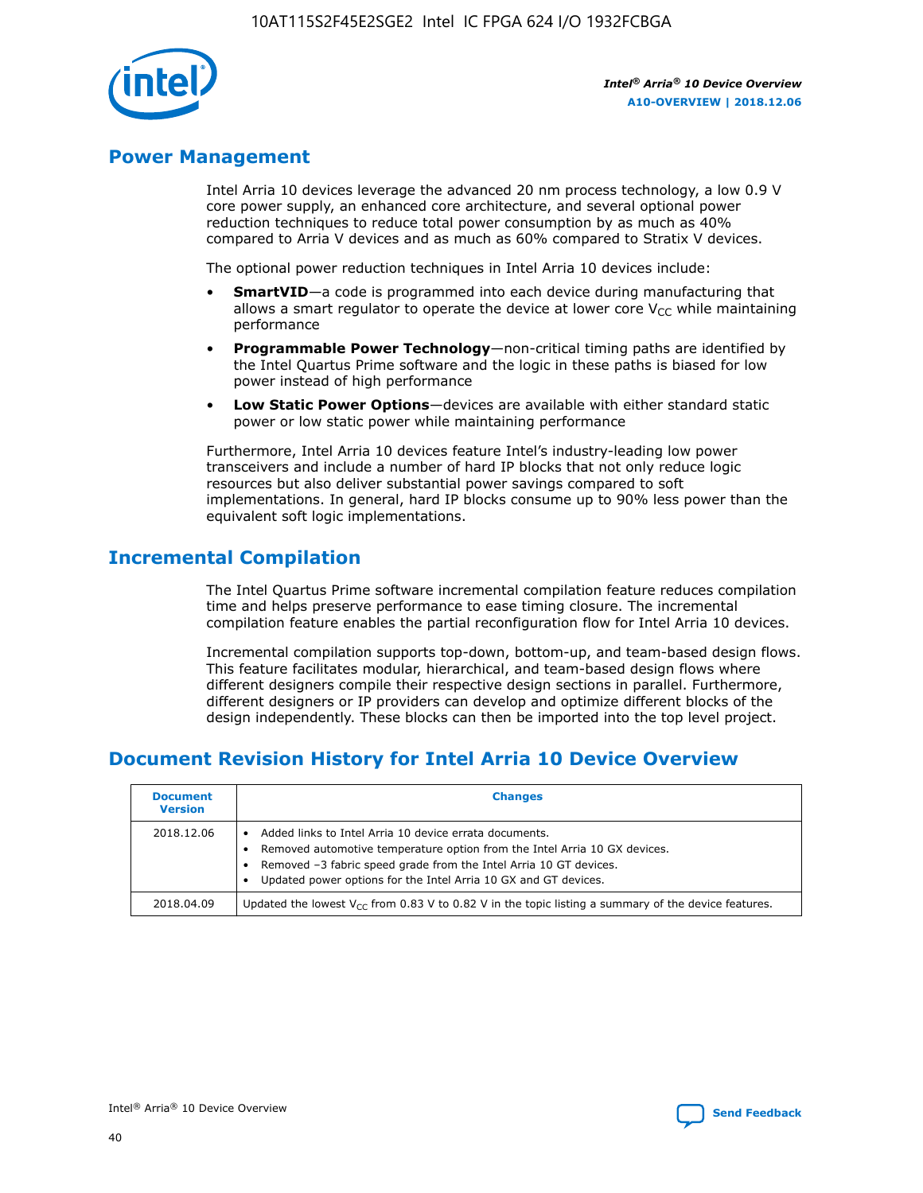## Power Management

Intel Arria 10 devices leverage the advanced 20 nm process technology, a low 0.9 V core power supply, an enhanced core architecture, and several optional power reduction techniques to reduce total power consumption by as much as 40% compared to Arria V devices and as much as 60% compared to Stratix V devices.

The optional power reduction techniques in Intel Arria 10 devices include:

- **SmartVID**—a code is programmed into each device during manufacturing that allows a smart regulator to operate the device at lower core $V_{CC}$ while maintaining performance
- **Programmable Power Technology**—non-critical timing paths are identified by the Intel Quartus Prime software and the logic in these paths is biased for low power instead of high performance
- **Low Static Power Options**—devices are available with either standard static power or low static power while maintaining performance

Furthermore, Intel Arria 10 devices feature Intel's industry-leading low power transceivers and include a number of hard IP blocks that not only reduce logic resources but also deliver substantial power savings compared to soft implementations. In general, hard IP blocks consume up to 90% less power than the equivalent soft logic implementations.

## Incremental Compilation

The Intel Quartus Prime software incremental compilation feature reduces compilation time and helps preserve performance to ease timing closure. The incremental compilation feature enables the partial reconfiguration flow for Intel Arria 10 devices.

Incremental compilation supports top-down, bottom-up, and team-based design flows. This feature facilitates modular, hierarchical, and team-based design flows where different designers compile their respective design sections in parallel. Furthermore, different designers or IP providers can develop and optimize different blocks of the design independently. These blocks can then be imported into the top level project.

## Document Revision History for Intel Arria 10 Device Overview

| Document Version | Changes |
| --- | --- |
| 2018.12.06 | • Added links to Intel Arria 10 device errata documents.<br>• Removed automotive temperature option from the Intel Arria 10 GX devices.<br>• Removed –3 fabric speed grade from the Intel Arria 10 GT devices.<br>• Updated power options for the Intel Arria 10 GX and GT devices. |
| 2018.04.09 | Updated the lowest $V_{CC}$ from 0.83 V to 0.82 V in the topic listing a summary of the device features. |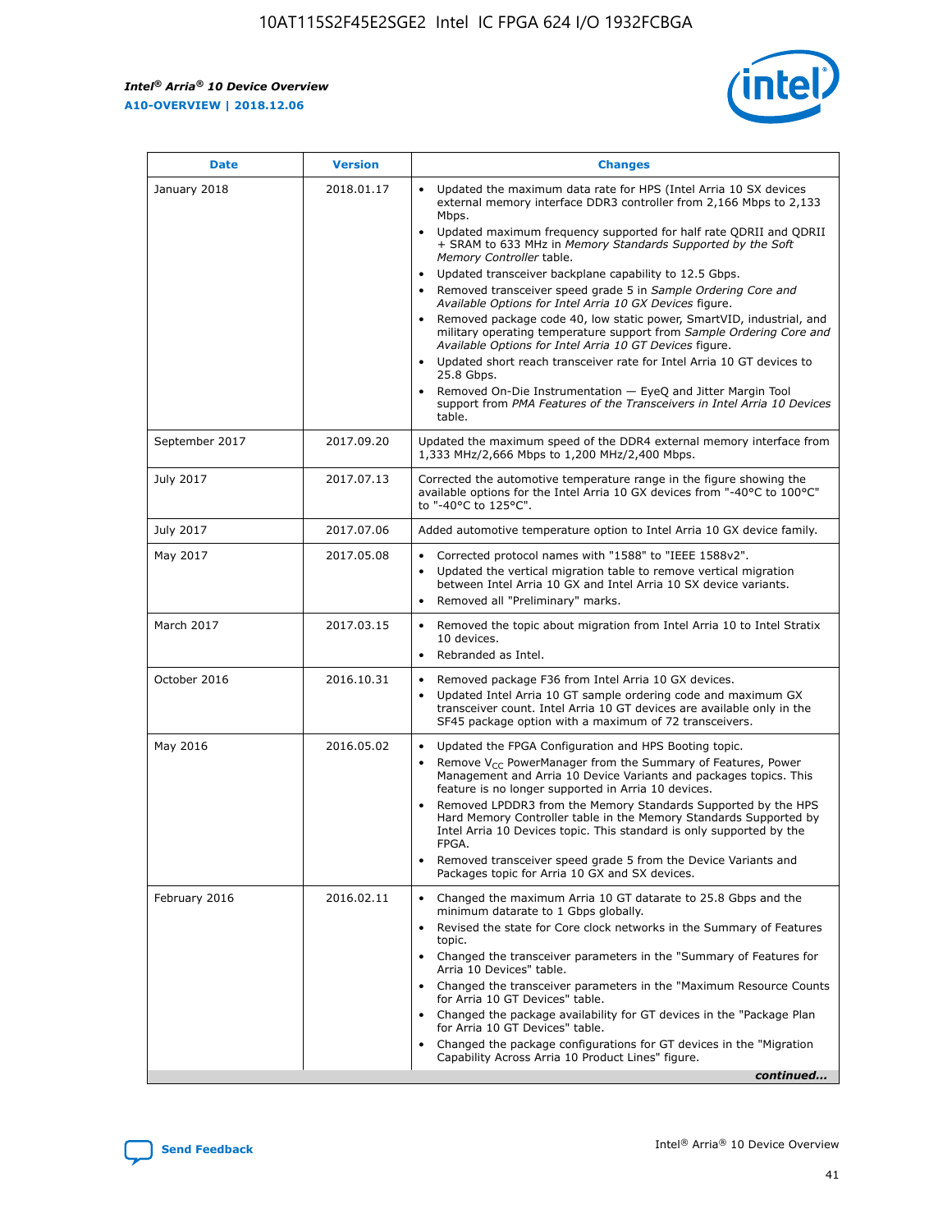| Date | Version | Changes |
| --- | --- | --- |
| January 2018 | 2018.01.17 | • Updated the maximum data rate for HPS (Intel Arria 10 SX devices external memory interface DDR3 controller from 2,166 Mbps to 2,133 Mbps.<br>• Updated maximum frequency supported for half rate QDRII and QDRII + SRAM to 633 MHz in *Memory Standards Supported by the Soft Memory Controller* table.<br>• Updated transceiver backplane capability to 12.5 Gbps.<br>• Removed transceiver speed grade 5 in *Sample Ordering Core and Available Options for Intel Arria 10 GX Devices* figure.<br>• Removed package code 40, low static power, SmartVID, industrial, and military operating temperature support from *Sample Ordering Core and Available Options for Intel Arria 10 GT Devices* figure.<br>• Updated short reach transceiver rate for Intel Arria 10 GT devices to 25.8 Gbps.<br>• Removed On-Die Instrumentation — EyeQ and Jitter Margin Tool support from *PMA Features of the Transceivers in Intel Arria 10 Devices* table. |
| September 2017 | 2017.09.20 | Updated the maximum speed of the DDR4 external memory interface from 1,333 MHz/2,666 Mbps to 1,200 MHz/2,400 Mbps. |
| July 2017 | 2017.07.13 | Corrected the automotive temperature range in the figure showing the available options for the Intel Arria 10 GX devices from "-40°C to 100°C" to "-40°C to 125°C". |
| July 2017 | 2017.07.06 | Added automotive temperature option to Intel Arria 10 GX device family. |
| May 2017 | 2017.05.08 | • Corrected protocol names with "1588" to "IEEE 1588v2".<br>• Updated the vertical migration table to remove vertical migration between Intel Arria 10 GX and Intel Arria 10 SX device variants.<br>• Removed all "Preliminary" marks. |
| March 2017 | 2017.03.15 | • Removed the topic about migration from Intel Arria 10 to Intel Stratix 10 devices.<br>• Rebranded as Intel. |
| October 2016 | 2016.10.31 | • Removed package F36 from Intel Arria 10 GX devices.<br>• Updated Intel Arria 10 GT sample ordering code and maximum GX transceiver count. Intel Arria 10 GT devices are available only in the SF45 package option with a maximum of 72 transceivers. |
| May 2016 | 2016.05.02 | • Updated the FPGA Configuration and HPS Booting topic.<br>• Remove $V_{CC}$ PowerManager from the Summary of Features, Power Management and Arria 10 Device Variants and packages topics. This feature is no longer supported in Arria 10 devices.<br>• Removed LPDDR3 from the Memory Standards Supported by the HPS Hard Memory Controller table in the Memory Standards Supported by Intel Arria 10 Devices topic. This standard is only supported by the FPGA.<br>• Removed transceiver speed grade 5 from the Device Variants and Packages topic for Arria 10 GX and SX devices. |
| February 2016 | 2016.02.11 | • Changed the maximum Arria 10 GT datarate to 25.8 Gbps and the minimum datarate to 1 Gbps globally.<br>• Revised the state for Core clock networks in the Summary of Features topic.<br>• Changed the transceiver parameters in the "Summary of Features for Arria 10 Devices" table.<br>• Changed the transceiver parameters in the "Maximum Resource Counts for Arria 10 GT Devices" table.<br>• Changed the package availability for GT devices in the "Package Plan for Arria 10 GT Devices" table.<br>• Changed the package configurations for GT devices in the "Migration Capability Across Arria 10 Product Lines" figure. |

*continued...*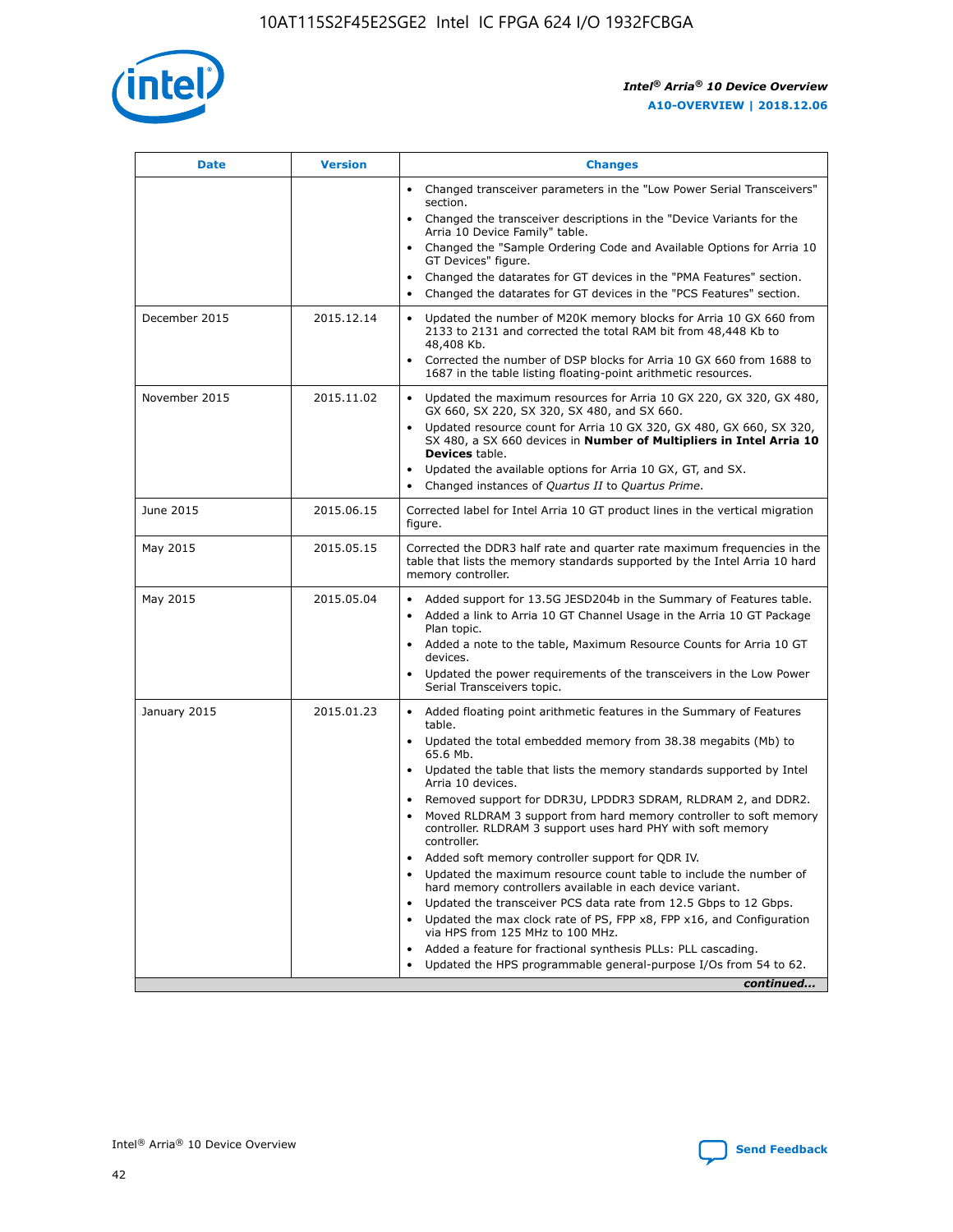| Date | Version | Changes |
| --- | --- | --- |
| | | • Changed transceiver parameters in the "Low Power Serial Transceivers" section.<br>• Changed the transceiver descriptions in the "Device Variants for the Arria 10 Device Family" table.<br>• Changed the "Sample Ordering Code and Available Options for Arria 10 GT Devices" figure.<br>• Changed the datarates for GT devices in the "PMA Features" section.<br>• Changed the datarates for GT devices in the "PCS Features" section. |
| December 2015 | 2015.12.14 | • Updated the number of M20K memory blocks for Arria 10 GX 660 from 2133 to 2131 and corrected the total RAM bit from 48,448 Kb to 48,408 Kb.<br>• Corrected the number of DSP blocks for Arria 10 GX 660 from 1688 to 1687 in the table listing floating-point arithmetic resources. |
| November 2015 | 2015.11.02 | • Updated the maximum resources for Arria 10 GX 220, GX 320, GX 480, GX 660, SX 220, SX 320, SX 480, and SX 660.<br>• Updated resource count for Arria 10 GX 320, GX 480, GX 660, SX 320, SX 480, a SX 660 devices in **Number of Multipliers in Intel Arria 10 Devices** table.<br>• Updated the available options for Arria 10 GX, GT, and SX.<br>• Changed instances of *Quartus II* to *Quartus Prime*. |
| June 2015 | 2015.06.15 | Corrected label for Intel Arria 10 GT product lines in the vertical migration figure. |
| May 2015 | 2015.05.15 | Corrected the DDR3 half rate and quarter rate maximum frequencies in the table that lists the memory standards supported by the Intel Arria 10 hard memory controller. |
| May 2015 | 2015.05.04 | • Added support for 13.5G JESD204b in the Summary of Features table.<br>• Added a link to Arria 10 GT Channel Usage in the Arria 10 GT Package Plan topic.<br>• Added a note to the table, Maximum Resource Counts for Arria 10 GT devices.<br>• Updated the power requirements of the transceivers in the Low Power Serial Transceivers topic. |
| January 2015 | 2015.01.23 | • Added floating point arithmetic features in the Summary of Features table.<br>• Updated the total embedded memory from 38.38 megabits (Mb) to 65.6 Mb.<br>• Updated the table that lists the memory standards supported by Intel Arria 10 devices.<br>• Removed support for DDR3U, LPDDR3 SDRAM, RLDRAM 2, and DDR2.<br>• Moved RLDRAM 3 support from hard memory controller to soft memory controller. RLDRAM 3 support uses hard PHY with soft memory controller.<br>• Added soft memory controller support for QDR IV.<br>• Updated the maximum resource count table to include the number of hard memory controllers available in each device variant.<br>• Updated the transceiver PCS data rate from 12.5 Gbps to 12 Gbps.<br>• Updated the max clock rate of PS, FPP x8, FPP x16, and Configuration via HPS from 125 MHz to 100 MHz.<br>• Added a feature for fractional synthesis PLLs: PLL cascading.<br>• Updated the HPS programmable general-purpose I/Os from 54 to 62. |

*continued...*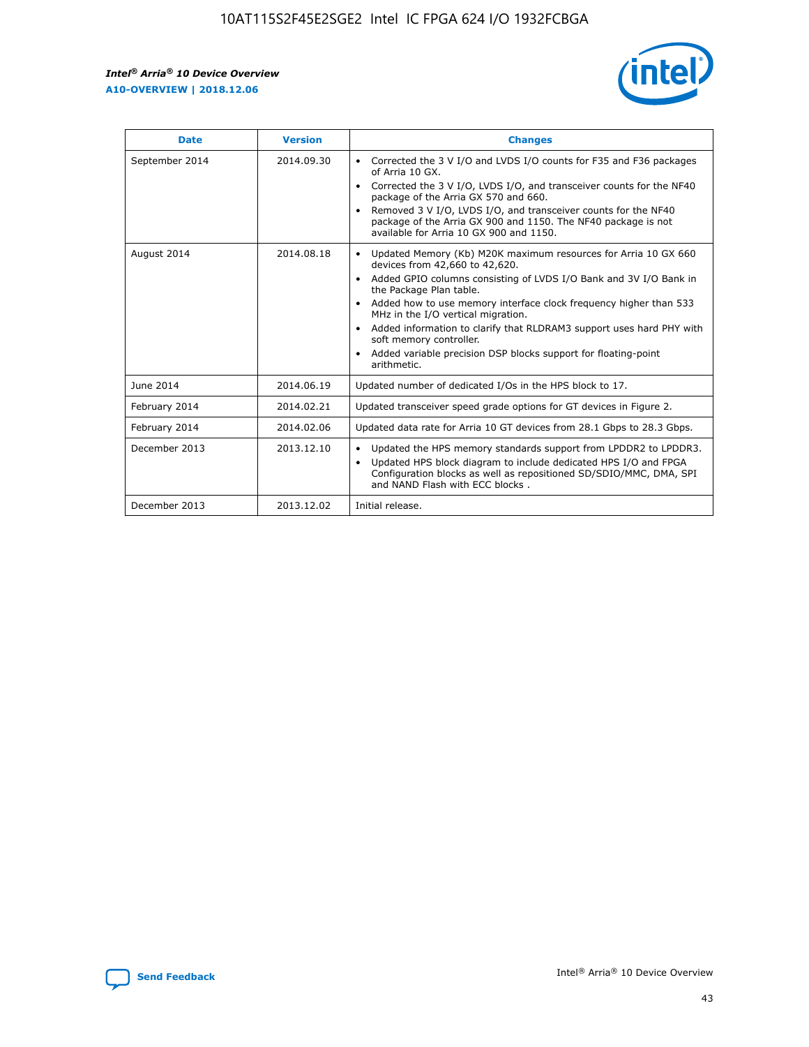| Date | Version | Changes |
| --- | --- | --- |
| September 2014 | 2014.09.30 | • Corrected the 3 V I/O and LVDS I/O counts for F35 and F36 packages of Arria 10 GX.<br>• Corrected the 3 V I/O, LVDS I/O, and transceiver counts for the NF40 package of the Arria GX 570 and 660.<br>• Removed 3 V I/O, LVDS I/O, and transceiver counts for the NF40 package of the Arria GX 900 and 1150. The NF40 package is not available for Arria 10 GX 900 and 1150. |
| August 2014 | 2014.08.18 | • Updated Memory (Kb) M20K maximum resources for Arria 10 GX 660 devices from 42,660 to 42,620.<br>• Added GPIO columns consisting of LVDS I/O Bank and 3V I/O Bank in the Package Plan table.<br>• Added how to use memory interface clock frequency higher than 533 MHz in the I/O vertical migration.<br>• Added information to clarify that RLDRAM3 support uses hard PHY with soft memory controller.<br>• Added variable precision DSP blocks support for floating-point arithmetic. |
| June 2014 | 2014.06.19 | Updated number of dedicated I/Os in the HPS block to 17. |
| February 2014 | 2014.02.21 | Updated transceiver speed grade options for GT devices in Figure 2. |
| February 2014 | 2014.02.06 | Updated data rate for Arria 10 GT devices from 28.1 Gbps to 28.3 Gbps. |
| December 2013 | 2013.12.10 | • Updated the HPS memory standards support from LPDDR2 to LPDDR3.<br>• Updated HPS block diagram to include dedicated HPS I/O and FPGA Configuration blocks as well as repositioned SD/SDIO/MMC, DMA, SPI and NAND Flash with ECC blocks . |
| December 2013 | 2013.12.02 | Initial release. |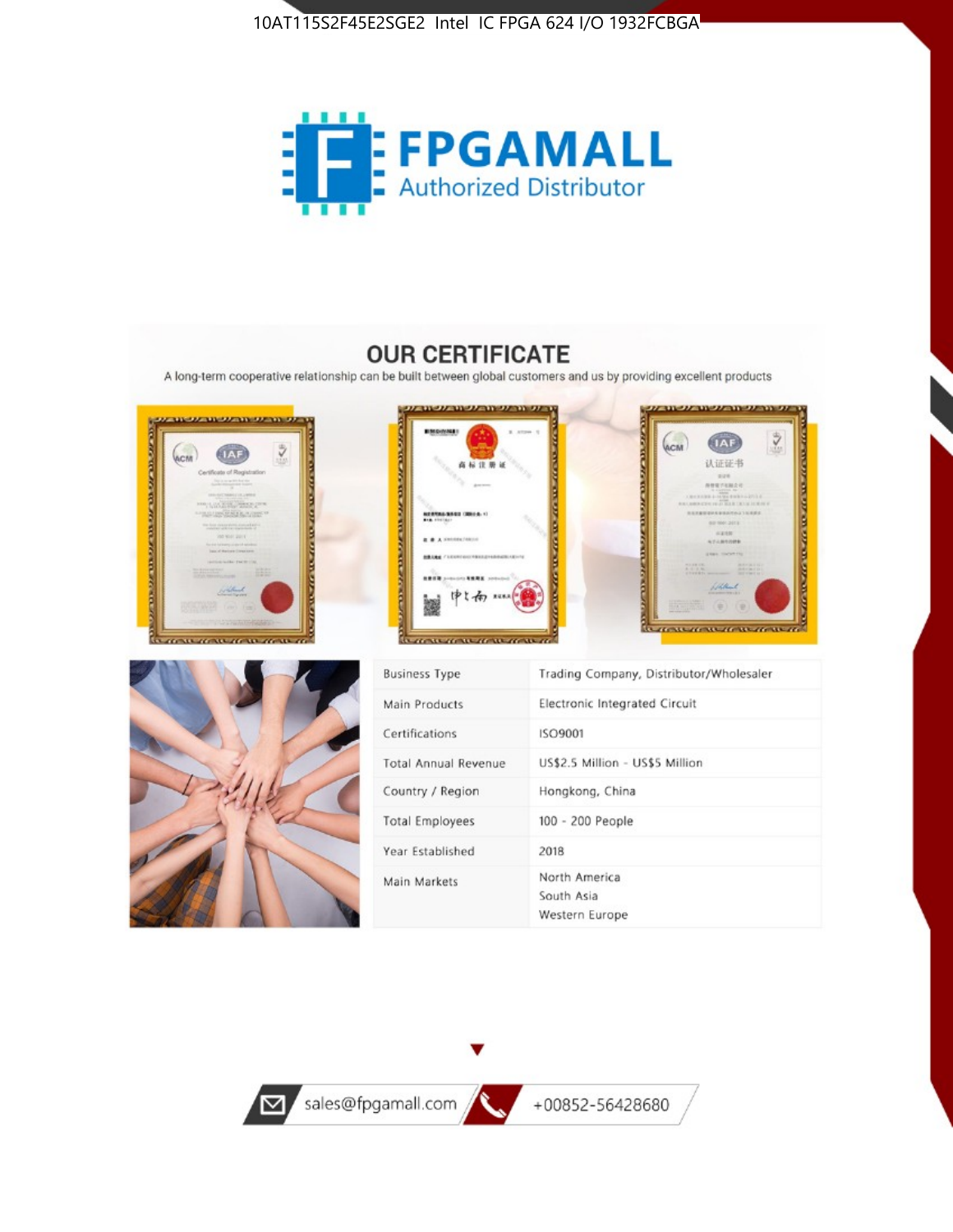FPGAMALL
Authorized Distributor

## OUR CERTIFICATE

A long-term cooperative relationship can be built between global customers and us by providing excellent products

| | |
|---|---|
| Business Type | Trading Company, Distributor/Wholesaler |
| Main Products | Electronic Integrated Circuit |
| Certifications | ISO9001 |
| Total Annual Revenue | US$2.5 Million - US$5 Million |
| Country / Region | Hongkong, China |
| Total Employees | 100 - 200 People |
| Year Established | 2018 |
| Main Markets | North America<br>South Asia<br>Western Europe |

sales@fpgamall.com  +00852-56428680